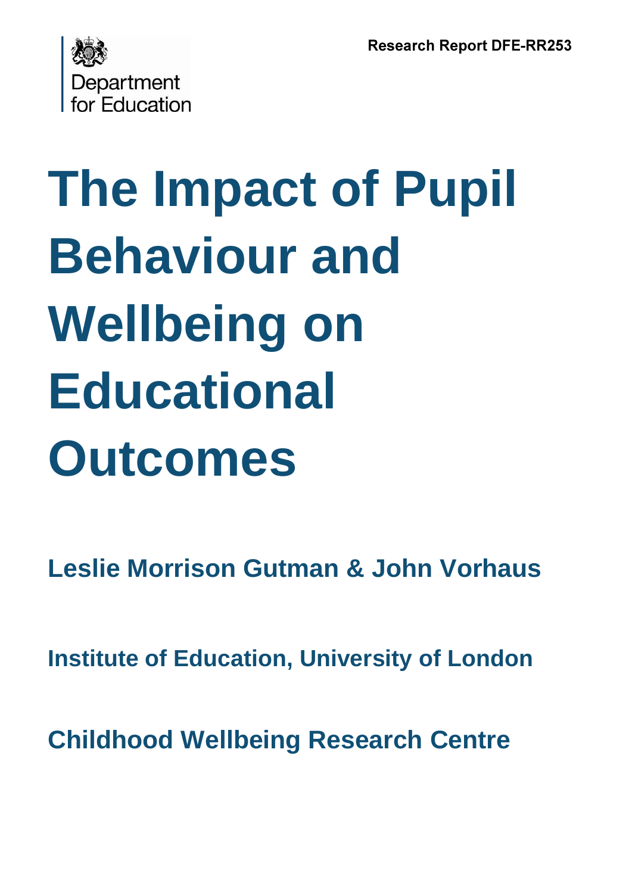Department for Education

Research Report DFE-RR253

# The Impact of Pupil Behaviour and Wellbeing on Educational Outcomes

**Leslie Morrison Gutman & John Vorhaus**

**Institute of Education, University of London**

**Childhood Wellbeing Research Centre**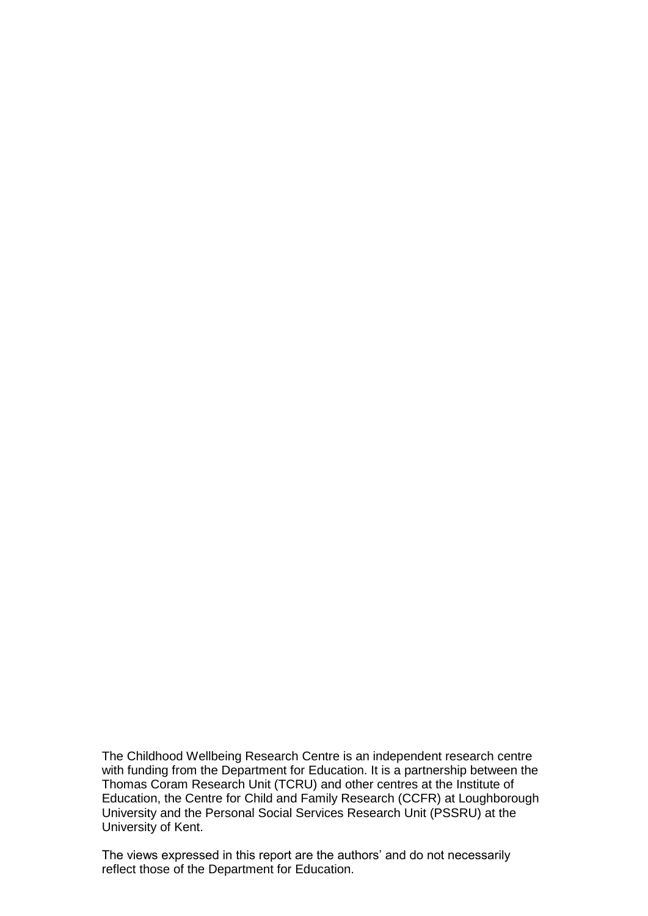The Childhood Wellbeing Research Centre is an independent research centre with funding from the Department for Education. It is a partnership between the Thomas Coram Research Unit (TCRU) and other centres at the Institute of Education, the Centre for Child and Family Research (CCFR) at Loughborough University and the Personal Social Services Research Unit (PSSRU) at the University of Kent.

The views expressed in this report are the authors' and do not necessarily reflect those of the Department for Education.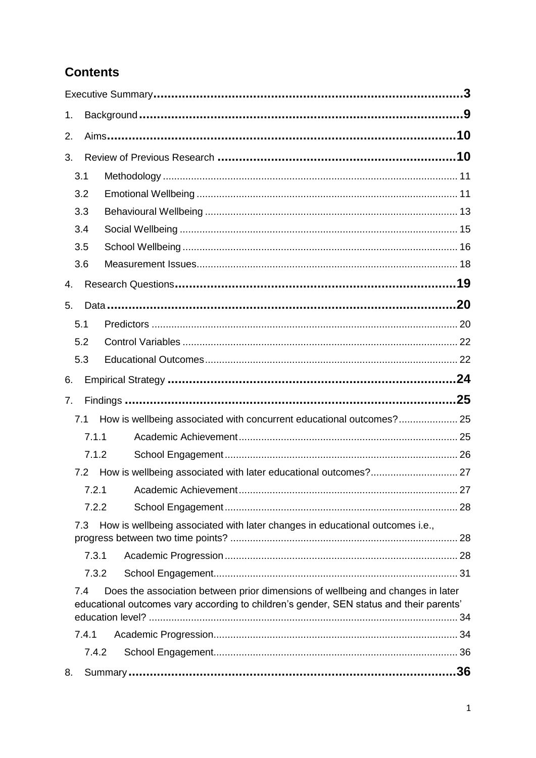## Contents

- Executive Summary .......... 3
- 1. Background .......... 9
- 2. Aims .......... 10
- 3. Review of Previous Research .......... 10
  - 3.1 Methodology .......... 11
  - 3.2 Emotional Wellbeing .......... 11
  - 3.3 Behavioural Wellbeing .......... 13
  - 3.4 Social Wellbeing .......... 15
  - 3.5 School Wellbeing .......... 16
  - 3.6 Measurement Issues .......... 18
- 4. Research Questions .......... 19
- 5. Data .......... 20
  - 5.1 Predictors .......... 20
  - 5.2 Control Variables .......... 22
  - 5.3 Educational Outcomes .......... 22
- 6. Empirical Strategy .......... 24
- 7. Findings .......... 25
  - 7.1 How is wellbeing associated with concurrent educational outcomes? .......... 25
    - 7.1.1 Academic Achievement .......... 25
    - 7.1.2 School Engagement .......... 26
  - 7.2 How is wellbeing associated with later educational outcomes? .......... 27
    - 7.2.1 Academic Achievement .......... 27
    - 7.2.2 School Engagement .......... 28
  - 7.3 How is wellbeing associated with later changes in educational outcomes i.e., progress between two time points? .......... 28
    - 7.3.1 Academic Progression .......... 28
    - 7.3.2 School Engagement .......... 31
  - 7.4 Does the association between prior dimensions of wellbeing and changes in later educational outcomes vary according to children's gender, SEN status and their parents' education level? .......... 34
    - 7.4.1 Academic Progression .......... 34
    - 7.4.2 School Engagement .......... 36
- 8. Summary .......... 36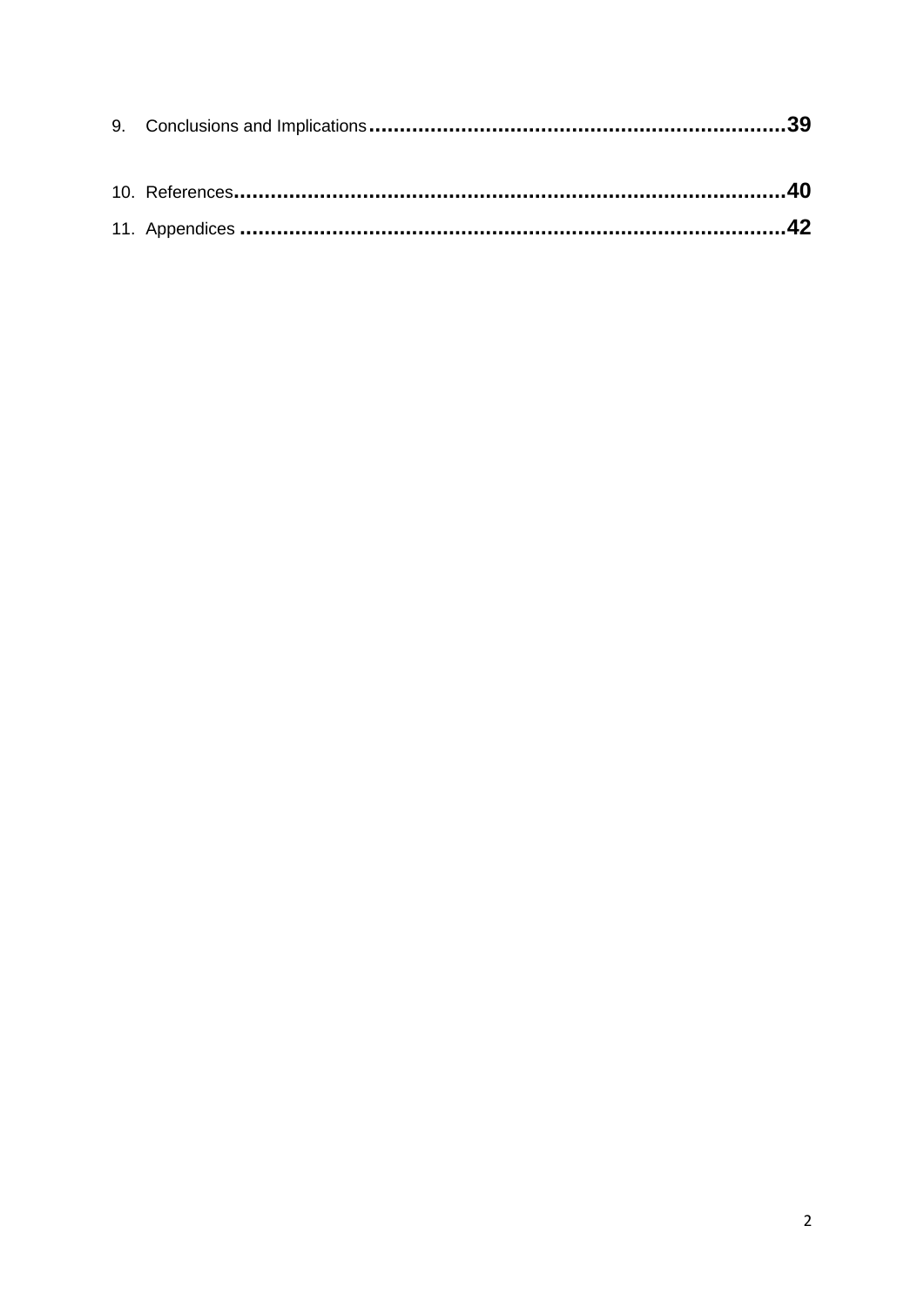9. Conclusions and Implications....................................................................**39**

10. References..........................................................................................**40**

11. Appendices ..........................................................................................**42**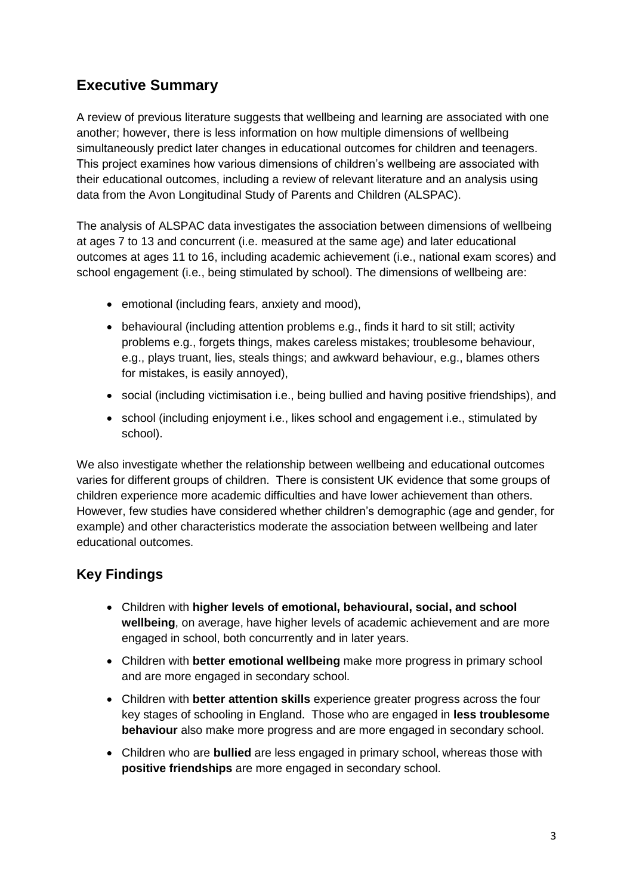## Executive Summary

A review of previous literature suggests that wellbeing and learning are associated with one another; however, there is less information on how multiple dimensions of wellbeing simultaneously predict later changes in educational outcomes for children and teenagers. This project examines how various dimensions of children's wellbeing are associated with their educational outcomes, including a review of relevant literature and an analysis using data from the Avon Longitudinal Study of Parents and Children (ALSPAC).

The analysis of ALSPAC data investigates the association between dimensions of wellbeing at ages 7 to 13 and concurrent (i.e. measured at the same age) and later educational outcomes at ages 11 to 16, including academic achievement (i.e., national exam scores) and school engagement (i.e., being stimulated by school). The dimensions of wellbeing are:

- emotional (including fears, anxiety and mood),
- behavioural (including attention problems e.g., finds it hard to sit still; activity problems e.g., forgets things, makes careless mistakes; troublesome behaviour, e.g., plays truant, lies, steals things; and awkward behaviour, e.g., blames others for mistakes, is easily annoyed),
- social (including victimisation i.e., being bullied and having positive friendships), and
- school (including enjoyment i.e., likes school and engagement i.e., stimulated by school).

We also investigate whether the relationship between wellbeing and educational outcomes varies for different groups of children. There is consistent UK evidence that some groups of children experience more academic difficulties and have lower achievement than others. However, few studies have considered whether children's demographic (age and gender, for example) and other characteristics moderate the association between wellbeing and later educational outcomes.

## Key Findings

- Children with **higher levels of emotional, behavioural, social, and school wellbeing**, on average, have higher levels of academic achievement and are more engaged in school, both concurrently and in later years.
- Children with **better emotional wellbeing** make more progress in primary school and are more engaged in secondary school.
- Children with **better attention skills** experience greater progress across the four key stages of schooling in England. Those who are engaged in **less troublesome behaviour** also make more progress and are more engaged in secondary school.
- Children who are **bullied** are less engaged in primary school, whereas those with **positive friendships** are more engaged in secondary school.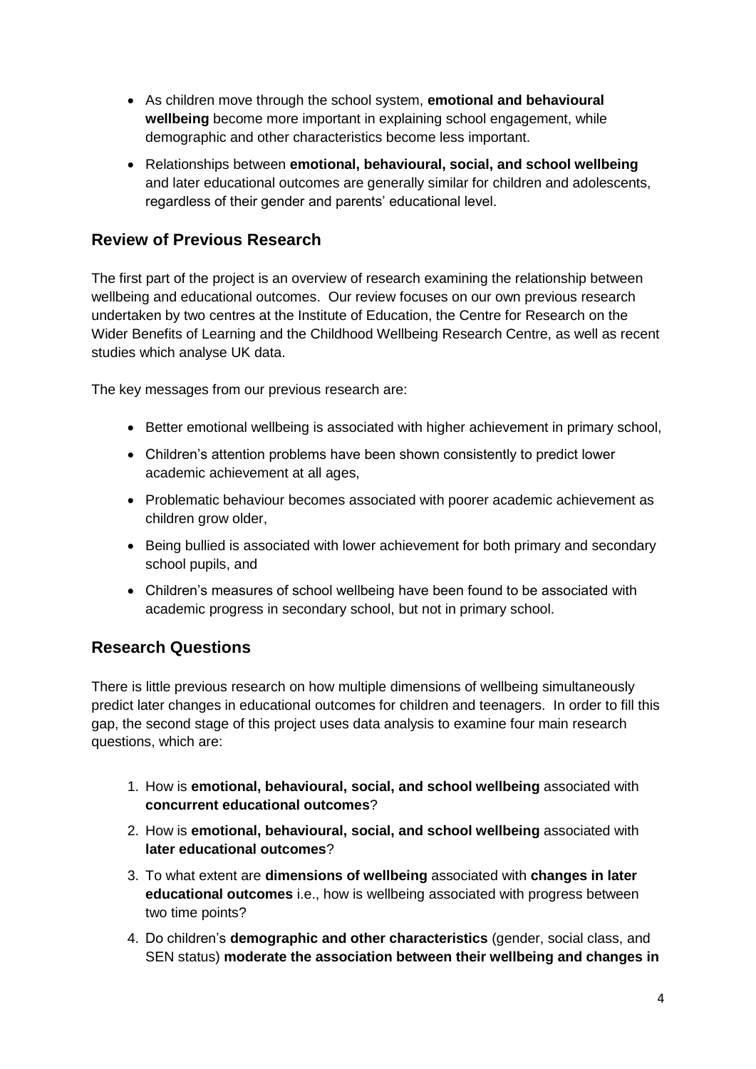- As children move through the school system, **emotional and behavioural wellbeing** become more important in explaining school engagement, while demographic and other characteristics become less important.
- Relationships between **emotional, behavioural, social, and school wellbeing** and later educational outcomes are generally similar for children and adolescents, regardless of their gender and parents' educational level.

## Review of Previous Research

The first part of the project is an overview of research examining the relationship between wellbeing and educational outcomes. Our review focuses on our own previous research undertaken by two centres at the Institute of Education, the Centre for Research on the Wider Benefits of Learning and the Childhood Wellbeing Research Centre, as well as recent studies which analyse UK data.

The key messages from our previous research are:

- Better emotional wellbeing is associated with higher achievement in primary school,
- Children's attention problems have been shown consistently to predict lower academic achievement at all ages,
- Problematic behaviour becomes associated with poorer academic achievement as children grow older,
- Being bullied is associated with lower achievement for both primary and secondary school pupils, and
- Children's measures of school wellbeing have been found to be associated with academic progress in secondary school, but not in primary school.

## Research Questions

There is little previous research on how multiple dimensions of wellbeing simultaneously predict later changes in educational outcomes for children and teenagers. In order to fill this gap, the second stage of this project uses data analysis to examine four main research questions, which are:

1. How is **emotional, behavioural, social, and school wellbeing** associated with **concurrent educational outcomes**?
2. How is **emotional, behavioural, social, and school wellbeing** associated with **later educational outcomes**?
3. To what extent are **dimensions of wellbeing** associated with **changes in later educational outcomes** i.e., how is wellbeing associated with progress between two time points?
4. Do children's **demographic and other characteristics** (gender, social class, and SEN status) **moderate the association between their wellbeing and changes in**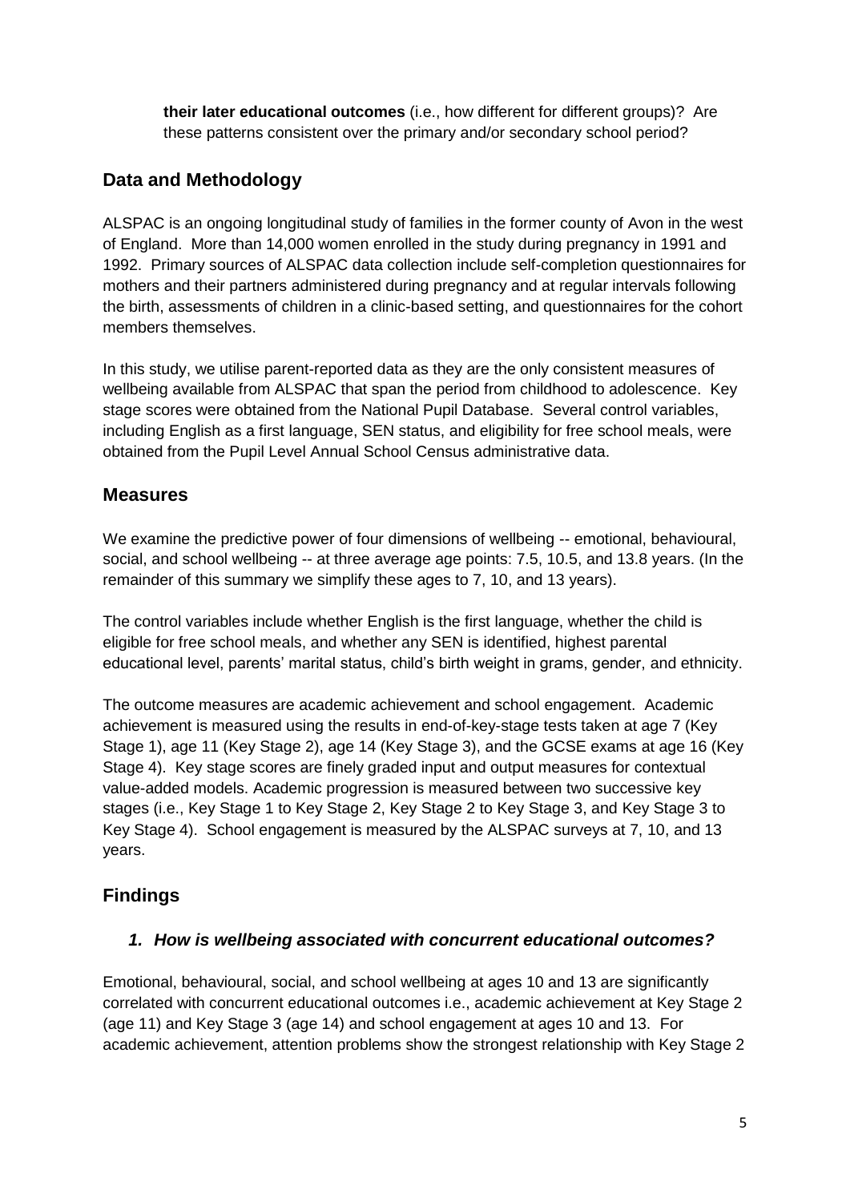**their later educational outcomes** (i.e., how different for different groups)? Are these patterns consistent over the primary and/or secondary school period?

## Data and Methodology

ALSPAC is an ongoing longitudinal study of families in the former county of Avon in the west of England. More than 14,000 women enrolled in the study during pregnancy in 1991 and 1992. Primary sources of ALSPAC data collection include self-completion questionnaires for mothers and their partners administered during pregnancy and at regular intervals following the birth, assessments of children in a clinic-based setting, and questionnaires for the cohort members themselves.

In this study, we utilise parent-reported data as they are the only consistent measures of wellbeing available from ALSPAC that span the period from childhood to adolescence. Key stage scores were obtained from the National Pupil Database. Several control variables, including English as a first language, SEN status, and eligibility for free school meals, were obtained from the Pupil Level Annual School Census administrative data.

## Measures

We examine the predictive power of four dimensions of wellbeing -- emotional, behavioural, social, and school wellbeing -- at three average age points: 7.5, 10.5, and 13.8 years. (In the remainder of this summary we simplify these ages to 7, 10, and 13 years).

The control variables include whether English is the first language, whether the child is eligible for free school meals, and whether any SEN is identified, highest parental educational level, parents' marital status, child's birth weight in grams, gender, and ethnicity.

The outcome measures are academic achievement and school engagement. Academic achievement is measured using the results in end-of-key-stage tests taken at age 7 (Key Stage 1), age 11 (Key Stage 2), age 14 (Key Stage 3), and the GCSE exams at age 16 (Key Stage 4). Key stage scores are finely graded input and output measures for contextual value-added models. Academic progression is measured between two successive key stages (i.e., Key Stage 1 to Key Stage 2, Key Stage 2 to Key Stage 3, and Key Stage 3 to Key Stage 4). School engagement is measured by the ALSPAC surveys at 7, 10, and 13 years.

## Findings

### *1. How is wellbeing associated with concurrent educational outcomes?*

Emotional, behavioural, social, and school wellbeing at ages 10 and 13 are significantly correlated with concurrent educational outcomes i.e., academic achievement at Key Stage 2 (age 11) and Key Stage 3 (age 14) and school engagement at ages 10 and 13. For academic achievement, attention problems show the strongest relationship with Key Stage 2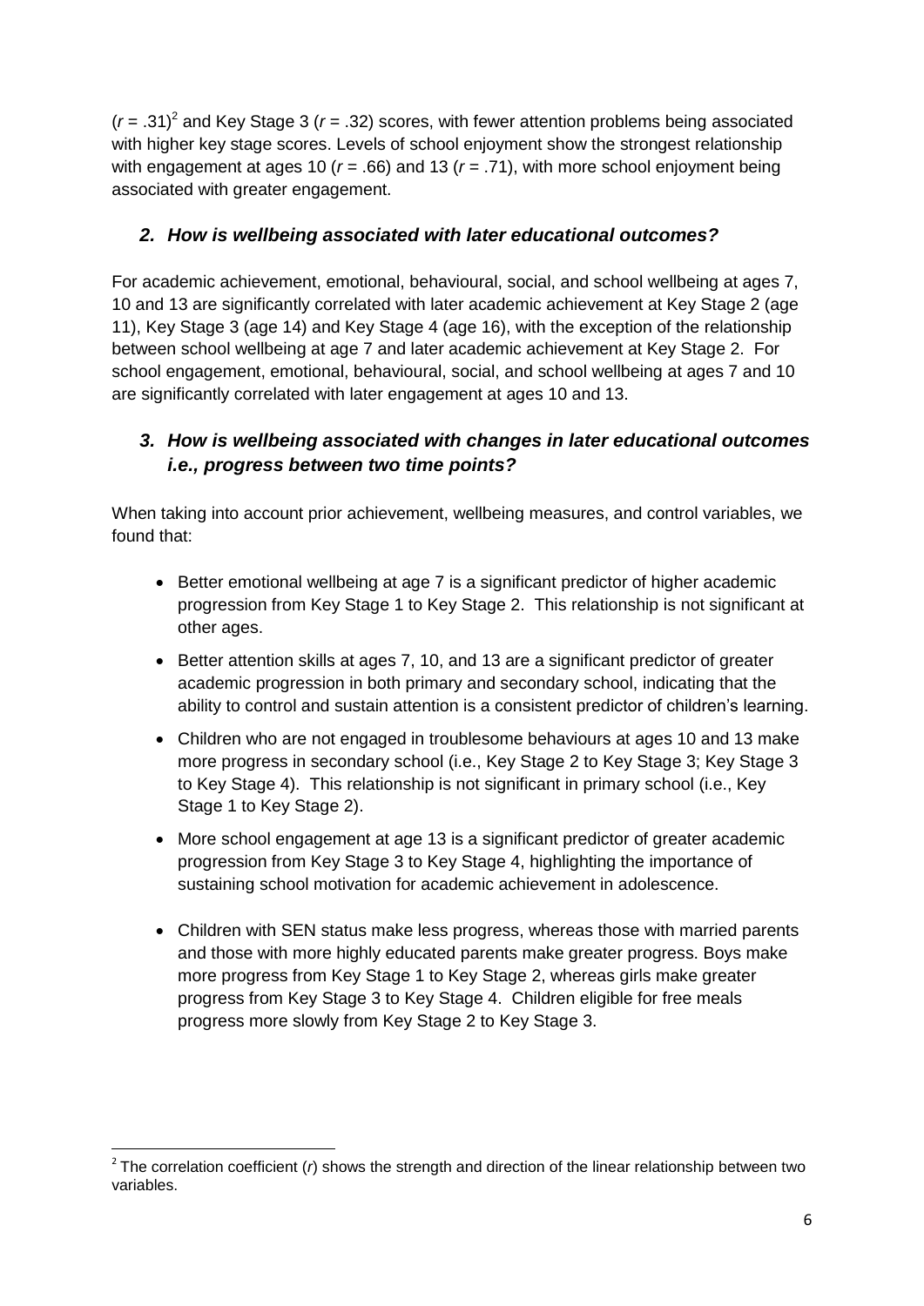($r$ = .31)[2] and Key Stage 3 ($r$ = .32) scores, with fewer attention problems being associated with higher key stage scores. Levels of school enjoyment show the strongest relationship with engagement at ages 10 ($r$ = .66) and 13 ($r$ = .71), with more school enjoyment being associated with greater engagement.

### *2. How is wellbeing associated with later educational outcomes?*

For academic achievement, emotional, behavioural, social, and school wellbeing at ages 7, 10 and 13 are significantly correlated with later academic achievement at Key Stage 2 (age 11), Key Stage 3 (age 14) and Key Stage 4 (age 16), with the exception of the relationship between school wellbeing at age 7 and later academic achievement at Key Stage 2. For school engagement, emotional, behavioural, social, and school wellbeing at ages 7 and 10 are significantly correlated with later engagement at ages 10 and 13.

### *3. How is wellbeing associated with changes in later educational outcomes i.e., progress between two time points?*

When taking into account prior achievement, wellbeing measures, and control variables, we found that:

- Better emotional wellbeing at age 7 is a significant predictor of higher academic progression from Key Stage 1 to Key Stage 2. This relationship is not significant at other ages.
- Better attention skills at ages 7, 10, and 13 are a significant predictor of greater academic progression in both primary and secondary school, indicating that the ability to control and sustain attention is a consistent predictor of children's learning.
- Children who are not engaged in troublesome behaviours at ages 10 and 13 make more progress in secondary school (i.e., Key Stage 2 to Key Stage 3; Key Stage 3 to Key Stage 4). This relationship is not significant in primary school (i.e., Key Stage 1 to Key Stage 2).
- More school engagement at age 13 is a significant predictor of greater academic progression from Key Stage 3 to Key Stage 4, highlighting the importance of sustaining school motivation for academic achievement in adolescence.
- Children with SEN status make less progress, whereas those with married parents and those with more highly educated parents make greater progress. Boys make more progress from Key Stage 1 to Key Stage 2, whereas girls make greater progress from Key Stage 3 to Key Stage 4. Children eligible for free meals progress more slowly from Key Stage 2 to Key Stage 3.

---

[2] The correlation coefficient ($r$) shows the strength and direction of the linear relationship between two variables.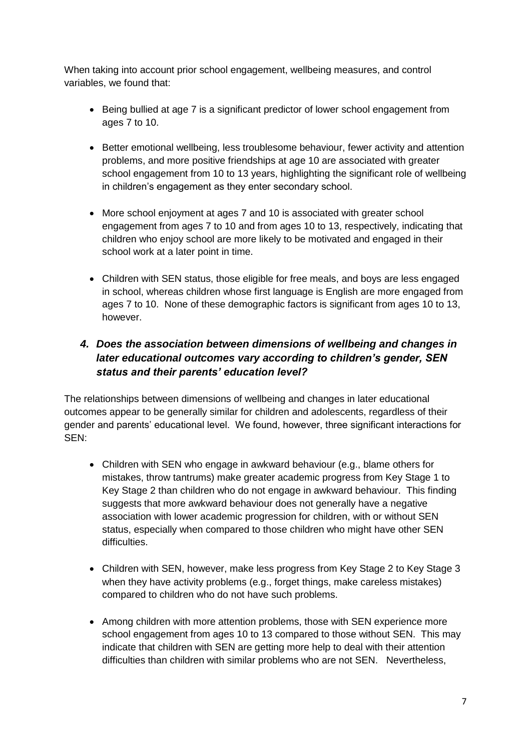When taking into account prior school engagement, wellbeing measures, and control variables, we found that:

- Being bullied at age 7 is a significant predictor of lower school engagement from ages 7 to 10.
- Better emotional wellbeing, less troublesome behaviour, fewer activity and attention problems, and more positive friendships at age 10 are associated with greater school engagement from 10 to 13 years, highlighting the significant role of wellbeing in children's engagement as they enter secondary school.
- More school enjoyment at ages 7 and 10 is associated with greater school engagement from ages 7 to 10 and from ages 10 to 13, respectively, indicating that children who enjoy school are more likely to be motivated and engaged in their school work at a later point in time.
- Children with SEN status, those eligible for free meals, and boys are less engaged in school, whereas children whose first language is English are more engaged from ages 7 to 10. None of these demographic factors is significant from ages 10 to 13, however.

### *4. Does the association between dimensions of wellbeing and changes in later educational outcomes vary according to children's gender, SEN status and their parents' education level?*

The relationships between dimensions of wellbeing and changes in later educational outcomes appear to be generally similar for children and adolescents, regardless of their gender and parents' educational level. We found, however, three significant interactions for SEN:

- Children with SEN who engage in awkward behaviour (e.g., blame others for mistakes, throw tantrums) make greater academic progress from Key Stage 1 to Key Stage 2 than children who do not engage in awkward behaviour. This finding suggests that more awkward behaviour does not generally have a negative association with lower academic progression for children, with or without SEN status, especially when compared to those children who might have other SEN difficulties.
- Children with SEN, however, make less progress from Key Stage 2 to Key Stage 3 when they have activity problems (e.g., forget things, make careless mistakes) compared to children who do not have such problems.
- Among children with more attention problems, those with SEN experience more school engagement from ages 10 to 13 compared to those without SEN. This may indicate that children with SEN are getting more help to deal with their attention difficulties than children with similar problems who are not SEN. Nevertheless,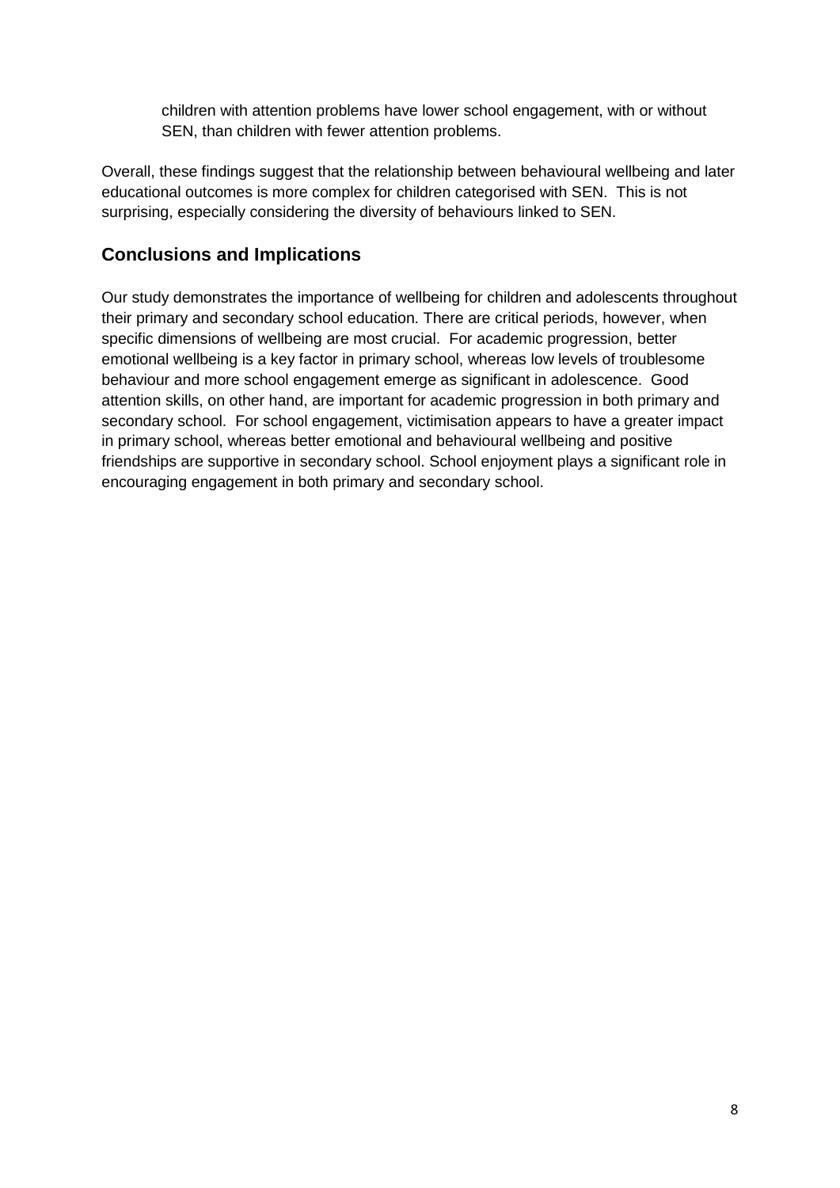children with attention problems have lower school engagement, with or without SEN, than children with fewer attention problems.

Overall, these findings suggest that the relationship between behavioural wellbeing and later educational outcomes is more complex for children categorised with SEN. This is not surprising, especially considering the diversity of behaviours linked to SEN.

## Conclusions and Implications

Our study demonstrates the importance of wellbeing for children and adolescents throughout their primary and secondary school education. There are critical periods, however, when specific dimensions of wellbeing are most crucial. For academic progression, better emotional wellbeing is a key factor in primary school, whereas low levels of troublesome behaviour and more school engagement emerge as significant in adolescence. Good attention skills, on other hand, are important for academic progression in both primary and secondary school. For school engagement, victimisation appears to have a greater impact in primary school, whereas better emotional and behavioural wellbeing and positive friendships are supportive in secondary school. School enjoyment plays a significant role in encouraging engagement in both primary and secondary school.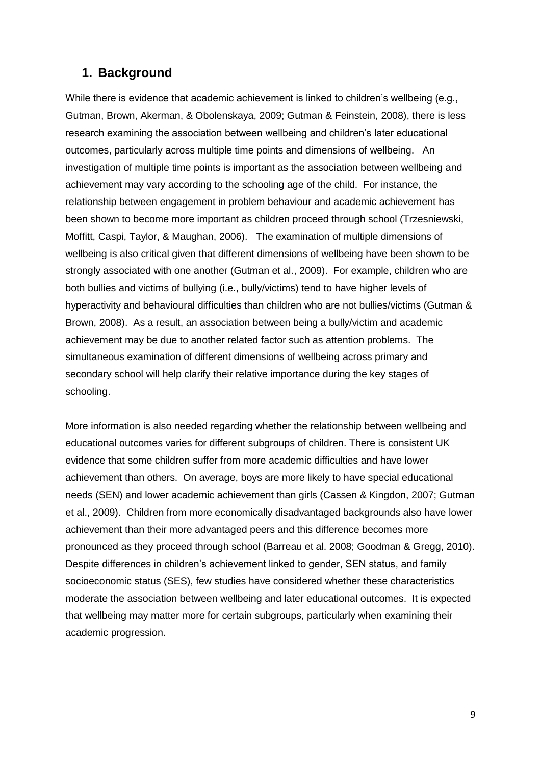## 1. Background

While there is evidence that academic achievement is linked to children's wellbeing (e.g., Gutman, Brown, Akerman, & Obolenskaya, 2009; Gutman & Feinstein, 2008), there is less research examining the association between wellbeing and children's later educational outcomes, particularly across multiple time points and dimensions of wellbeing. An investigation of multiple time points is important as the association between wellbeing and achievement may vary according to the schooling age of the child. For instance, the relationship between engagement in problem behaviour and academic achievement has been shown to become more important as children proceed through school (Trzesniewski, Moffitt, Caspi, Taylor, & Maughan, 2006). The examination of multiple dimensions of wellbeing is also critical given that different dimensions of wellbeing have been shown to be strongly associated with one another (Gutman et al., 2009). For example, children who are both bullies and victims of bullying (i.e., bully/victims) tend to have higher levels of hyperactivity and behavioural difficulties than children who are not bullies/victims (Gutman & Brown, 2008). As a result, an association between being a bully/victim and academic achievement may be due to another related factor such as attention problems. The simultaneous examination of different dimensions of wellbeing across primary and secondary school will help clarify their relative importance during the key stages of schooling.

More information is also needed regarding whether the relationship between wellbeing and educational outcomes varies for different subgroups of children. There is consistent UK evidence that some children suffer from more academic difficulties and have lower achievement than others. On average, boys are more likely to have special educational needs (SEN) and lower academic achievement than girls (Cassen & Kingdon, 2007; Gutman et al., 2009). Children from more economically disadvantaged backgrounds also have lower achievement than their more advantaged peers and this difference becomes more pronounced as they proceed through school (Barreau et al. 2008; Goodman & Gregg, 2010). Despite differences in children's achievement linked to gender, SEN status, and family socioeconomic status (SES), few studies have considered whether these characteristics moderate the association between wellbeing and later educational outcomes. It is expected that wellbeing may matter more for certain subgroups, particularly when examining their academic progression.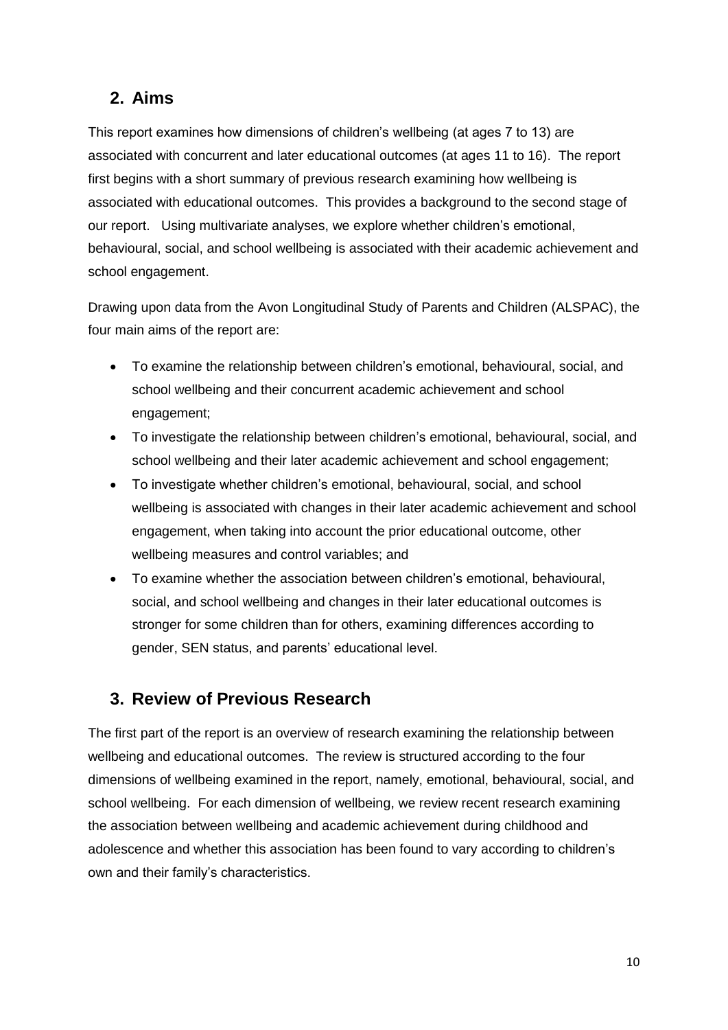## 2. Aims

This report examines how dimensions of children's wellbeing (at ages 7 to 13) are associated with concurrent and later educational outcomes (at ages 11 to 16). The report first begins with a short summary of previous research examining how wellbeing is associated with educational outcomes. This provides a background to the second stage of our report. Using multivariate analyses, we explore whether children's emotional, behavioural, social, and school wellbeing is associated with their academic achievement and school engagement.

Drawing upon data from the Avon Longitudinal Study of Parents and Children (ALSPAC), the four main aims of the report are:

- To examine the relationship between children's emotional, behavioural, social, and school wellbeing and their concurrent academic achievement and school engagement;
- To investigate the relationship between children's emotional, behavioural, social, and school wellbeing and their later academic achievement and school engagement;
- To investigate whether children's emotional, behavioural, social, and school wellbeing is associated with changes in their later academic achievement and school engagement, when taking into account the prior educational outcome, other wellbeing measures and control variables; and
- To examine whether the association between children's emotional, behavioural, social, and school wellbeing and changes in their later educational outcomes is stronger for some children than for others, examining differences according to gender, SEN status, and parents' educational level.

## 3. Review of Previous Research

The first part of the report is an overview of research examining the relationship between wellbeing and educational outcomes. The review is structured according to the four dimensions of wellbeing examined in the report, namely, emotional, behavioural, social, and school wellbeing. For each dimension of wellbeing, we review recent research examining the association between wellbeing and academic achievement during childhood and adolescence and whether this association has been found to vary according to children's own and their family's characteristics.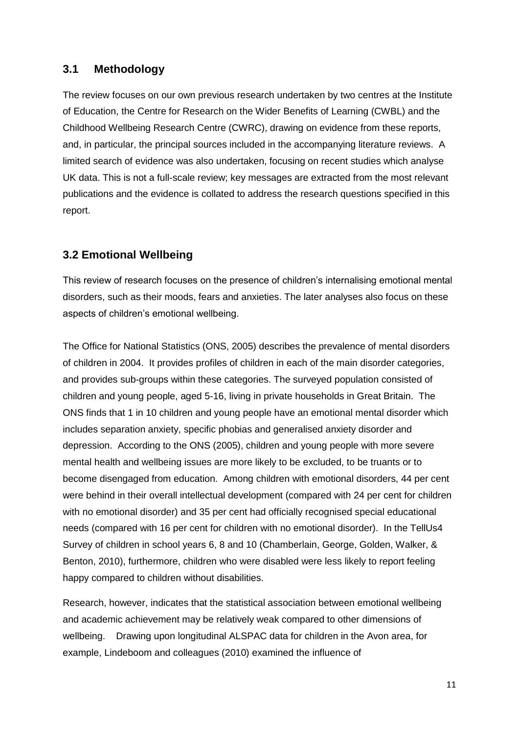## 3.1 Methodology

The review focuses on our own previous research undertaken by two centres at the Institute of Education, the Centre for Research on the Wider Benefits of Learning (CWBL) and the Childhood Wellbeing Research Centre (CWRC), drawing on evidence from these reports, and, in particular, the principal sources included in the accompanying literature reviews. A limited search of evidence was also undertaken, focusing on recent studies which analyse UK data. This is not a full-scale review; key messages are extracted from the most relevant publications and the evidence is collated to address the research questions specified in this report.

## 3.2 Emotional Wellbeing

This review of research focuses on the presence of children's internalising emotional mental disorders, such as their moods, fears and anxieties. The later analyses also focus on these aspects of children's emotional wellbeing.

The Office for National Statistics (ONS, 2005) describes the prevalence of mental disorders of children in 2004. It provides profiles of children in each of the main disorder categories, and provides sub-groups within these categories. The surveyed population consisted of children and young people, aged 5-16, living in private households in Great Britain. The ONS finds that 1 in 10 children and young people have an emotional mental disorder which includes separation anxiety, specific phobias and generalised anxiety disorder and depression. According to the ONS (2005), children and young people with more severe mental health and wellbeing issues are more likely to be excluded, to be truants or to become disengaged from education. Among children with emotional disorders, 44 per cent were behind in their overall intellectual development (compared with 24 per cent for children with no emotional disorder) and 35 per cent had officially recognised special educational needs (compared with 16 per cent for children with no emotional disorder). In the TellUs4 Survey of children in school years 6, 8 and 10 (Chamberlain, George, Golden, Walker, & Benton, 2010), furthermore, children who were disabled were less likely to report feeling happy compared to children without disabilities.

Research, however, indicates that the statistical association between emotional wellbeing and academic achievement may be relatively weak compared to other dimensions of wellbeing. Drawing upon longitudinal ALSPAC data for children in the Avon area, for example, Lindeboom and colleagues (2010) examined the influence of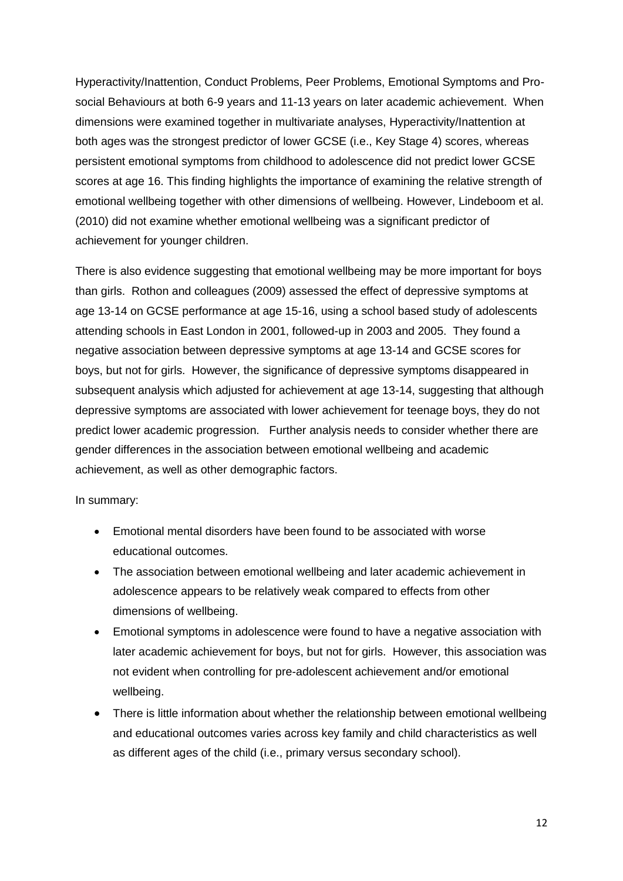Hyperactivity/Inattention, Conduct Problems, Peer Problems, Emotional Symptoms and Pro-social Behaviours at both 6-9 years and 11-13 years on later academic achievement. When dimensions were examined together in multivariate analyses, Hyperactivity/Inattention at both ages was the strongest predictor of lower GCSE (i.e., Key Stage 4) scores, whereas persistent emotional symptoms from childhood to adolescence did not predict lower GCSE scores at age 16. This finding highlights the importance of examining the relative strength of emotional wellbeing together with other dimensions of wellbeing. However, Lindeboom et al. (2010) did not examine whether emotional wellbeing was a significant predictor of achievement for younger children.

There is also evidence suggesting that emotional wellbeing may be more important for boys than girls. Rothon and colleagues (2009) assessed the effect of depressive symptoms at age 13-14 on GCSE performance at age 15-16, using a school based study of adolescents attending schools in East London in 2001, followed-up in 2003 and 2005. They found a negative association between depressive symptoms at age 13-14 and GCSE scores for boys, but not for girls. However, the significance of depressive symptoms disappeared in subsequent analysis which adjusted for achievement at age 13-14, suggesting that although depressive symptoms are associated with lower achievement for teenage boys, they do not predict lower academic progression. Further analysis needs to consider whether there are gender differences in the association between emotional wellbeing and academic achievement, as well as other demographic factors.

In summary:

- Emotional mental disorders have been found to be associated with worse educational outcomes.
- The association between emotional wellbeing and later academic achievement in adolescence appears to be relatively weak compared to effects from other dimensions of wellbeing.
- Emotional symptoms in adolescence were found to have a negative association with later academic achievement for boys, but not for girls. However, this association was not evident when controlling for pre-adolescent achievement and/or emotional wellbeing.
- There is little information about whether the relationship between emotional wellbeing and educational outcomes varies across key family and child characteristics as well as different ages of the child (i.e., primary versus secondary school).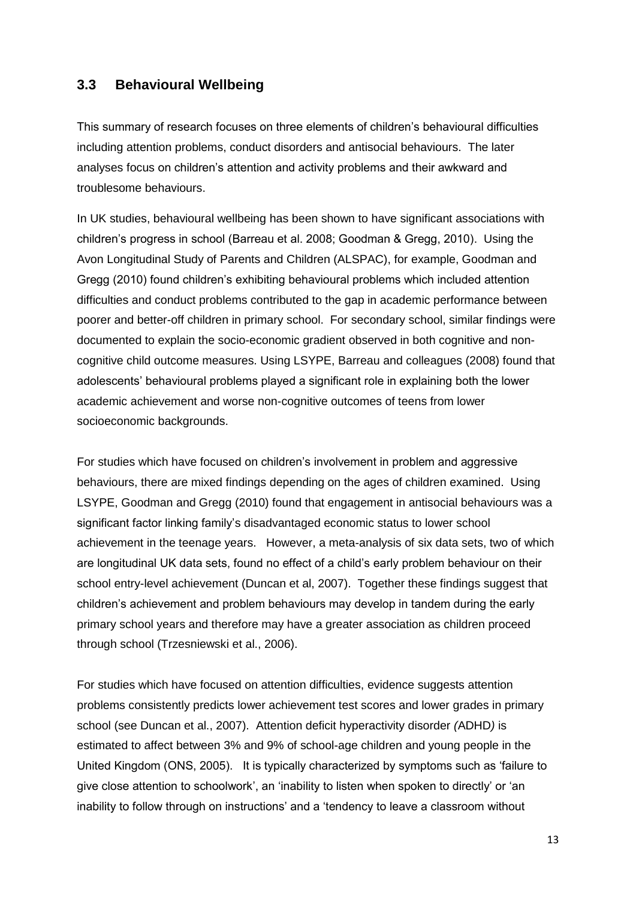## 3.3 Behavioural Wellbeing

This summary of research focuses on three elements of children's behavioural difficulties including attention problems, conduct disorders and antisocial behaviours. The later analyses focus on children's attention and activity problems and their awkward and troublesome behaviours.

In UK studies, behavioural wellbeing has been shown to have significant associations with children's progress in school (Barreau et al. 2008; Goodman & Gregg, 2010). Using the Avon Longitudinal Study of Parents and Children (ALSPAC), for example, Goodman and Gregg (2010) found children's exhibiting behavioural problems which included attention difficulties and conduct problems contributed to the gap in academic performance between poorer and better-off children in primary school. For secondary school, similar findings were documented to explain the socio-economic gradient observed in both cognitive and non-cognitive child outcome measures. Using LSYPE, Barreau and colleagues (2008) found that adolescents' behavioural problems played a significant role in explaining both the lower academic achievement and worse non-cognitive outcomes of teens from lower socioeconomic backgrounds.

For studies which have focused on children's involvement in problem and aggressive behaviours, there are mixed findings depending on the ages of children examined. Using LSYPE, Goodman and Gregg (2010) found that engagement in antisocial behaviours was a significant factor linking family's disadvantaged economic status to lower school achievement in the teenage years. However, a meta-analysis of six data sets, two of which are longitudinal UK data sets, found no effect of a child's early problem behaviour on their school entry-level achievement (Duncan et al, 2007). Together these findings suggest that children's achievement and problem behaviours may develop in tandem during the early primary school years and therefore may have a greater association as children proceed through school (Trzesniewski et al., 2006).

For studies which have focused on attention difficulties, evidence suggests attention problems consistently predicts lower achievement test scores and lower grades in primary school (see Duncan et al., 2007). Attention deficit hyperactivity disorder *(*ADHD*)* is estimated to affect between 3% and 9% of school-age children and young people in the United Kingdom (ONS, 2005). It is typically characterized by symptoms such as 'failure to give close attention to schoolwork', an 'inability to listen when spoken to directly' or 'an inability to follow through on instructions' and a 'tendency to leave a classroom without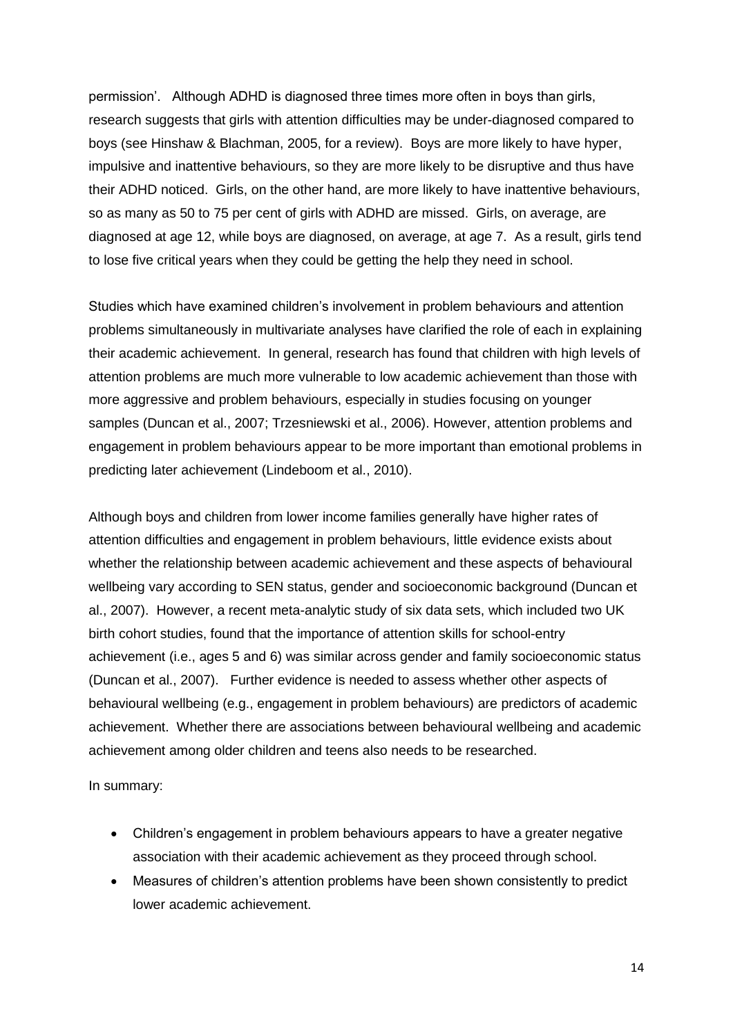permission'. Although ADHD is diagnosed three times more often in boys than girls, research suggests that girls with attention difficulties may be under-diagnosed compared to boys (see Hinshaw & Blachman, 2005, for a review). Boys are more likely to have hyper, impulsive and inattentive behaviours, so they are more likely to be disruptive and thus have their ADHD noticed. Girls, on the other hand, are more likely to have inattentive behaviours, so as many as 50 to 75 per cent of girls with ADHD are missed. Girls, on average, are diagnosed at age 12, while boys are diagnosed, on average, at age 7. As a result, girls tend to lose five critical years when they could be getting the help they need in school.

Studies which have examined children's involvement in problem behaviours and attention problems simultaneously in multivariate analyses have clarified the role of each in explaining their academic achievement. In general, research has found that children with high levels of attention problems are much more vulnerable to low academic achievement than those with more aggressive and problem behaviours, especially in studies focusing on younger samples (Duncan et al., 2007; Trzesniewski et al., 2006). However, attention problems and engagement in problem behaviours appear to be more important than emotional problems in predicting later achievement (Lindeboom et al., 2010).

Although boys and children from lower income families generally have higher rates of attention difficulties and engagement in problem behaviours, little evidence exists about whether the relationship between academic achievement and these aspects of behavioural wellbeing vary according to SEN status, gender and socioeconomic background (Duncan et al., 2007). However, a recent meta-analytic study of six data sets, which included two UK birth cohort studies, found that the importance of attention skills for school-entry achievement (i.e., ages 5 and 6) was similar across gender and family socioeconomic status (Duncan et al., 2007). Further evidence is needed to assess whether other aspects of behavioural wellbeing (e.g., engagement in problem behaviours) are predictors of academic achievement. Whether there are associations between behavioural wellbeing and academic achievement among older children and teens also needs to be researched.

In summary:

- Children's engagement in problem behaviours appears to have a greater negative association with their academic achievement as they proceed through school.
- Measures of children's attention problems have been shown consistently to predict lower academic achievement.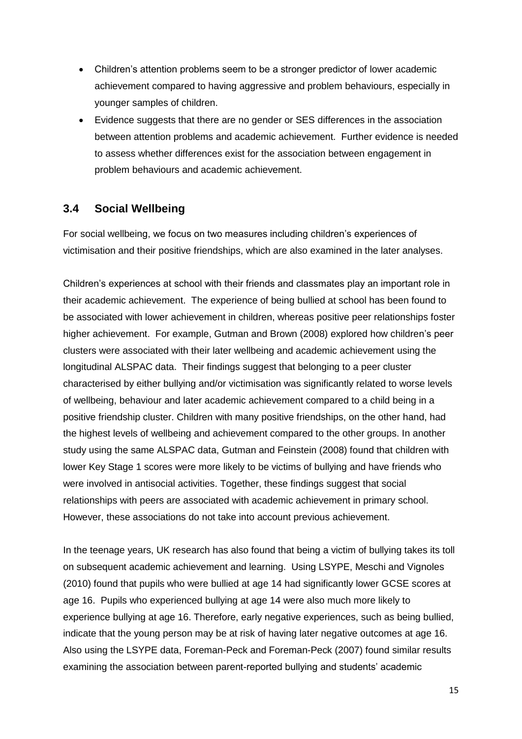- Children's attention problems seem to be a stronger predictor of lower academic achievement compared to having aggressive and problem behaviours, especially in younger samples of children.
- Evidence suggests that there are no gender or SES differences in the association between attention problems and academic achievement. Further evidence is needed to assess whether differences exist for the association between engagement in problem behaviours and academic achievement.

## 3.4 Social Wellbeing

For social wellbeing, we focus on two measures including children's experiences of victimisation and their positive friendships, which are also examined in the later analyses.

Children's experiences at school with their friends and classmates play an important role in their academic achievement. The experience of being bullied at school has been found to be associated with lower achievement in children, whereas positive peer relationships foster higher achievement. For example, Gutman and Brown (2008) explored how children's peer clusters were associated with their later wellbeing and academic achievement using the longitudinal ALSPAC data. Their findings suggest that belonging to a peer cluster characterised by either bullying and/or victimisation was significantly related to worse levels of wellbeing, behaviour and later academic achievement compared to a child being in a positive friendship cluster. Children with many positive friendships, on the other hand, had the highest levels of wellbeing and achievement compared to the other groups. In another study using the same ALSPAC data, Gutman and Feinstein (2008) found that children with lower Key Stage 1 scores were more likely to be victims of bullying and have friends who were involved in antisocial activities. Together, these findings suggest that social relationships with peers are associated with academic achievement in primary school. However, these associations do not take into account previous achievement.

In the teenage years, UK research has also found that being a victim of bullying takes its toll on subsequent academic achievement and learning. Using LSYPE, Meschi and Vignoles (2010) found that pupils who were bullied at age 14 had significantly lower GCSE scores at age 16. Pupils who experienced bullying at age 14 were also much more likely to experience bullying at age 16. Therefore, early negative experiences, such as being bullied, indicate that the young person may be at risk of having later negative outcomes at age 16. Also using the LSYPE data, Foreman-Peck and Foreman-Peck (2007) found similar results examining the association between parent-reported bullying and students' academic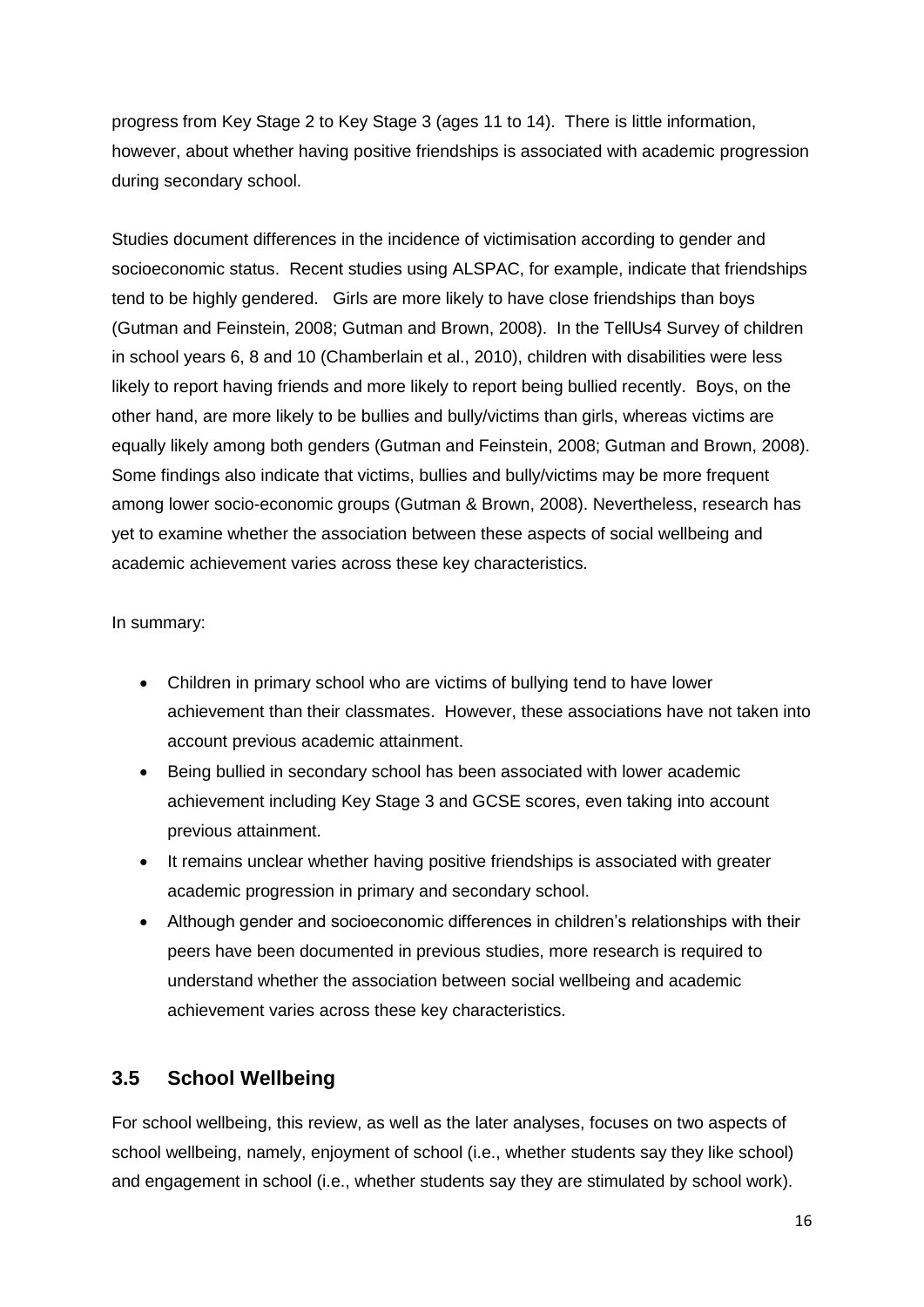progress from Key Stage 2 to Key Stage 3 (ages 11 to 14). There is little information, however, about whether having positive friendships is associated with academic progression during secondary school.

Studies document differences in the incidence of victimisation according to gender and socioeconomic status. Recent studies using ALSPAC, for example, indicate that friendships tend to be highly gendered. Girls are more likely to have close friendships than boys (Gutman and Feinstein, 2008; Gutman and Brown, 2008). In the TellUs4 Survey of children in school years 6, 8 and 10 (Chamberlain et al., 2010), children with disabilities were less likely to report having friends and more likely to report being bullied recently. Boys, on the other hand, are more likely to be bullies and bully/victims than girls, whereas victims are equally likely among both genders (Gutman and Feinstein, 2008; Gutman and Brown, 2008). Some findings also indicate that victims, bullies and bully/victims may be more frequent among lower socio-economic groups (Gutman & Brown, 2008). Nevertheless, research has yet to examine whether the association between these aspects of social wellbeing and academic achievement varies across these key characteristics.

In summary:

- Children in primary school who are victims of bullying tend to have lower achievement than their classmates. However, these associations have not taken into account previous academic attainment.
- Being bullied in secondary school has been associated with lower academic achievement including Key Stage 3 and GCSE scores, even taking into account previous attainment.
- It remains unclear whether having positive friendships is associated with greater academic progression in primary and secondary school.
- Although gender and socioeconomic differences in children's relationships with their peers have been documented in previous studies, more research is required to understand whether the association between social wellbeing and academic achievement varies across these key characteristics.

## 3.5 School Wellbeing

For school wellbeing, this review, as well as the later analyses, focuses on two aspects of school wellbeing, namely, enjoyment of school (i.e., whether students say they like school) and engagement in school (i.e., whether students say they are stimulated by school work).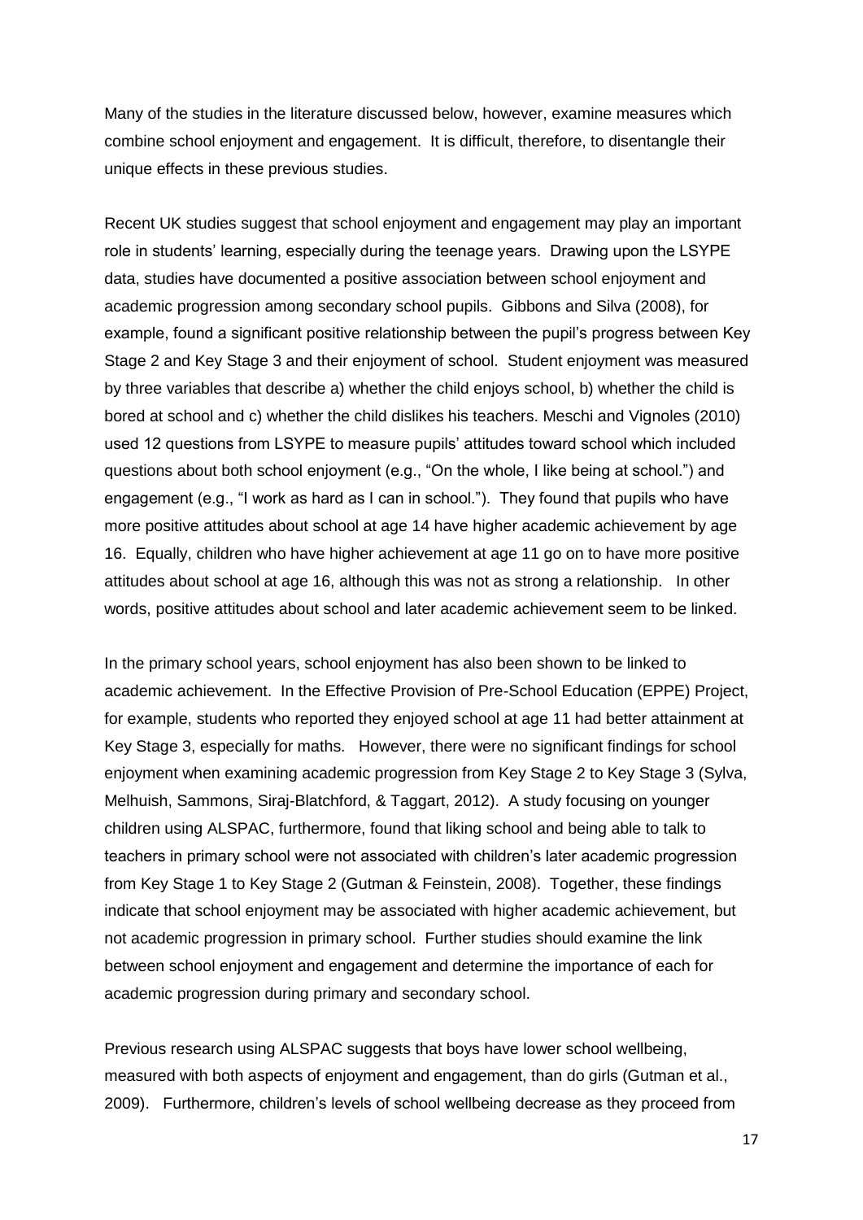Many of the studies in the literature discussed below, however, examine measures which combine school enjoyment and engagement. It is difficult, therefore, to disentangle their unique effects in these previous studies.

Recent UK studies suggest that school enjoyment and engagement may play an important role in students' learning, especially during the teenage years. Drawing upon the LSYPE data, studies have documented a positive association between school enjoyment and academic progression among secondary school pupils. Gibbons and Silva (2008), for example, found a significant positive relationship between the pupil's progress between Key Stage 2 and Key Stage 3 and their enjoyment of school. Student enjoyment was measured by three variables that describe a) whether the child enjoys school, b) whether the child is bored at school and c) whether the child dislikes his teachers. Meschi and Vignoles (2010) used 12 questions from LSYPE to measure pupils' attitudes toward school which included questions about both school enjoyment (e.g., "On the whole, I like being at school.") and engagement (e.g., "I work as hard as I can in school."). They found that pupils who have more positive attitudes about school at age 14 have higher academic achievement by age 16. Equally, children who have higher achievement at age 11 go on to have more positive attitudes about school at age 16, although this was not as strong a relationship. In other words, positive attitudes about school and later academic achievement seem to be linked.

In the primary school years, school enjoyment has also been shown to be linked to academic achievement. In the Effective Provision of Pre-School Education (EPPE) Project, for example, students who reported they enjoyed school at age 11 had better attainment at Key Stage 3, especially for maths. However, there were no significant findings for school enjoyment when examining academic progression from Key Stage 2 to Key Stage 3 (Sylva, Melhuish, Sammons, Siraj-Blatchford, & Taggart, 2012). A study focusing on younger children using ALSPAC, furthermore, found that liking school and being able to talk to teachers in primary school were not associated with children's later academic progression from Key Stage 1 to Key Stage 2 (Gutman & Feinstein, 2008). Together, these findings indicate that school enjoyment may be associated with higher academic achievement, but not academic progression in primary school. Further studies should examine the link between school enjoyment and engagement and determine the importance of each for academic progression during primary and secondary school.

Previous research using ALSPAC suggests that boys have lower school wellbeing, measured with both aspects of enjoyment and engagement, than do girls (Gutman et al., 2009). Furthermore, children's levels of school wellbeing decrease as they proceed from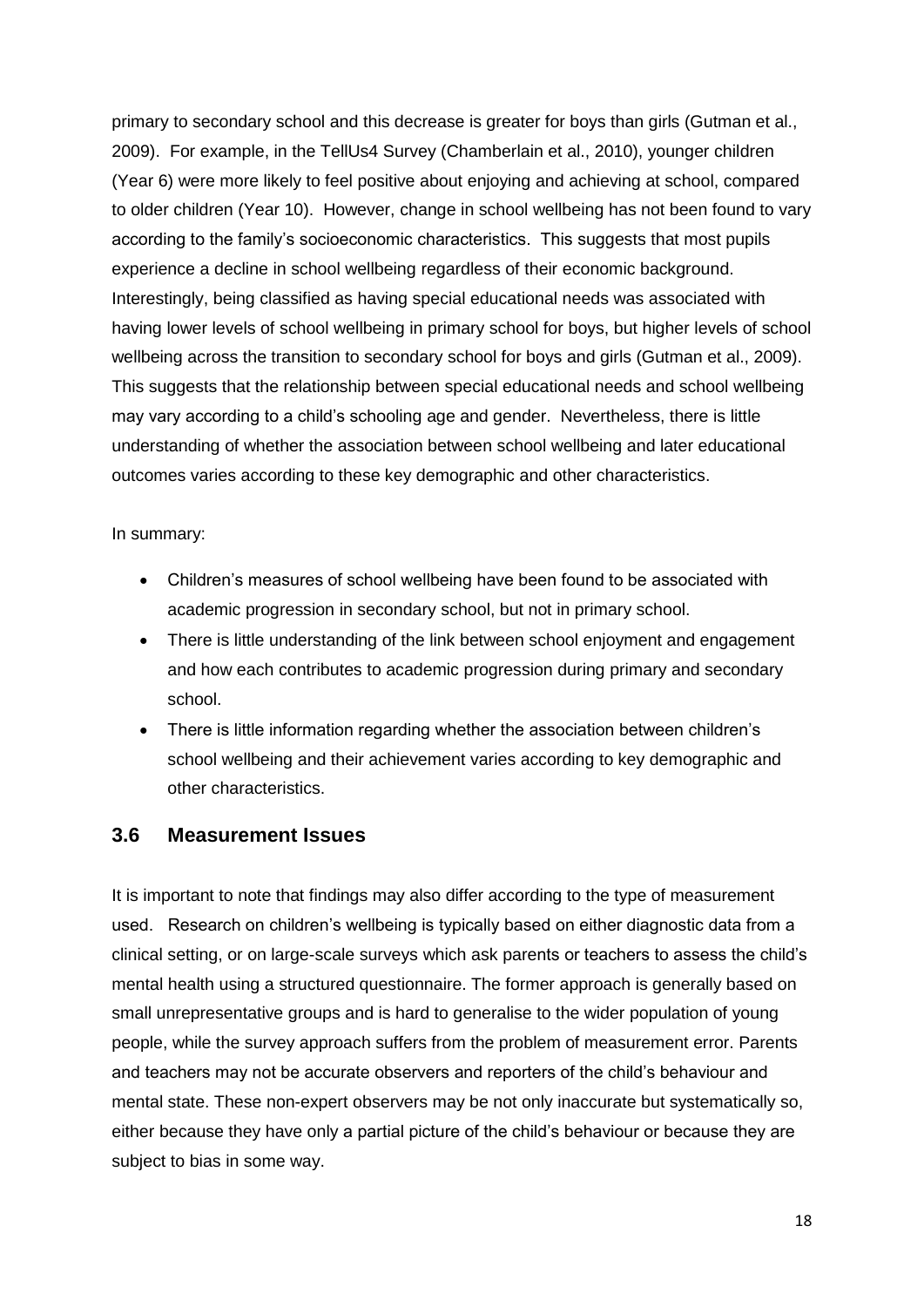primary to secondary school and this decrease is greater for boys than girls (Gutman et al., 2009). For example, in the TellUs4 Survey (Chamberlain et al., 2010), younger children (Year 6) were more likely to feel positive about enjoying and achieving at school, compared to older children (Year 10). However, change in school wellbeing has not been found to vary according to the family's socioeconomic characteristics. This suggests that most pupils experience a decline in school wellbeing regardless of their economic background. Interestingly, being classified as having special educational needs was associated with having lower levels of school wellbeing in primary school for boys, but higher levels of school wellbeing across the transition to secondary school for boys and girls (Gutman et al., 2009). This suggests that the relationship between special educational needs and school wellbeing may vary according to a child's schooling age and gender. Nevertheless, there is little understanding of whether the association between school wellbeing and later educational outcomes varies according to these key demographic and other characteristics.

In summary:

- Children's measures of school wellbeing have been found to be associated with academic progression in secondary school, but not in primary school.
- There is little understanding of the link between school enjoyment and engagement and how each contributes to academic progression during primary and secondary school.
- There is little information regarding whether the association between children's school wellbeing and their achievement varies according to key demographic and other characteristics.

## 3.6 Measurement Issues

It is important to note that findings may also differ according to the type of measurement used. Research on children's wellbeing is typically based on either diagnostic data from a clinical setting, or on large-scale surveys which ask parents or teachers to assess the child's mental health using a structured questionnaire. The former approach is generally based on small unrepresentative groups and is hard to generalise to the wider population of young people, while the survey approach suffers from the problem of measurement error. Parents and teachers may not be accurate observers and reporters of the child's behaviour and mental state. These non-expert observers may be not only inaccurate but systematically so, either because they have only a partial picture of the child's behaviour or because they are subject to bias in some way.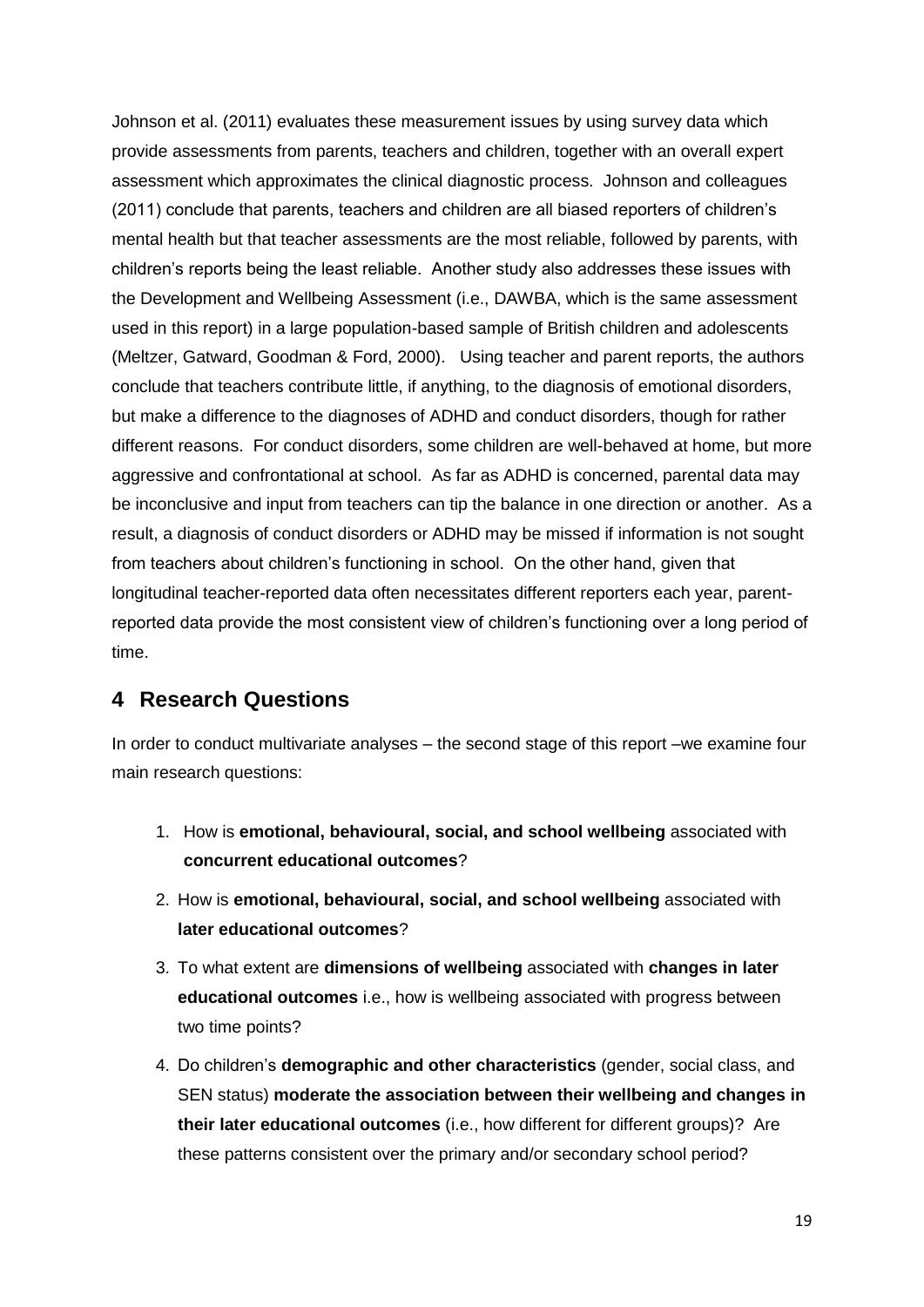Johnson et al. (2011) evaluates these measurement issues by using survey data which provide assessments from parents, teachers and children, together with an overall expert assessment which approximates the clinical diagnostic process. Johnson and colleagues (2011) conclude that parents, teachers and children are all biased reporters of children's mental health but that teacher assessments are the most reliable, followed by parents, with children's reports being the least reliable. Another study also addresses these issues with the Development and Wellbeing Assessment (i.e., DAWBA, which is the same assessment used in this report) in a large population-based sample of British children and adolescents (Meltzer, Gatward, Goodman & Ford, 2000). Using teacher and parent reports, the authors conclude that teachers contribute little, if anything, to the diagnosis of emotional disorders, but make a difference to the diagnoses of ADHD and conduct disorders, though for rather different reasons. For conduct disorders, some children are well-behaved at home, but more aggressive and confrontational at school. As far as ADHD is concerned, parental data may be inconclusive and input from teachers can tip the balance in one direction or another. As a result, a diagnosis of conduct disorders or ADHD may be missed if information is not sought from teachers about children's functioning in school. On the other hand, given that longitudinal teacher-reported data often necessitates different reporters each year, parent-reported data provide the most consistent view of children's functioning over a long period of time.

## 4 Research Questions

In order to conduct multivariate analyses – the second stage of this report –we examine four main research questions:

1. How is **emotional, behavioural, social, and school wellbeing** associated with **concurrent educational outcomes**?
2. How is **emotional, behavioural, social, and school wellbeing** associated with **later educational outcomes**?
3. To what extent are **dimensions of wellbeing** associated with **changes in later educational outcomes** i.e., how is wellbeing associated with progress between two time points?
4. Do children's **demographic and other characteristics** (gender, social class, and SEN status) **moderate the association between their wellbeing and changes in their later educational outcomes** (i.e., how different for different groups)? Are these patterns consistent over the primary and/or secondary school period?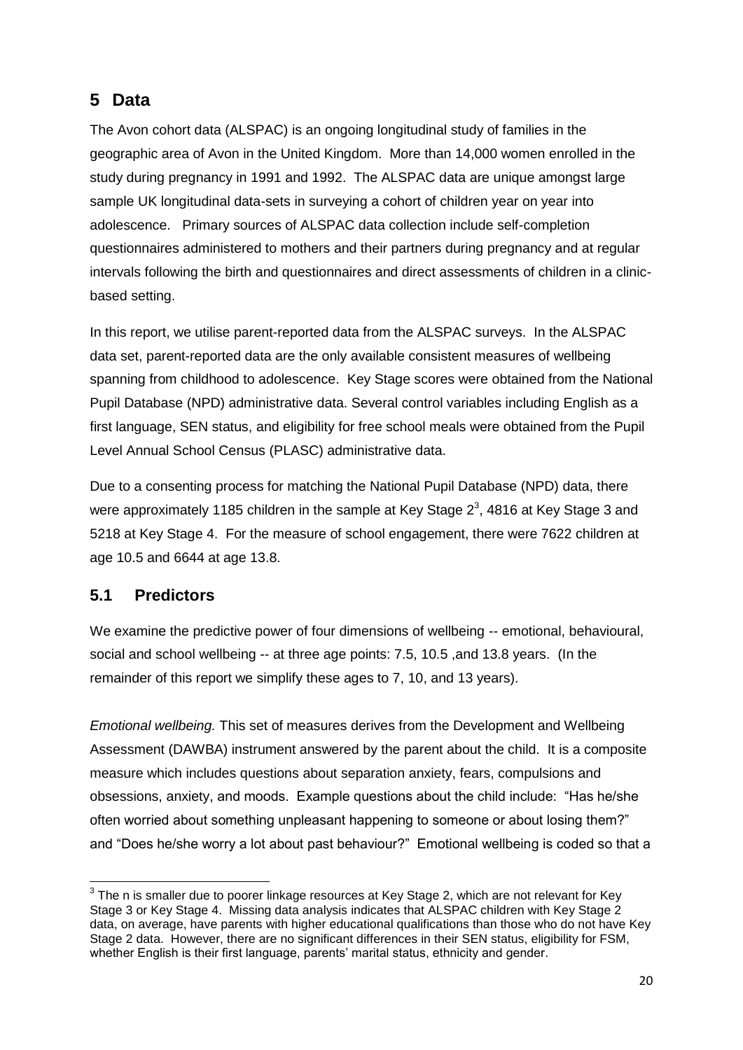## 5 Data

The Avon cohort data (ALSPAC) is an ongoing longitudinal study of families in the geographic area of Avon in the United Kingdom. More than 14,000 women enrolled in the study during pregnancy in 1991 and 1992. The ALSPAC data are unique amongst large sample UK longitudinal data-sets in surveying a cohort of children year on year into adolescence. Primary sources of ALSPAC data collection include self-completion questionnaires administered to mothers and their partners during pregnancy and at regular intervals following the birth and questionnaires and direct assessments of children in a clinic-based setting.

In this report, we utilise parent-reported data from the ALSPAC surveys. In the ALSPAC data set, parent-reported data are the only available consistent measures of wellbeing spanning from childhood to adolescence. Key Stage scores were obtained from the National Pupil Database (NPD) administrative data. Several control variables including English as a first language, SEN status, and eligibility for free school meals were obtained from the Pupil Level Annual School Census (PLASC) administrative data.

Due to a consenting process for matching the National Pupil Database (NPD) data, there were approximately 1185 children in the sample at Key Stage 2[3], 4816 at Key Stage 3 and 5218 at Key Stage 4. For the measure of school engagement, there were 7622 children at age 10.5 and 6644 at age 13.8.

### 5.1 Predictors

We examine the predictive power of four dimensions of wellbeing -- emotional, behavioural, social and school wellbeing -- at three age points: 7.5, 10.5 ,and 13.8 years. (In the remainder of this report we simplify these ages to 7, 10, and 13 years).

*Emotional wellbeing.* This set of measures derives from the Development and Wellbeing Assessment (DAWBA) instrument answered by the parent about the child. It is a composite measure which includes questions about separation anxiety, fears, compulsions and obsessions, anxiety, and moods. Example questions about the child include: "Has he/she often worried about something unpleasant happening to someone or about losing them?" and "Does he/she worry a lot about past behaviour?" Emotional wellbeing is coded so that a

---

[3] The n is smaller due to poorer linkage resources at Key Stage 2, which are not relevant for Key Stage 3 or Key Stage 4. Missing data analysis indicates that ALSPAC children with Key Stage 2 data, on average, have parents with higher educational qualifications than those who do not have Key Stage 2 data. However, there are no significant differences in their SEN status, eligibility for FSM, whether English is their first language, parents' marital status, ethnicity and gender.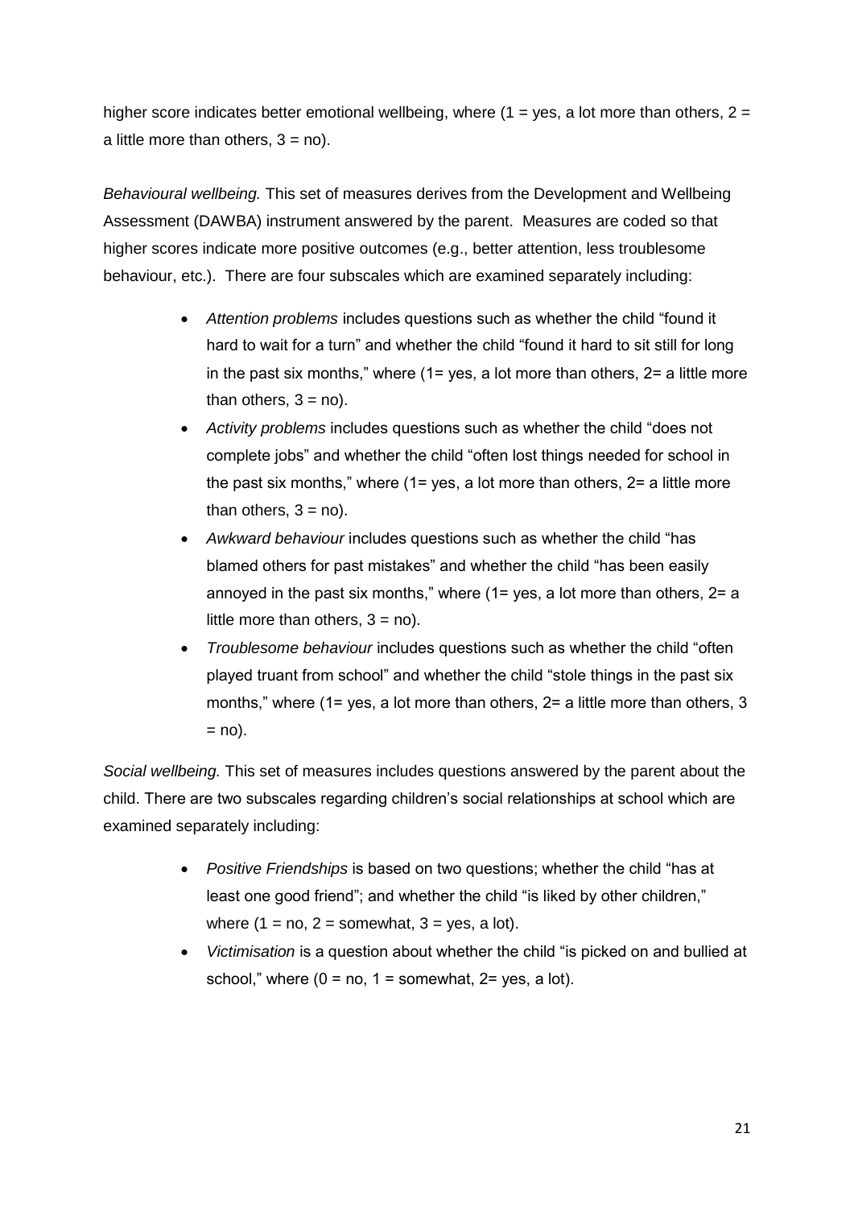higher score indicates better emotional wellbeing, where (1 = yes, a lot more than others, 2 = a little more than others, 3 = no).

*Behavioural wellbeing.* This set of measures derives from the Development and Wellbeing Assessment (DAWBA) instrument answered by the parent. Measures are coded so that higher scores indicate more positive outcomes (e.g., better attention, less troublesome behaviour, etc.). There are four subscales which are examined separately including:

- *Attention problems* includes questions such as whether the child "found it hard to wait for a turn" and whether the child "found it hard to sit still for long in the past six months," where (1= yes, a lot more than others, 2= a little more than others, 3 = no).
- *Activity problems* includes questions such as whether the child "does not complete jobs" and whether the child "often lost things needed for school in the past six months," where (1= yes, a lot more than others, 2= a little more than others, 3 = no).
- *Awkward behaviour* includes questions such as whether the child "has blamed others for past mistakes" and whether the child "has been easily annoyed in the past six months," where (1= yes, a lot more than others, 2= a little more than others, 3 = no).
- *Troublesome behaviour* includes questions such as whether the child "often played truant from school" and whether the child "stole things in the past six months," where (1= yes, a lot more than others, 2= a little more than others, 3 = no).

*Social wellbeing.* This set of measures includes questions answered by the parent about the child. There are two subscales regarding children's social relationships at school which are examined separately including:

- *Positive Friendships* is based on two questions; whether the child "has at least one good friend"; and whether the child "is liked by other children," where (1 = no, 2 = somewhat, 3 = yes, a lot).
- *Victimisation* is a question about whether the child "is picked on and bullied at school," where (0 = no, 1 = somewhat, 2= yes, a lot).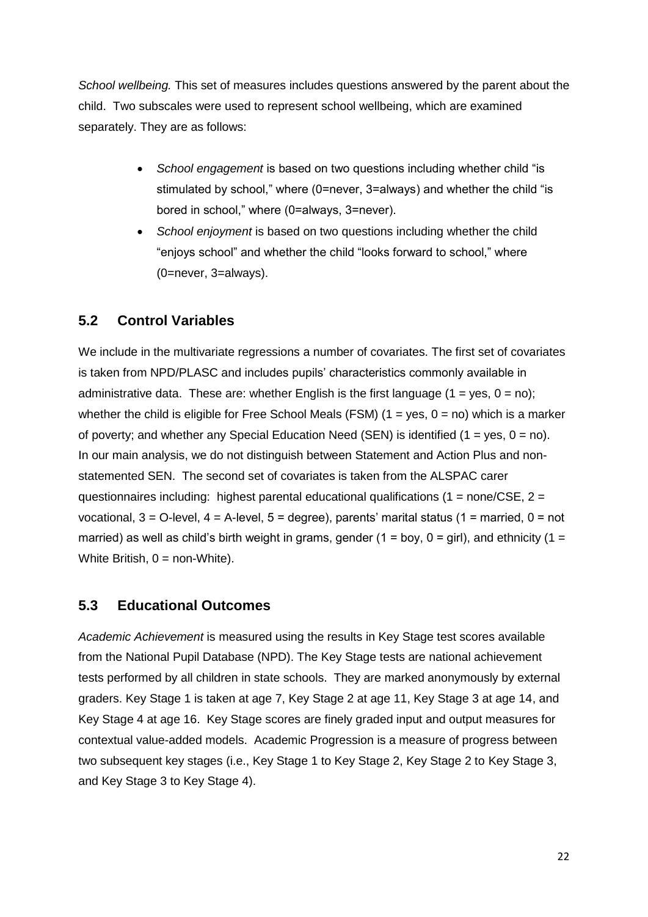*School wellbeing.* This set of measures includes questions answered by the parent about the child. Two subscales were used to represent school wellbeing, which are examined separately. They are as follows:

- *School engagement* is based on two questions including whether child "is stimulated by school," where (0=never, 3=always) and whether the child "is bored in school," where (0=always, 3=never).
- *School enjoyment* is based on two questions including whether the child "enjoys school" and whether the child "looks forward to school," where (0=never, 3=always).

## 5.2 Control Variables

We include in the multivariate regressions a number of covariates. The first set of covariates is taken from NPD/PLASC and includes pupils' characteristics commonly available in administrative data. These are: whether English is the first language (1 = yes, 0 = no); whether the child is eligible for Free School Meals (FSM) (1 = yes, 0 = no) which is a marker of poverty; and whether any Special Education Need (SEN) is identified (1 = yes, 0 = no). In our main analysis, we do not distinguish between Statement and Action Plus and non-statemented SEN. The second set of covariates is taken from the ALSPAC carer questionnaires including: highest parental educational qualifications (1 = none/CSE, 2 = vocational, 3 = O-level, 4 = A-level, 5 = degree), parents' marital status (1 = married, 0 = not married) as well as child's birth weight in grams, gender (1 = boy, 0 = girl), and ethnicity (1 = White British, 0 = non-White).

## 5.3 Educational Outcomes

*Academic Achievement* is measured using the results in Key Stage test scores available from the National Pupil Database (NPD). The Key Stage tests are national achievement tests performed by all children in state schools. They are marked anonymously by external graders. Key Stage 1 is taken at age 7, Key Stage 2 at age 11, Key Stage 3 at age 14, and Key Stage 4 at age 16. Key Stage scores are finely graded input and output measures for contextual value-added models. Academic Progression is a measure of progress between two subsequent key stages (i.e., Key Stage 1 to Key Stage 2, Key Stage 2 to Key Stage 3, and Key Stage 3 to Key Stage 4).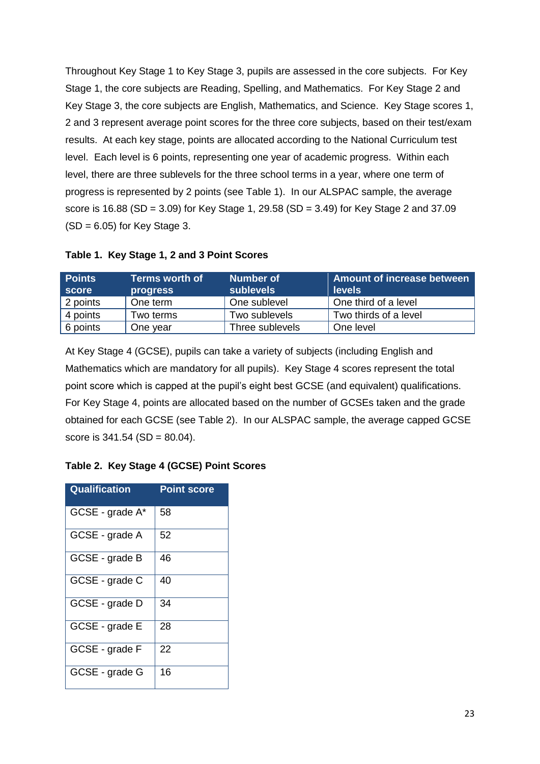Throughout Key Stage 1 to Key Stage 3, pupils are assessed in the core subjects. For Key Stage 1, the core subjects are Reading, Spelling, and Mathematics. For Key Stage 2 and Key Stage 3, the core subjects are English, Mathematics, and Science. Key Stage scores 1, 2 and 3 represent average point scores for the three core subjects, based on their test/exam results. At each key stage, points are allocated according to the National Curriculum test level. Each level is 6 points, representing one year of academic progress. Within each level, there are three sublevels for the three school terms in a year, where one term of progress is represented by 2 points (see Table 1). In our ALSPAC sample, the average score is 16.88 (SD = 3.09) for Key Stage 1, 29.58 (SD = 3.49) for Key Stage 2 and 37.09 (SD = 6.05) for Key Stage 3.

**Table 1. Key Stage 1, 2 and 3 Point Scores**

| Points score | Terms worth of progress | Number of sublevels | Amount of increase between levels |
|---|---|---|---|
| 2 points | One term | One sublevel | One third of a level |
| 4 points | Two terms | Two sublevels | Two thirds of a level |
| 6 points | One year | Three sublevels | One level |

At Key Stage 4 (GCSE), pupils can take a variety of subjects (including English and Mathematics which are mandatory for all pupils). Key Stage 4 scores represent the total point score which is capped at the pupil's eight best GCSE (and equivalent) qualifications. For Key Stage 4, points are allocated based on the number of GCSEs taken and the grade obtained for each GCSE (see Table 2). In our ALSPAC sample, the average capped GCSE score is 341.54 (SD = 80.04).

**Table 2. Key Stage 4 (GCSE) Point Scores**

| Qualification | Point score |
|---|---|
| GCSE - grade A* | 58 |
| GCSE - grade A | 52 |
| GCSE - grade B | 46 |
| GCSE - grade C | 40 |
| GCSE - grade D | 34 |
| GCSE - grade E | 28 |
| GCSE - grade F | 22 |
| GCSE - grade G | 16 |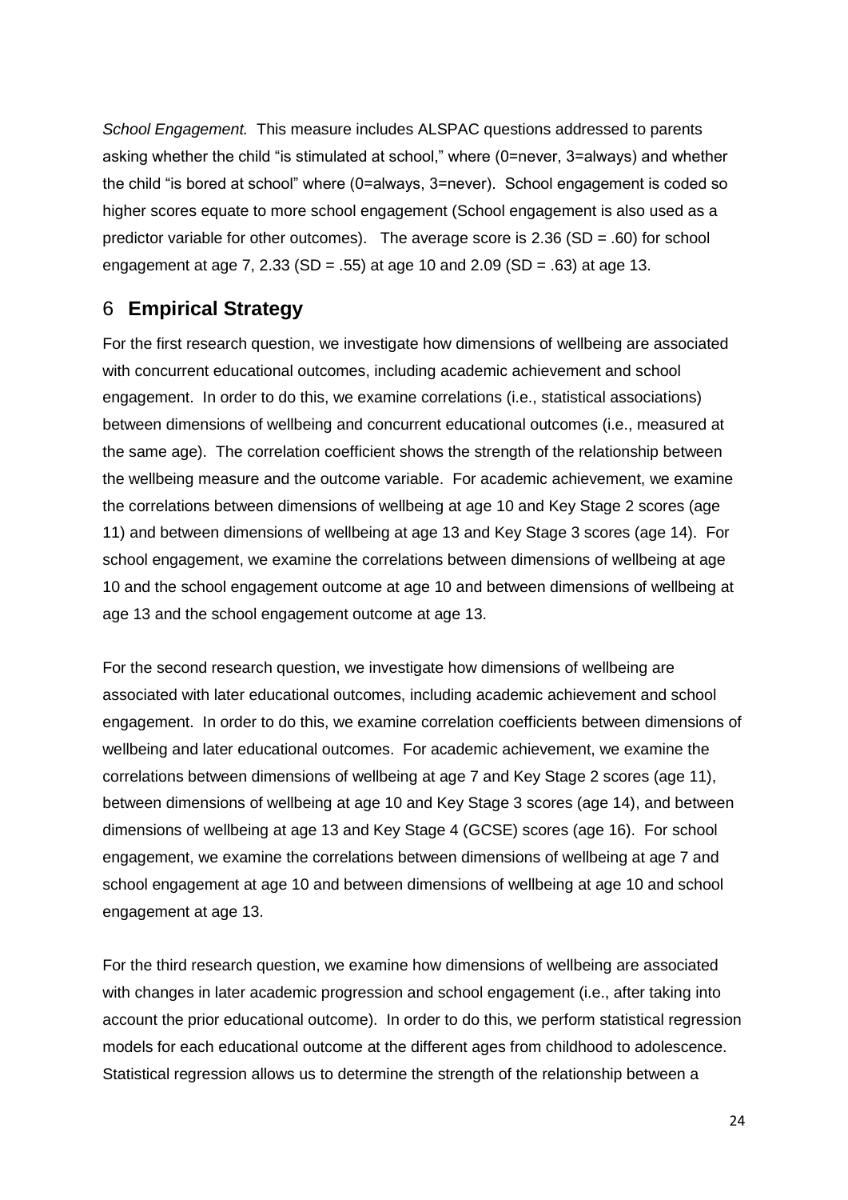*School Engagement.* This measure includes ALSPAC questions addressed to parents asking whether the child "is stimulated at school," where (0=never, 3=always) and whether the child "is bored at school" where (0=always, 3=never). School engagement is coded so higher scores equate to more school engagement (School engagement is also used as a predictor variable for other outcomes). The average score is 2.36 (SD = .60) for school engagement at age 7, 2.33 (SD = .55) at age 10 and 2.09 (SD = .63) at age 13.

# 6 Empirical Strategy

For the first research question, we investigate how dimensions of wellbeing are associated with concurrent educational outcomes, including academic achievement and school engagement. In order to do this, we examine correlations (i.e., statistical associations) between dimensions of wellbeing and concurrent educational outcomes (i.e., measured at the same age). The correlation coefficient shows the strength of the relationship between the wellbeing measure and the outcome variable. For academic achievement, we examine the correlations between dimensions of wellbeing at age 10 and Key Stage 2 scores (age 11) and between dimensions of wellbeing at age 13 and Key Stage 3 scores (age 14). For school engagement, we examine the correlations between dimensions of wellbeing at age 10 and the school engagement outcome at age 10 and between dimensions of wellbeing at age 13 and the school engagement outcome at age 13.

For the second research question, we investigate how dimensions of wellbeing are associated with later educational outcomes, including academic achievement and school engagement. In order to do this, we examine correlation coefficients between dimensions of wellbeing and later educational outcomes. For academic achievement, we examine the correlations between dimensions of wellbeing at age 7 and Key Stage 2 scores (age 11), between dimensions of wellbeing at age 10 and Key Stage 3 scores (age 14), and between dimensions of wellbeing at age 13 and Key Stage 4 (GCSE) scores (age 16). For school engagement, we examine the correlations between dimensions of wellbeing at age 7 and school engagement at age 10 and between dimensions of wellbeing at age 10 and school engagement at age 13.

For the third research question, we examine how dimensions of wellbeing are associated with changes in later academic progression and school engagement (i.e., after taking into account the prior educational outcome). In order to do this, we perform statistical regression models for each educational outcome at the different ages from childhood to adolescence. Statistical regression allows us to determine the strength of the relationship between a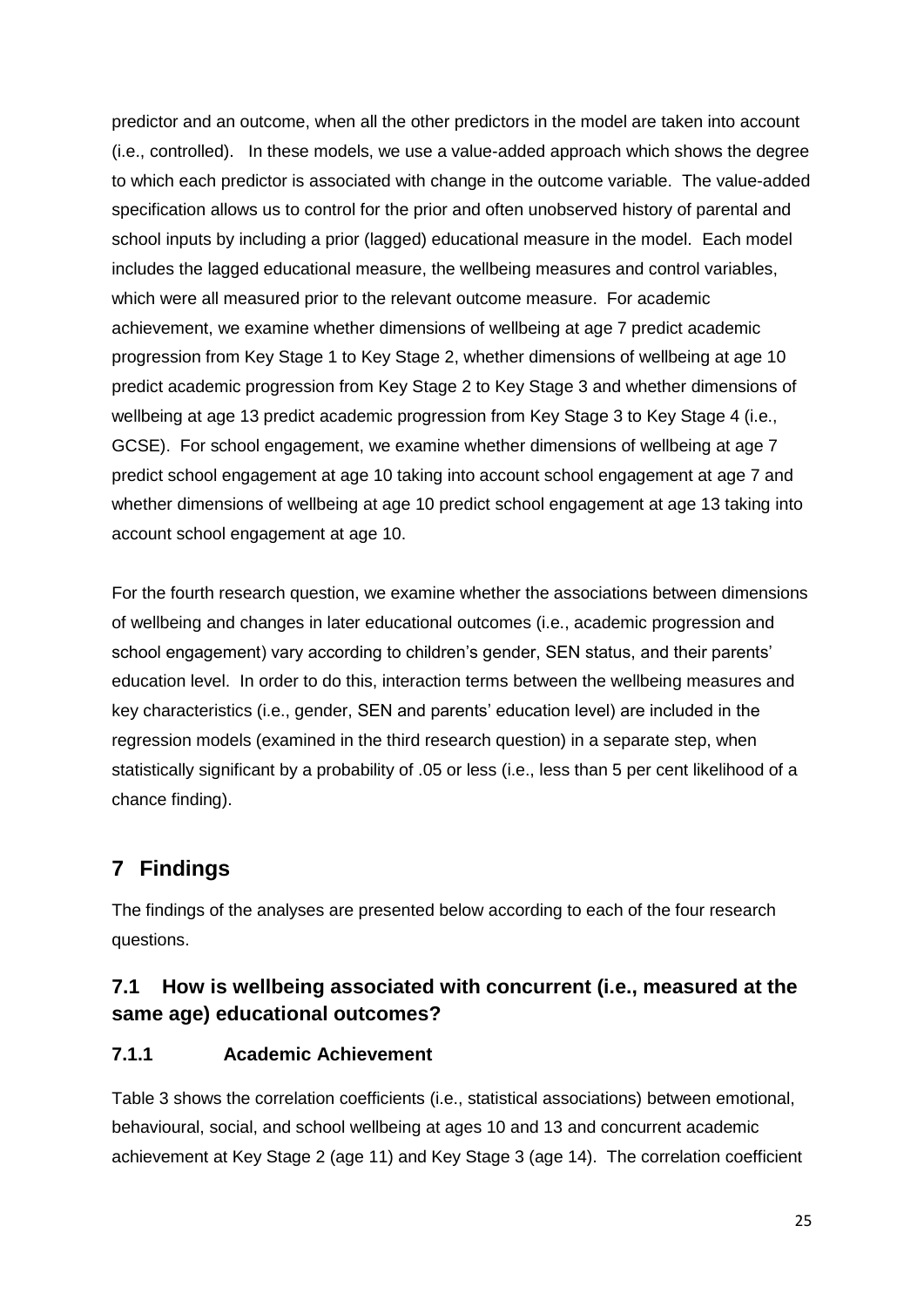predictor and an outcome, when all the other predictors in the model are taken into account (i.e., controlled). In these models, we use a value-added approach which shows the degree to which each predictor is associated with change in the outcome variable. The value-added specification allows us to control for the prior and often unobserved history of parental and school inputs by including a prior (lagged) educational measure in the model. Each model includes the lagged educational measure, the wellbeing measures and control variables, which were all measured prior to the relevant outcome measure. For academic achievement, we examine whether dimensions of wellbeing at age 7 predict academic progression from Key Stage 1 to Key Stage 2, whether dimensions of wellbeing at age 10 predict academic progression from Key Stage 2 to Key Stage 3 and whether dimensions of wellbeing at age 13 predict academic progression from Key Stage 3 to Key Stage 4 (i.e., GCSE). For school engagement, we examine whether dimensions of wellbeing at age 7 predict school engagement at age 10 taking into account school engagement at age 7 and whether dimensions of wellbeing at age 10 predict school engagement at age 13 taking into account school engagement at age 10.

For the fourth research question, we examine whether the associations between dimensions of wellbeing and changes in later educational outcomes (i.e., academic progression and school engagement) vary according to children's gender, SEN status, and their parents' education level. In order to do this, interaction terms between the wellbeing measures and key characteristics (i.e., gender, SEN and parents' education level) are included in the regression models (examined in the third research question) in a separate step, when statistically significant by a probability of .05 or less (i.e., less than 5 per cent likelihood of a chance finding).

# 7 Findings

The findings of the analyses are presented below according to each of the four research questions.

## 7.1 How is wellbeing associated with concurrent (i.e., measured at the same age) educational outcomes?

### 7.1.1 Academic Achievement

Table 3 shows the correlation coefficients (i.e., statistical associations) between emotional, behavioural, social, and school wellbeing at ages 10 and 13 and concurrent academic achievement at Key Stage 2 (age 11) and Key Stage 3 (age 14). The correlation coefficient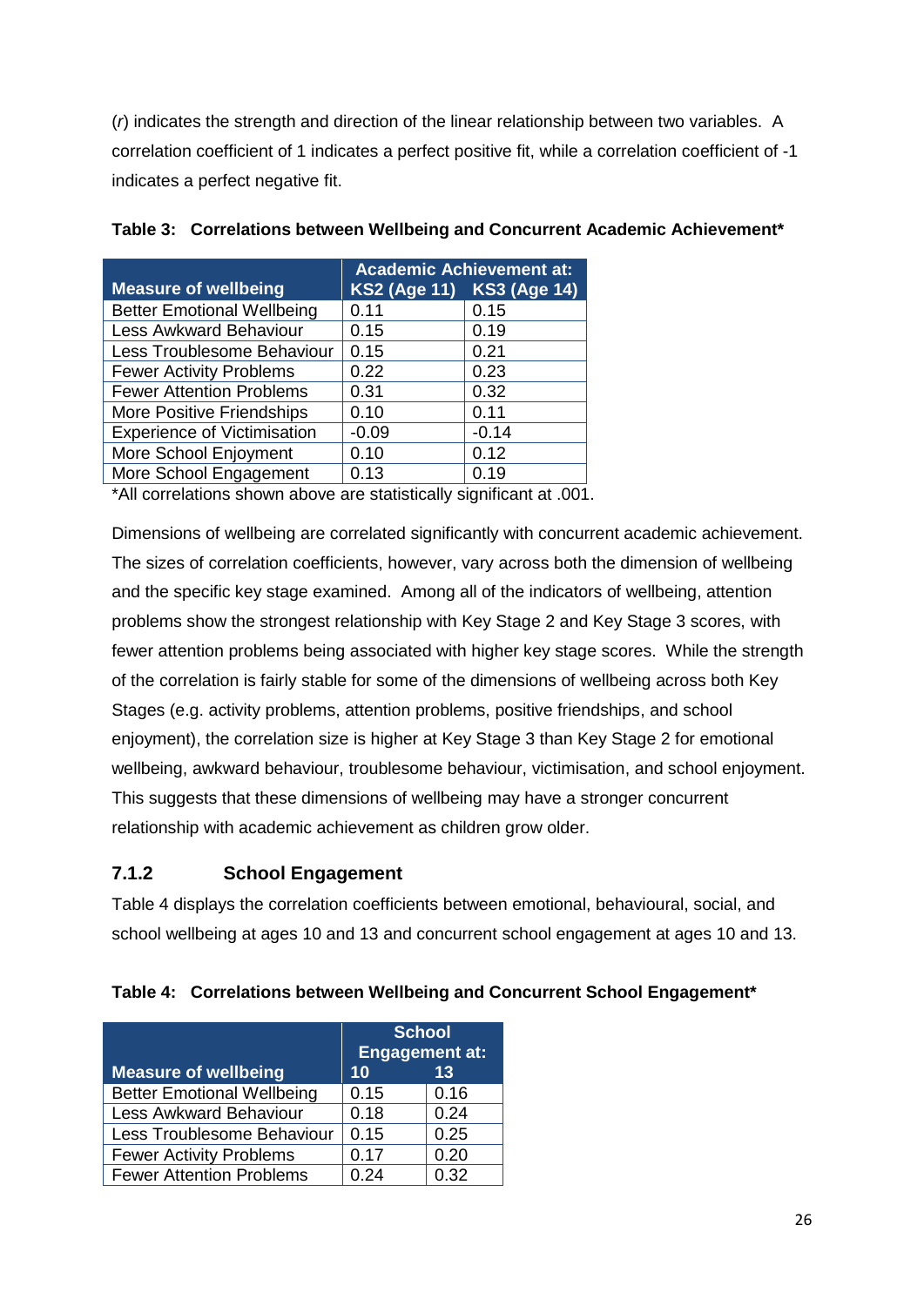(*r*) indicates the strength and direction of the linear relationship between two variables. A correlation coefficient of 1 indicates a perfect positive fit, while a correlation coefficient of -1 indicates a perfect negative fit.

**Table 3: Correlations between Wellbeing and Concurrent Academic Achievement***

| Measure of wellbeing | Academic Achievement at: KS2 (Age 11) | KS3 (Age 14) |
|---|---|---|
| Better Emotional Wellbeing | 0.11 | 0.15 |
| Less Awkward Behaviour | 0.15 | 0.19 |
| Less Troublesome Behaviour | 0.15 | 0.21 |
| Fewer Activity Problems | 0.22 | 0.23 |
| Fewer Attention Problems | 0.31 | 0.32 |
| More Positive Friendships | 0.10 | 0.11 |
| Experience of Victimisation | -0.09 | -0.14 |
| More School Enjoyment | 0.10 | 0.12 |
| More School Engagement | 0.13 | 0.19 |

*All correlations shown above are statistically significant at .001.

Dimensions of wellbeing are correlated significantly with concurrent academic achievement. The sizes of correlation coefficients, however, vary across both the dimension of wellbeing and the specific key stage examined. Among all of the indicators of wellbeing, attention problems show the strongest relationship with Key Stage 2 and Key Stage 3 scores, with fewer attention problems being associated with higher key stage scores. While the strength of the correlation is fairly stable for some of the dimensions of wellbeing across both Key Stages (e.g. activity problems, attention problems, positive friendships, and school enjoyment), the correlation size is higher at Key Stage 3 than Key Stage 2 for emotional wellbeing, awkward behaviour, troublesome behaviour, victimisation, and school enjoyment. This suggests that these dimensions of wellbeing may have a stronger concurrent relationship with academic achievement as children grow older.

### 7.1.2 School Engagement

Table 4 displays the correlation coefficients between emotional, behavioural, social, and school wellbeing at ages 10 and 13 and concurrent school engagement at ages 10 and 13.

**Table 4: Correlations between Wellbeing and Concurrent School Engagement***

| Measure of wellbeing | School Engagement at: 10 | 13 |
|---|---|---|
| Better Emotional Wellbeing | 0.15 | 0.16 |
| Less Awkward Behaviour | 0.18 | 0.24 |
| Less Troublesome Behaviour | 0.15 | 0.25 |
| Fewer Activity Problems | 0.17 | 0.20 |
| Fewer Attention Problems | 0.24 | 0.32 |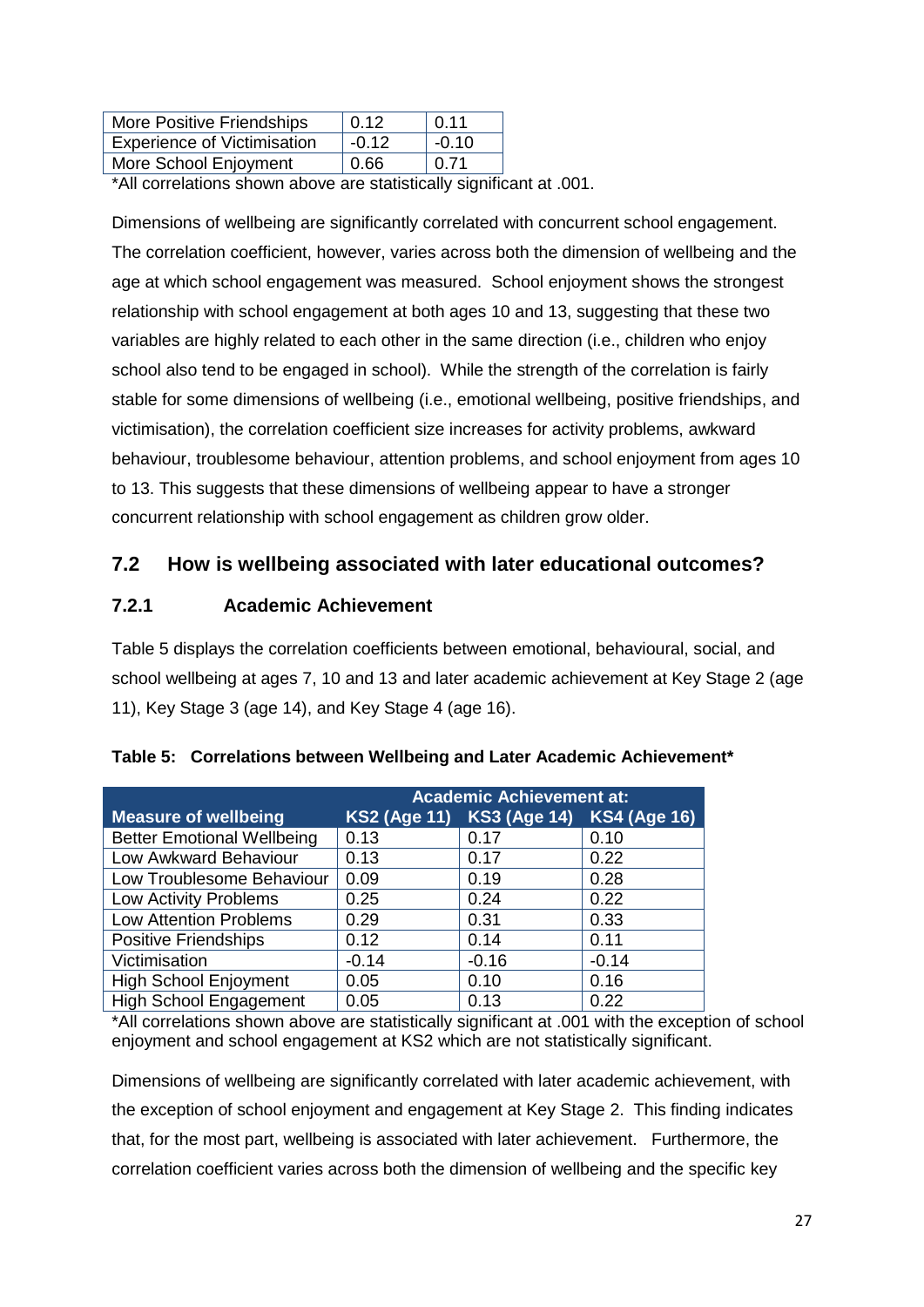| More Positive Friendships | 0.12 | 0.11 |
|---|---|---|
| Experience of Victimisation | -0.12 | -0.10 |
| More School Enjoyment | 0.66 | 0.71 |

*All correlations shown above are statistically significant at .001.

Dimensions of wellbeing are significantly correlated with concurrent school engagement. The correlation coefficient, however, varies across both the dimension of wellbeing and the age at which school engagement was measured. School enjoyment shows the strongest relationship with school engagement at both ages 10 and 13, suggesting that these two variables are highly related to each other in the same direction (i.e., children who enjoy school also tend to be engaged in school). While the strength of the correlation is fairly stable for some dimensions of wellbeing (i.e., emotional wellbeing, positive friendships, and victimisation), the correlation coefficient size increases for activity problems, awkward behaviour, troublesome behaviour, attention problems, and school enjoyment from ages 10 to 13. This suggests that these dimensions of wellbeing appear to have a stronger concurrent relationship with school engagement as children grow older.

## 7.2 How is wellbeing associated with later educational outcomes?

### 7.2.1 Academic Achievement

Table 5 displays the correlation coefficients between emotional, behavioural, social, and school wellbeing at ages 7, 10 and 13 and later academic achievement at Key Stage 2 (age 11), Key Stage 3 (age 14), and Key Stage 4 (age 16).

**Table 5: Correlations between Wellbeing and Later Academic Achievement***

| | Academic Achievement at: | | |
|---|---|---|---|
| **Measure of wellbeing** | **KS2 (Age 11)** | **KS3 (Age 14)** | **KS4 (Age 16)** |
| Better Emotional Wellbeing | 0.13 | 0.17 | 0.10 |
| Low Awkward Behaviour | 0.13 | 0.17 | 0.22 |
| Low Troublesome Behaviour | 0.09 | 0.19 | 0.28 |
| Low Activity Problems | 0.25 | 0.24 | 0.22 |
| Low Attention Problems | 0.29 | 0.31 | 0.33 |
| Positive Friendships | 0.12 | 0.14 | 0.11 |
| Victimisation | -0.14 | -0.16 | -0.14 |
| High School Enjoyment | 0.05 | 0.10 | 0.16 |
| High School Engagement | 0.05 | 0.13 | 0.22 |

*All correlations shown above are statistically significant at .001 with the exception of school enjoyment and school engagement at KS2 which are not statistically significant.

Dimensions of wellbeing are significantly correlated with later academic achievement, with the exception of school enjoyment and engagement at Key Stage 2. This finding indicates that, for the most part, wellbeing is associated with later achievement. Furthermore, the correlation coefficient varies across both the dimension of wellbeing and the specific key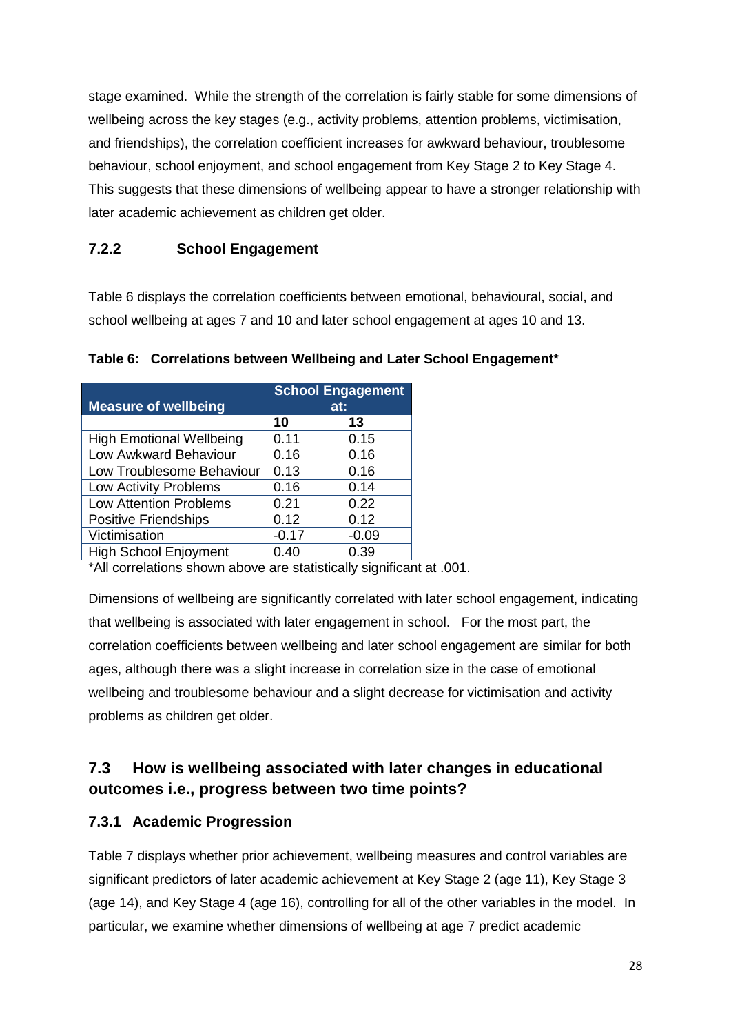stage examined. While the strength of the correlation is fairly stable for some dimensions of wellbeing across the key stages (e.g., activity problems, attention problems, victimisation, and friendships), the correlation coefficient increases for awkward behaviour, troublesome behaviour, school enjoyment, and school engagement from Key Stage 2 to Key Stage 4. This suggests that these dimensions of wellbeing appear to have a stronger relationship with later academic achievement as children get older.

### 7.2.2 School Engagement

Table 6 displays the correlation coefficients between emotional, behavioural, social, and school wellbeing at ages 7 and 10 and later school engagement at ages 10 and 13.

**Table 6: Correlations between Wellbeing and Later School Engagement***

| Measure of wellbeing | School Engagement at: | |
|---|---|---|
| | **10** | **13** |
| High Emotional Wellbeing | 0.11 | 0.15 |
| Low Awkward Behaviour | 0.16 | 0.16 |
| Low Troublesome Behaviour | 0.13 | 0.16 |
| Low Activity Problems | 0.16 | 0.14 |
| Low Attention Problems | 0.21 | 0.22 |
| Positive Friendships | 0.12 | 0.12 |
| Victimisation | -0.17 | -0.09 |
| High School Enjoyment | 0.40 | 0.39 |

*All correlations shown above are statistically significant at .001.

Dimensions of wellbeing are significantly correlated with later school engagement, indicating that wellbeing is associated with later engagement in school. For the most part, the correlation coefficients between wellbeing and later school engagement are similar for both ages, although there was a slight increase in correlation size in the case of emotional wellbeing and troublesome behaviour and a slight decrease for victimisation and activity problems as children get older.

## 7.3 How is wellbeing associated with later changes in educational outcomes i.e., progress between two time points?

### 7.3.1 Academic Progression

Table 7 displays whether prior achievement, wellbeing measures and control variables are significant predictors of later academic achievement at Key Stage 2 (age 11), Key Stage 3 (age 14), and Key Stage 4 (age 16), controlling for all of the other variables in the model. In particular, we examine whether dimensions of wellbeing at age 7 predict academic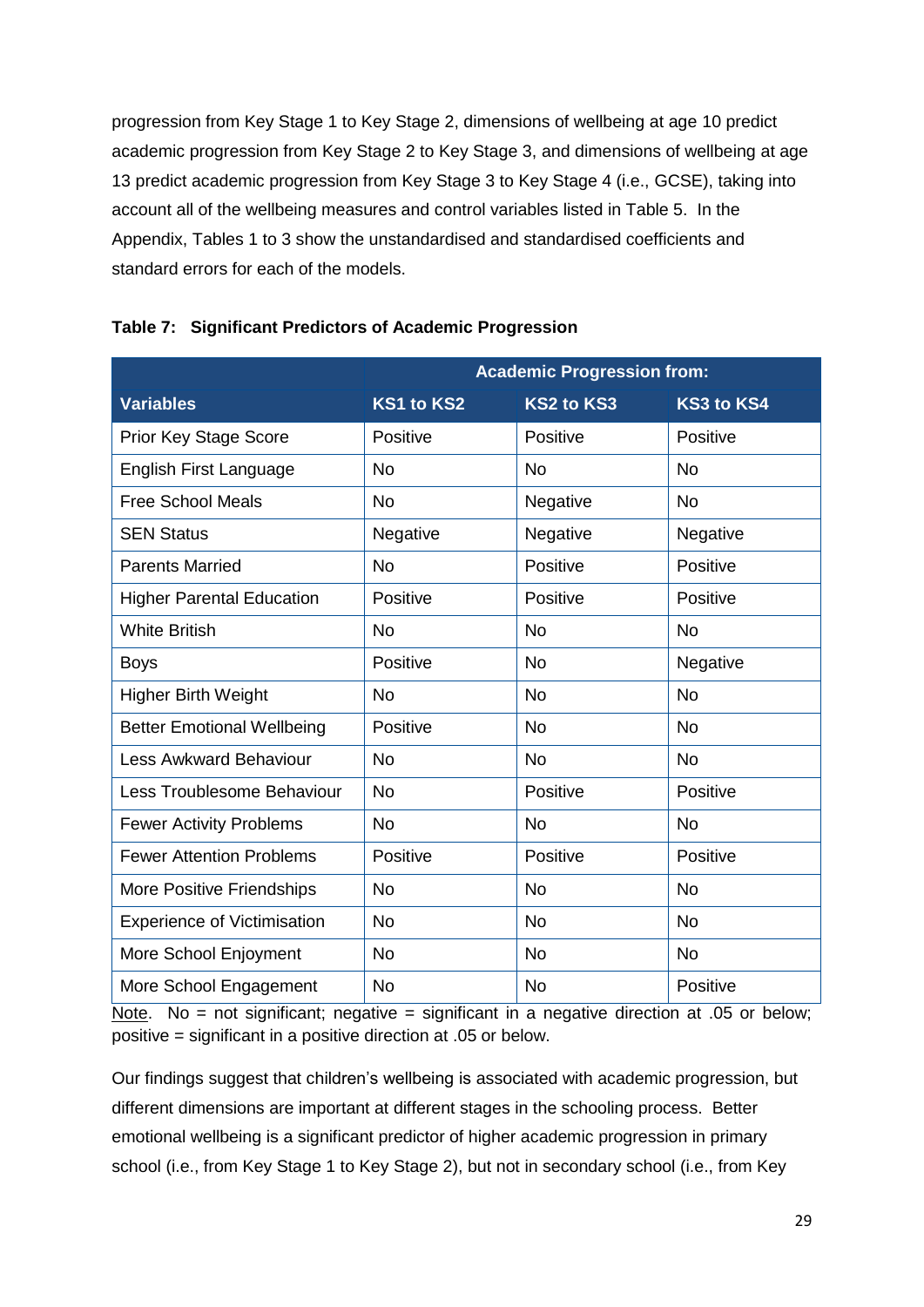progression from Key Stage 1 to Key Stage 2, dimensions of wellbeing at age 10 predict academic progression from Key Stage 2 to Key Stage 3, and dimensions of wellbeing at age 13 predict academic progression from Key Stage 3 to Key Stage 4 (i.e., GCSE), taking into account all of the wellbeing measures and control variables listed in Table 5. In the Appendix, Tables 1 to 3 show the unstandardised and standardised coefficients and standard errors for each of the models.

**Table 7: Significant Predictors of Academic Progression**

| | Academic Progression from: | | |
|---|---|---|---|
| **Variables** | **KS1 to KS2** | **KS2 to KS3** | **KS3 to KS4** |
| Prior Key Stage Score | Positive | Positive | Positive |
| English First Language | No | No | No |
| Free School Meals | No | Negative | No |
| SEN Status | Negative | Negative | Negative |
| Parents Married | No | Positive | Positive |
| Higher Parental Education | Positive | Positive | Positive |
| White British | No | No | No |
| Boys | Positive | No | Negative |
| Higher Birth Weight | No | No | No |
| Better Emotional Wellbeing | Positive | No | No |
| Less Awkward Behaviour | No | No | No |
| Less Troublesome Behaviour | No | Positive | Positive |
| Fewer Activity Problems | No | No | No |
| Fewer Attention Problems | Positive | Positive | Positive |
| More Positive Friendships | No | No | No |
| Experience of Victimisation | No | No | No |
| More School Enjoyment | No | No | No |
| More School Engagement | No | No | Positive |

Note. No = not significant; negative = significant in a negative direction at .05 or below; positive = significant in a positive direction at .05 or below.

Our findings suggest that children's wellbeing is associated with academic progression, but different dimensions are important at different stages in the schooling process. Better emotional wellbeing is a significant predictor of higher academic progression in primary school (i.e., from Key Stage 1 to Key Stage 2), but not in secondary school (i.e., from Key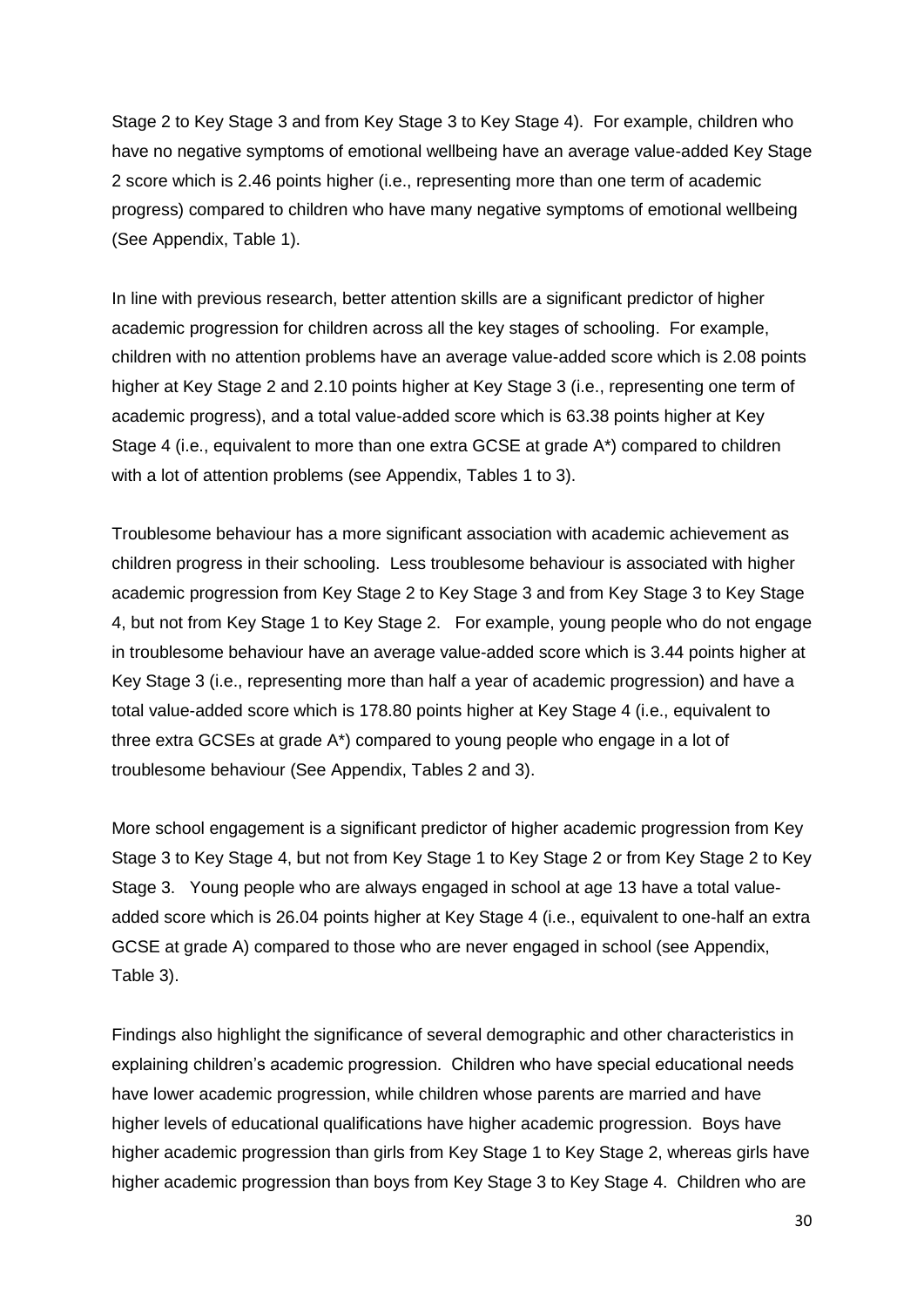Stage 2 to Key Stage 3 and from Key Stage 3 to Key Stage 4). For example, children who have no negative symptoms of emotional wellbeing have an average value-added Key Stage 2 score which is 2.46 points higher (i.e., representing more than one term of academic progress) compared to children who have many negative symptoms of emotional wellbeing (See Appendix, Table 1).

In line with previous research, better attention skills are a significant predictor of higher academic progression for children across all the key stages of schooling. For example, children with no attention problems have an average value-added score which is 2.08 points higher at Key Stage 2 and 2.10 points higher at Key Stage 3 (i.e., representing one term of academic progress), and a total value-added score which is 63.38 points higher at Key Stage 4 (i.e., equivalent to more than one extra GCSE at grade A*) compared to children with a lot of attention problems (see Appendix, Tables 1 to 3).

Troublesome behaviour has a more significant association with academic achievement as children progress in their schooling. Less troublesome behaviour is associated with higher academic progression from Key Stage 2 to Key Stage 3 and from Key Stage 3 to Key Stage 4, but not from Key Stage 1 to Key Stage 2. For example, young people who do not engage in troublesome behaviour have an average value-added score which is 3.44 points higher at Key Stage 3 (i.e., representing more than half a year of academic progression) and have a total value-added score which is 178.80 points higher at Key Stage 4 (i.e., equivalent to three extra GCSEs at grade A*) compared to young people who engage in a lot of troublesome behaviour (See Appendix, Tables 2 and 3).

More school engagement is a significant predictor of higher academic progression from Key Stage 3 to Key Stage 4, but not from Key Stage 1 to Key Stage 2 or from Key Stage 2 to Key Stage 3. Young people who are always engaged in school at age 13 have a total value-added score which is 26.04 points higher at Key Stage 4 (i.e., equivalent to one-half an extra GCSE at grade A) compared to those who are never engaged in school (see Appendix, Table 3).

Findings also highlight the significance of several demographic and other characteristics in explaining children's academic progression. Children who have special educational needs have lower academic progression, while children whose parents are married and have higher levels of educational qualifications have higher academic progression. Boys have higher academic progression than girls from Key Stage 1 to Key Stage 2, whereas girls have higher academic progression than boys from Key Stage 3 to Key Stage 4. Children who are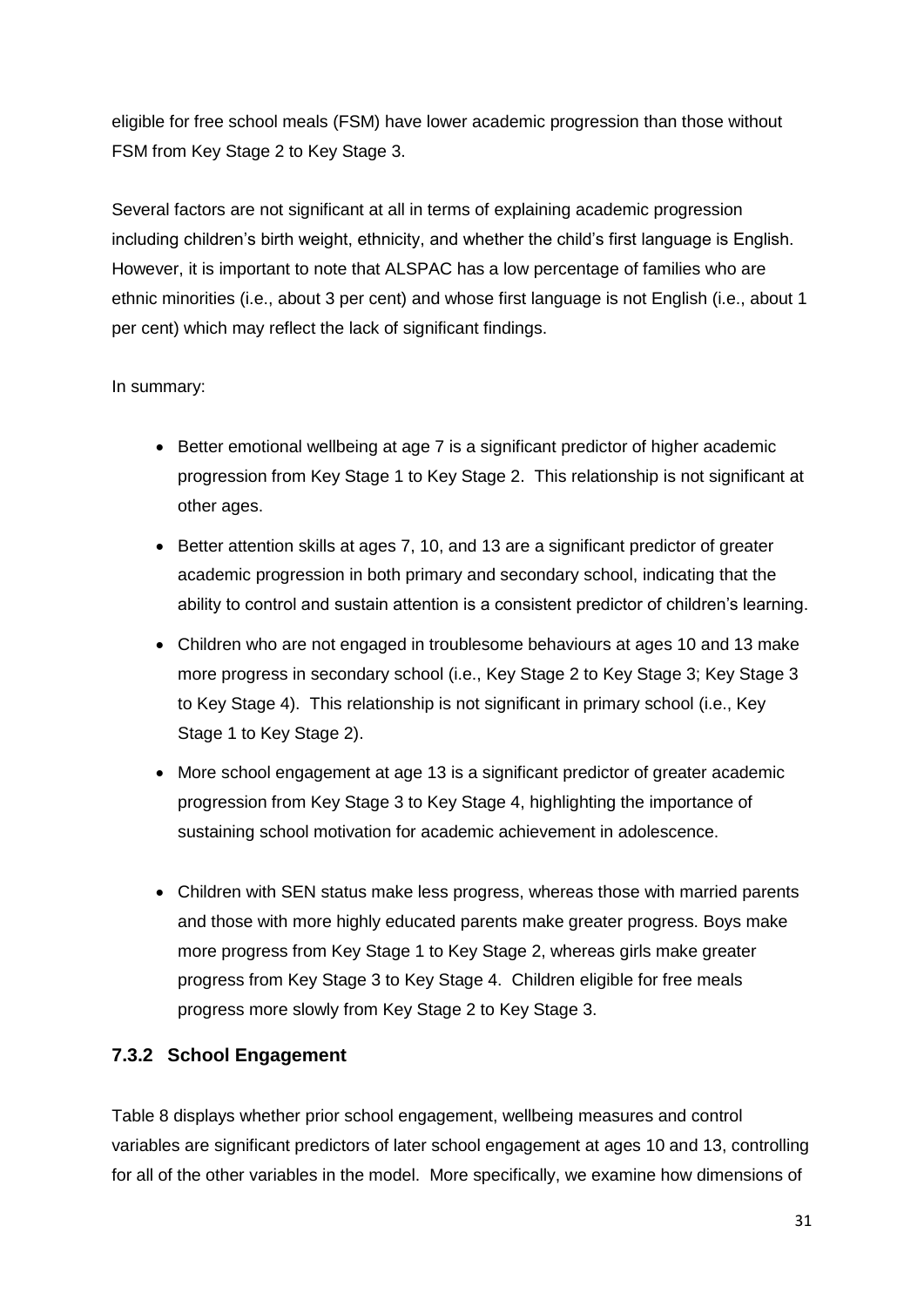eligible for free school meals (FSM) have lower academic progression than those without FSM from Key Stage 2 to Key Stage 3.

Several factors are not significant at all in terms of explaining academic progression including children's birth weight, ethnicity, and whether the child's first language is English. However, it is important to note that ALSPAC has a low percentage of families who are ethnic minorities (i.e., about 3 per cent) and whose first language is not English (i.e., about 1 per cent) which may reflect the lack of significant findings.

In summary:

- Better emotional wellbeing at age 7 is a significant predictor of higher academic progression from Key Stage 1 to Key Stage 2. This relationship is not significant at other ages.
- Better attention skills at ages 7, 10, and 13 are a significant predictor of greater academic progression in both primary and secondary school, indicating that the ability to control and sustain attention is a consistent predictor of children's learning.
- Children who are not engaged in troublesome behaviours at ages 10 and 13 make more progress in secondary school (i.e., Key Stage 2 to Key Stage 3; Key Stage 3 to Key Stage 4). This relationship is not significant in primary school (i.e., Key Stage 1 to Key Stage 2).
- More school engagement at age 13 is a significant predictor of greater academic progression from Key Stage 3 to Key Stage 4, highlighting the importance of sustaining school motivation for academic achievement in adolescence.
- Children with SEN status make less progress, whereas those with married parents and those with more highly educated parents make greater progress. Boys make more progress from Key Stage 1 to Key Stage 2, whereas girls make greater progress from Key Stage 3 to Key Stage 4. Children eligible for free meals progress more slowly from Key Stage 2 to Key Stage 3.

### 7.3.2 School Engagement

Table 8 displays whether prior school engagement, wellbeing measures and control variables are significant predictors of later school engagement at ages 10 and 13, controlling for all of the other variables in the model. More specifically, we examine how dimensions of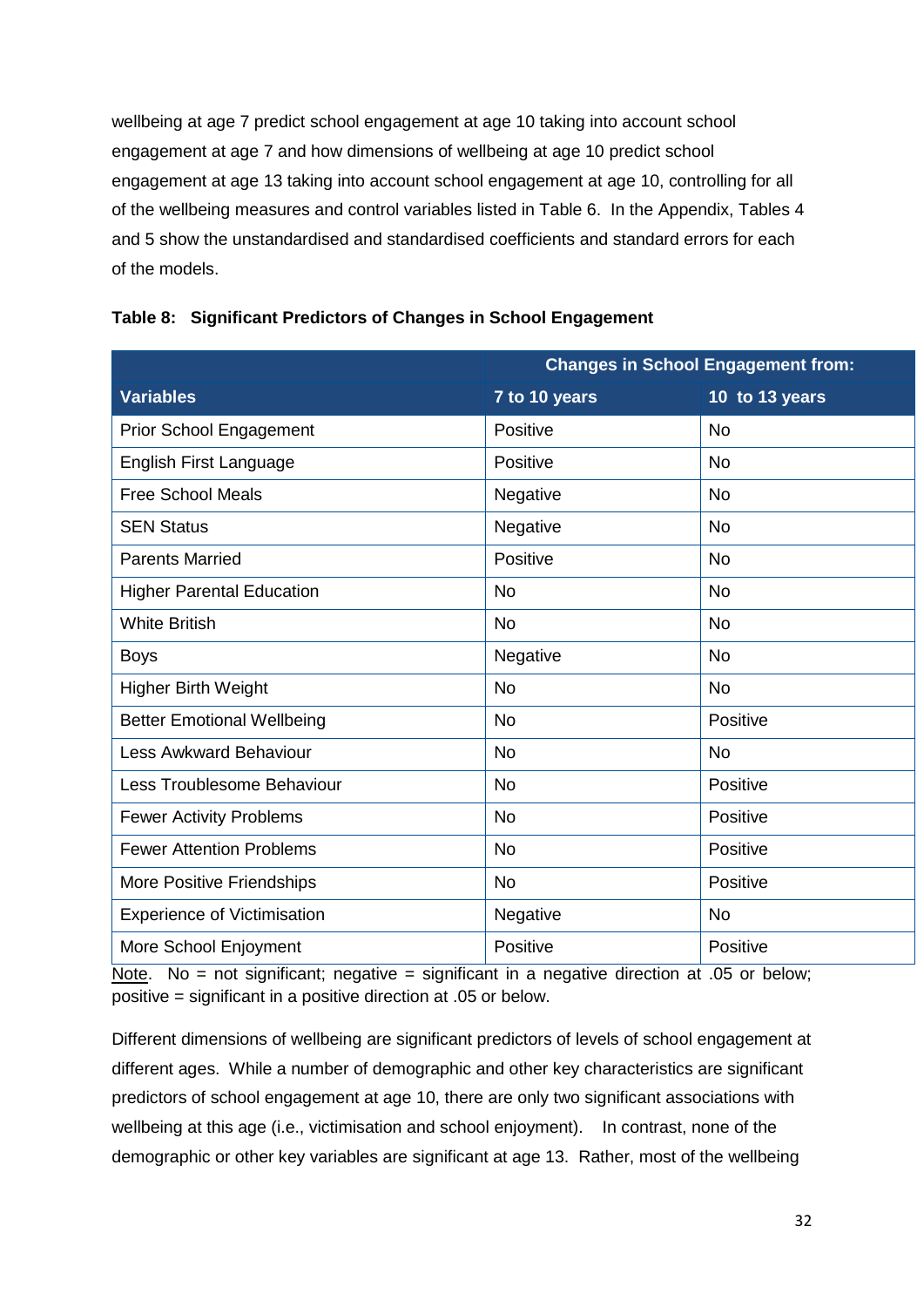wellbeing at age 7 predict school engagement at age 10 taking into account school engagement at age 7 and how dimensions of wellbeing at age 10 predict school engagement at age 13 taking into account school engagement at age 10, controlling for all of the wellbeing measures and control variables listed in Table 6. In the Appendix, Tables 4 and 5 show the unstandardised and standardised coefficients and standard errors for each of the models.

**Table 8: Significant Predictors of Changes in School Engagement**

| | Changes in School Engagement from: | |
|---|---|---|
| **Variables** | **7 to 10 years** | **10 to 13 years** |
| Prior School Engagement | Positive | No |
| English First Language | Positive | No |
| Free School Meals | Negative | No |
| SEN Status | Negative | No |
| Parents Married | Positive | No |
| Higher Parental Education | No | No |
| White British | No | No |
| Boys | Negative | No |
| Higher Birth Weight | No | No |
| Better Emotional Wellbeing | No | Positive |
| Less Awkward Behaviour | No | No |
| Less Troublesome Behaviour | No | Positive |
| Fewer Activity Problems | No | Positive |
| Fewer Attention Problems | No | Positive |
| More Positive Friendships | No | Positive |
| Experience of Victimisation | Negative | No |
| More School Enjoyment | Positive | Positive |

Note. No = not significant; negative = significant in a negative direction at .05 or below; positive = significant in a positive direction at .05 or below.

Different dimensions of wellbeing are significant predictors of levels of school engagement at different ages. While a number of demographic and other key characteristics are significant predictors of school engagement at age 10, there are only two significant associations with wellbeing at this age (i.e., victimisation and school enjoyment). In contrast, none of the demographic or other key variables are significant at age 13. Rather, most of the wellbeing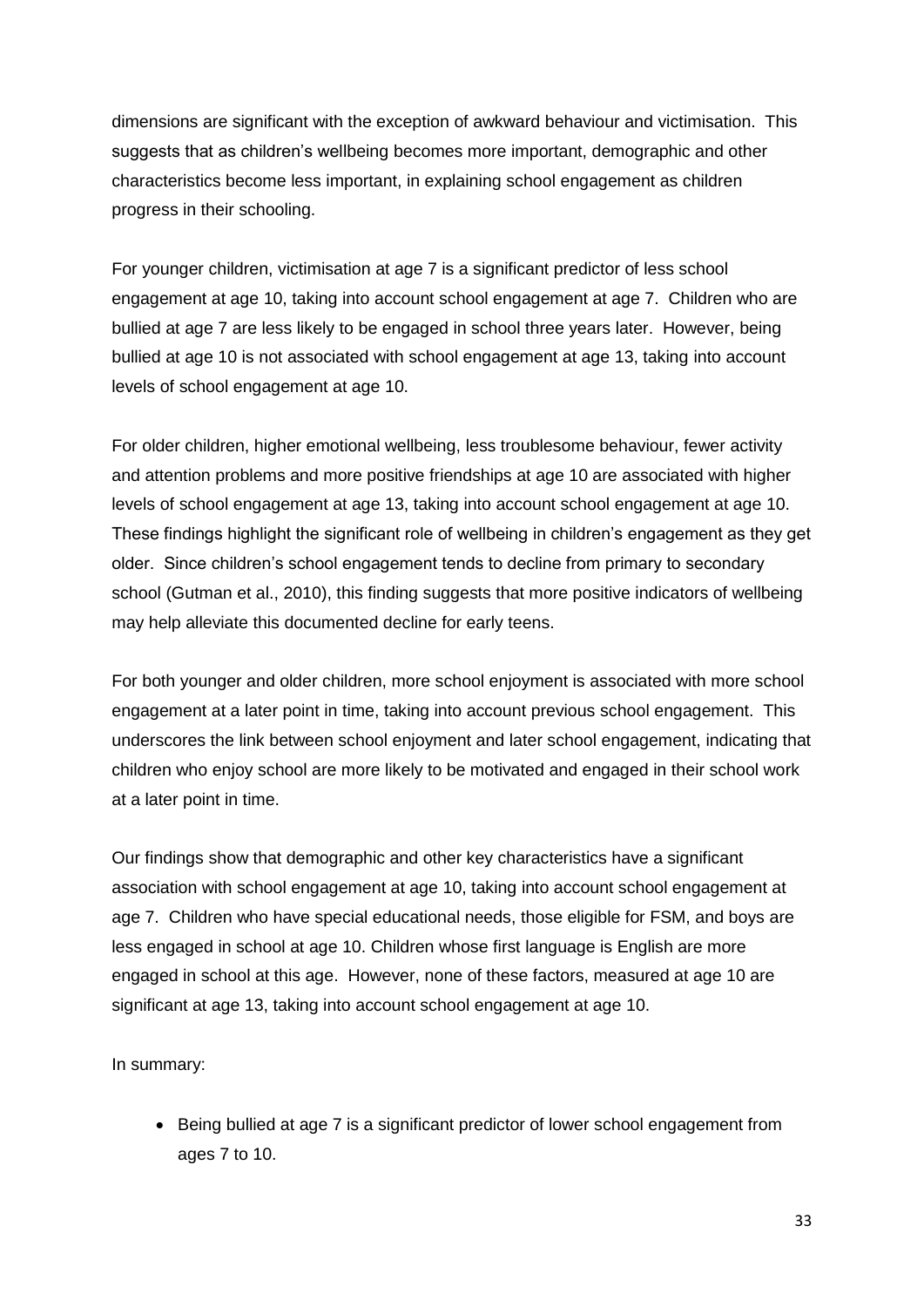dimensions are significant with the exception of awkward behaviour and victimisation. This suggests that as children's wellbeing becomes more important, demographic and other characteristics become less important, in explaining school engagement as children progress in their schooling.

For younger children, victimisation at age 7 is a significant predictor of less school engagement at age 10, taking into account school engagement at age 7. Children who are bullied at age 7 are less likely to be engaged in school three years later. However, being bullied at age 10 is not associated with school engagement at age 13, taking into account levels of school engagement at age 10.

For older children, higher emotional wellbeing, less troublesome behaviour, fewer activity and attention problems and more positive friendships at age 10 are associated with higher levels of school engagement at age 13, taking into account school engagement at age 10. These findings highlight the significant role of wellbeing in children's engagement as they get older. Since children's school engagement tends to decline from primary to secondary school (Gutman et al., 2010), this finding suggests that more positive indicators of wellbeing may help alleviate this documented decline for early teens.

For both younger and older children, more school enjoyment is associated with more school engagement at a later point in time, taking into account previous school engagement. This underscores the link between school enjoyment and later school engagement, indicating that children who enjoy school are more likely to be motivated and engaged in their school work at a later point in time.

Our findings show that demographic and other key characteristics have a significant association with school engagement at age 10, taking into account school engagement at age 7. Children who have special educational needs, those eligible for FSM, and boys are less engaged in school at age 10. Children whose first language is English are more engaged in school at this age. However, none of these factors, measured at age 10 are significant at age 13, taking into account school engagement at age 10.

In summary:

- Being bullied at age 7 is a significant predictor of lower school engagement from ages 7 to 10.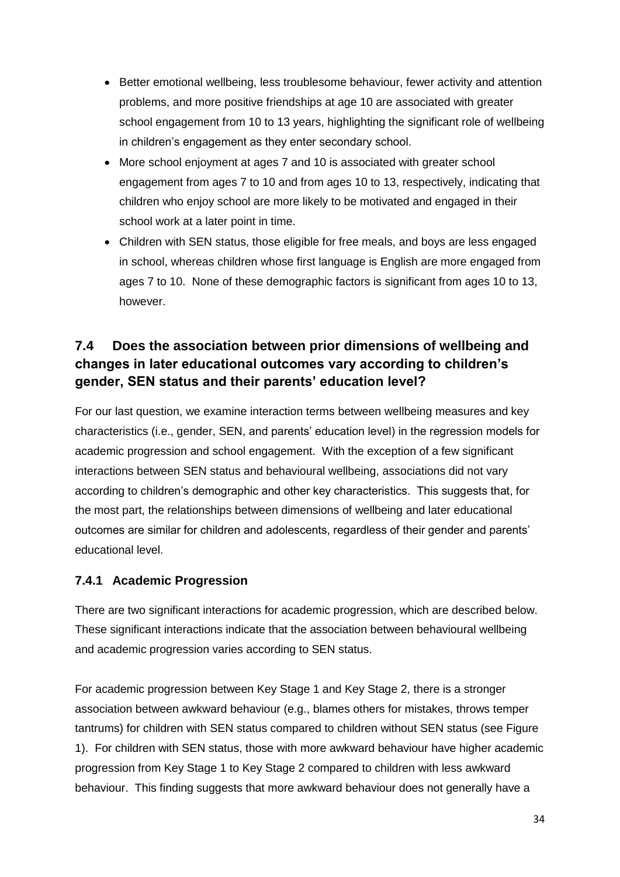- Better emotional wellbeing, less troublesome behaviour, fewer activity and attention problems, and more positive friendships at age 10 are associated with greater school engagement from 10 to 13 years, highlighting the significant role of wellbeing in children's engagement as they enter secondary school.
- More school enjoyment at ages 7 and 10 is associated with greater school engagement from ages 7 to 10 and from ages 10 to 13, respectively, indicating that children who enjoy school are more likely to be motivated and engaged in their school work at a later point in time.
- Children with SEN status, those eligible for free meals, and boys are less engaged in school, whereas children whose first language is English are more engaged from ages 7 to 10. None of these demographic factors is significant from ages 10 to 13, however.

## 7.4 Does the association between prior dimensions of wellbeing and changes in later educational outcomes vary according to children's gender, SEN status and their parents' education level?

For our last question, we examine interaction terms between wellbeing measures and key characteristics (i.e., gender, SEN, and parents' education level) in the regression models for academic progression and school engagement. With the exception of a few significant interactions between SEN status and behavioural wellbeing, associations did not vary according to children's demographic and other key characteristics. This suggests that, for the most part, the relationships between dimensions of wellbeing and later educational outcomes are similar for children and adolescents, regardless of their gender and parents' educational level.

### 7.4.1 Academic Progression

There are two significant interactions for academic progression, which are described below. These significant interactions indicate that the association between behavioural wellbeing and academic progression varies according to SEN status.

For academic progression between Key Stage 1 and Key Stage 2, there is a stronger association between awkward behaviour (e.g., blames others for mistakes, throws temper tantrums) for children with SEN status compared to children without SEN status (see Figure 1). For children with SEN status, those with more awkward behaviour have higher academic progression from Key Stage 1 to Key Stage 2 compared to children with less awkward behaviour. This finding suggests that more awkward behaviour does not generally have a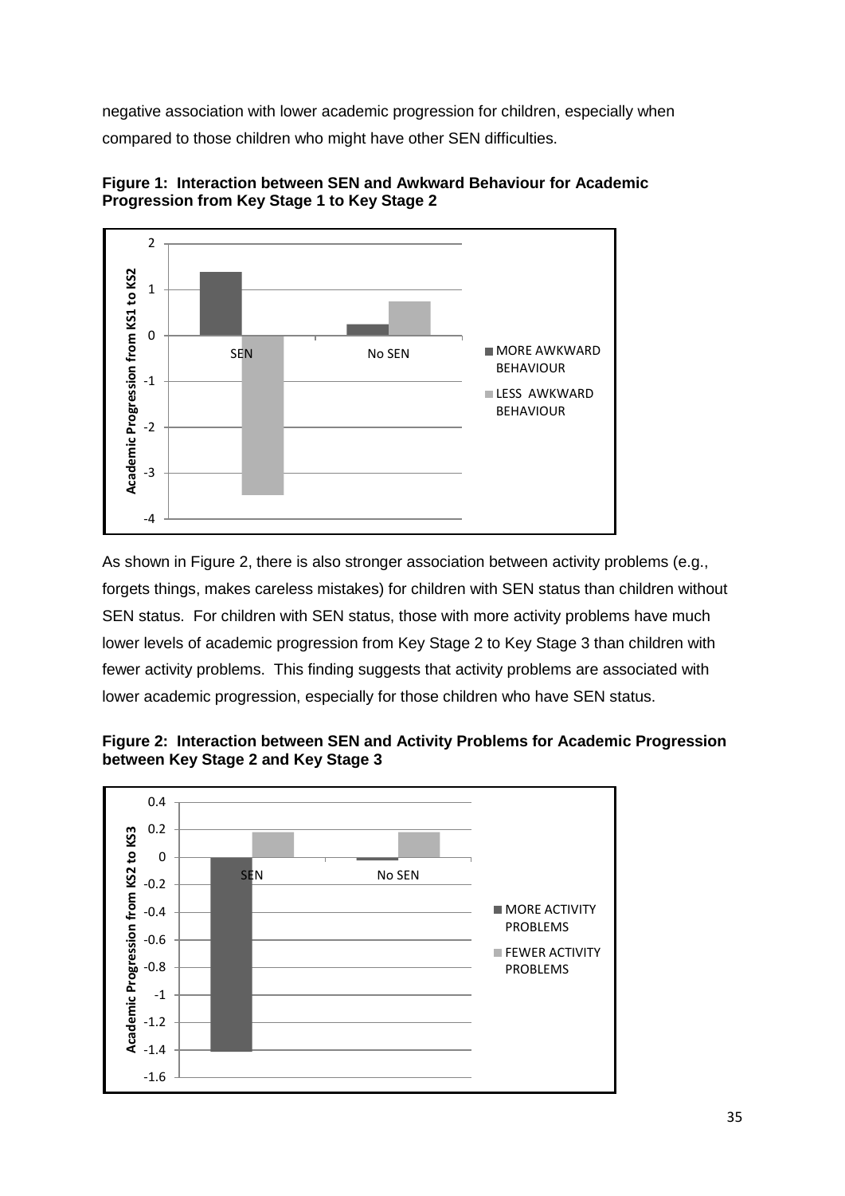negative association with lower academic progression for children, especially when compared to those children who might have other SEN difficulties.

**Figure 1: Interaction between SEN and Awkward Behaviour for Academic Progression from Key Stage 1 to Key Stage 2**

As shown in Figure 2, there is also stronger association between activity problems (e.g., forgets things, makes careless mistakes) for children with SEN status than children without SEN status. For children with SEN status, those with more activity problems have much lower levels of academic progression from Key Stage 2 to Key Stage 3 than children with fewer activity problems. This finding suggests that activity problems are associated with lower academic progression, especially for those children who have SEN status.

**Figure 2: Interaction between SEN and Activity Problems for Academic Progression between Key Stage 2 and Key Stage 3**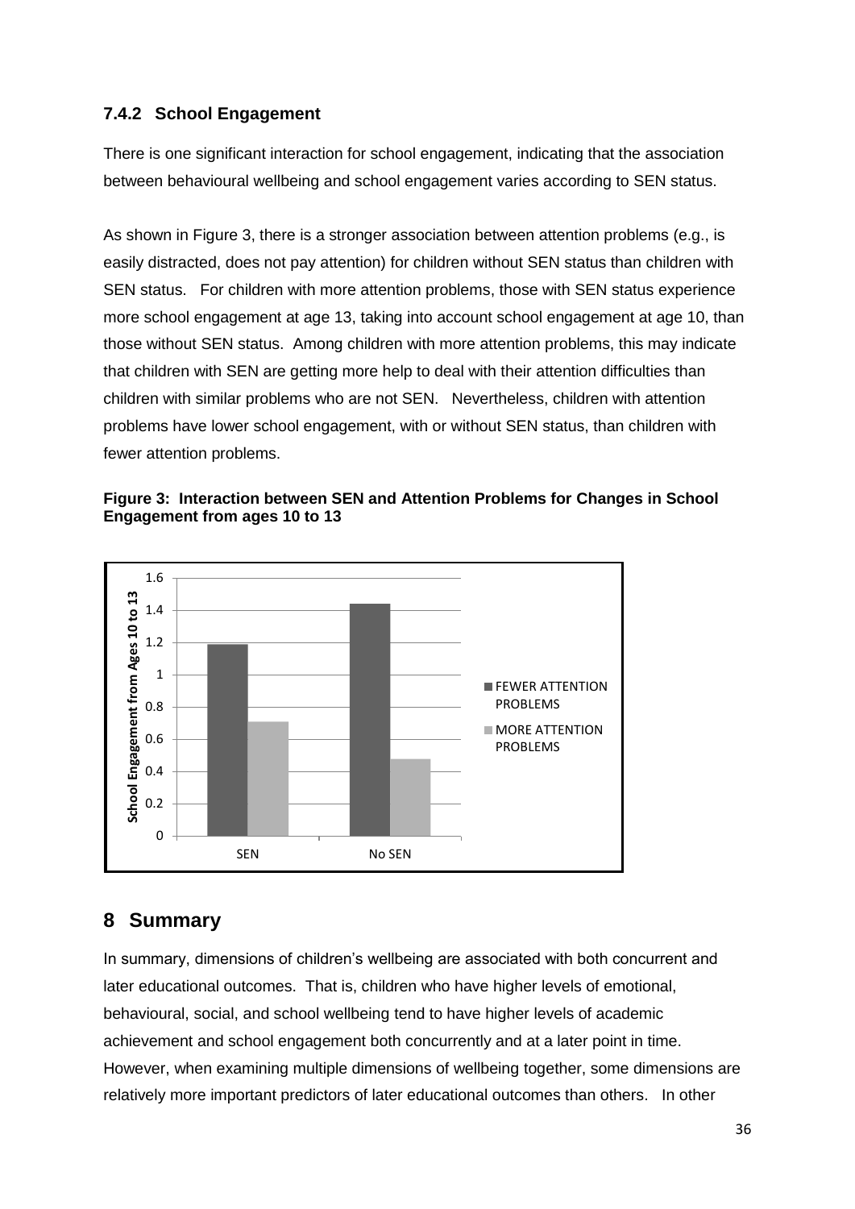### 7.4.2 School Engagement

There is one significant interaction for school engagement, indicating that the association between behavioural wellbeing and school engagement varies according to SEN status.

As shown in Figure 3, there is a stronger association between attention problems (e.g., is easily distracted, does not pay attention) for children without SEN status than children with SEN status. For children with more attention problems, those with SEN status experience more school engagement at age 13, taking into account school engagement at age 10, than those without SEN status. Among children with more attention problems, this may indicate that children with SEN are getting more help to deal with their attention difficulties than children with similar problems who are not SEN. Nevertheless, children with attention problems have lower school engagement, with or without SEN status, than children with fewer attention problems.

**Figure 3: Interaction between SEN and Attention Problems for Changes in School Engagement from ages 10 to 13**

## 8 Summary

In summary, dimensions of children's wellbeing are associated with both concurrent and later educational outcomes. That is, children who have higher levels of emotional, behavioural, social, and school wellbeing tend to have higher levels of academic achievement and school engagement both concurrently and at a later point in time. However, when examining multiple dimensions of wellbeing together, some dimensions are relatively more important predictors of later educational outcomes than others. In other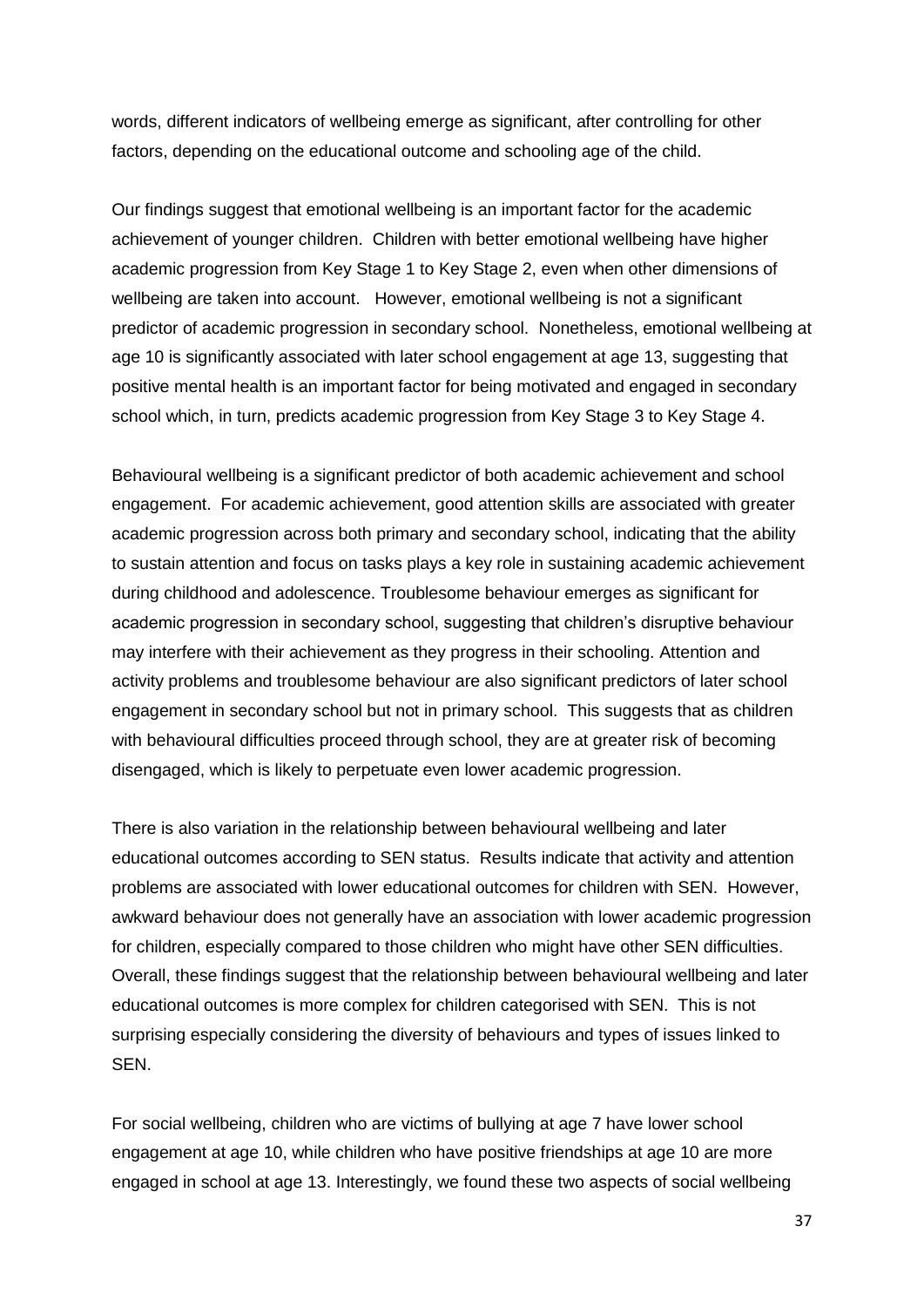words, different indicators of wellbeing emerge as significant, after controlling for other factors, depending on the educational outcome and schooling age of the child.

Our findings suggest that emotional wellbeing is an important factor for the academic achievement of younger children. Children with better emotional wellbeing have higher academic progression from Key Stage 1 to Key Stage 2, even when other dimensions of wellbeing are taken into account. However, emotional wellbeing is not a significant predictor of academic progression in secondary school. Nonetheless, emotional wellbeing at age 10 is significantly associated with later school engagement at age 13, suggesting that positive mental health is an important factor for being motivated and engaged in secondary school which, in turn, predicts academic progression from Key Stage 3 to Key Stage 4.

Behavioural wellbeing is a significant predictor of both academic achievement and school engagement. For academic achievement, good attention skills are associated with greater academic progression across both primary and secondary school, indicating that the ability to sustain attention and focus on tasks plays a key role in sustaining academic achievement during childhood and adolescence. Troublesome behaviour emerges as significant for academic progression in secondary school, suggesting that children's disruptive behaviour may interfere with their achievement as they progress in their schooling. Attention and activity problems and troublesome behaviour are also significant predictors of later school engagement in secondary school but not in primary school. This suggests that as children with behavioural difficulties proceed through school, they are at greater risk of becoming disengaged, which is likely to perpetuate even lower academic progression.

There is also variation in the relationship between behavioural wellbeing and later educational outcomes according to SEN status. Results indicate that activity and attention problems are associated with lower educational outcomes for children with SEN. However, awkward behaviour does not generally have an association with lower academic progression for children, especially compared to those children who might have other SEN difficulties. Overall, these findings suggest that the relationship between behavioural wellbeing and later educational outcomes is more complex for children categorised with SEN. This is not surprising especially considering the diversity of behaviours and types of issues linked to SEN.

For social wellbeing, children who are victims of bullying at age 7 have lower school engagement at age 10, while children who have positive friendships at age 10 are more engaged in school at age 13. Interestingly, we found these two aspects of social wellbeing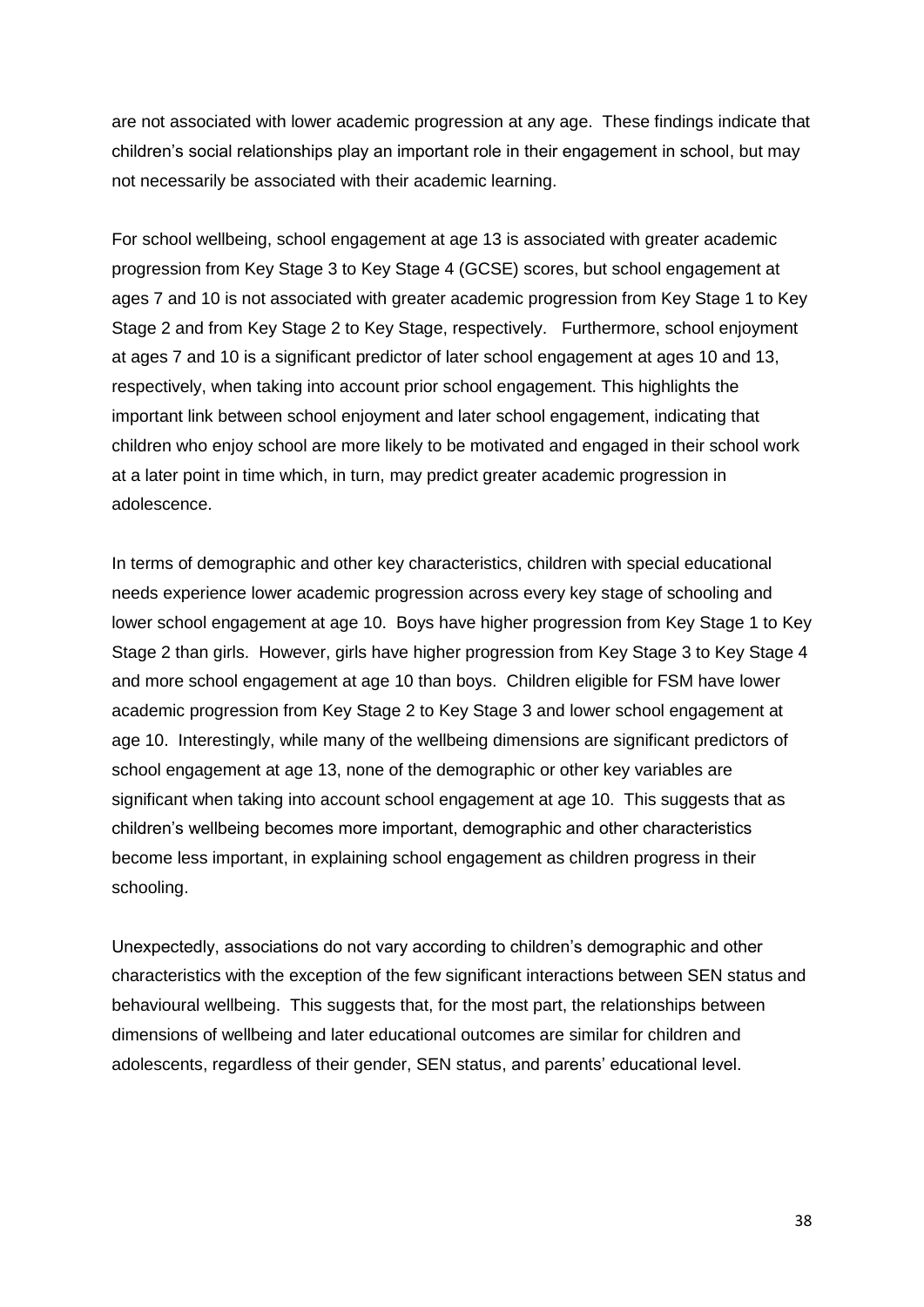are not associated with lower academic progression at any age. These findings indicate that children's social relationships play an important role in their engagement in school, but may not necessarily be associated with their academic learning.

For school wellbeing, school engagement at age 13 is associated with greater academic progression from Key Stage 3 to Key Stage 4 (GCSE) scores, but school engagement at ages 7 and 10 is not associated with greater academic progression from Key Stage 1 to Key Stage 2 and from Key Stage 2 to Key Stage, respectively. Furthermore, school enjoyment at ages 7 and 10 is a significant predictor of later school engagement at ages 10 and 13, respectively, when taking into account prior school engagement. This highlights the important link between school enjoyment and later school engagement, indicating that children who enjoy school are more likely to be motivated and engaged in their school work at a later point in time which, in turn, may predict greater academic progression in adolescence.

In terms of demographic and other key characteristics, children with special educational needs experience lower academic progression across every key stage of schooling and lower school engagement at age 10. Boys have higher progression from Key Stage 1 to Key Stage 2 than girls. However, girls have higher progression from Key Stage 3 to Key Stage 4 and more school engagement at age 10 than boys. Children eligible for FSM have lower academic progression from Key Stage 2 to Key Stage 3 and lower school engagement at age 10. Interestingly, while many of the wellbeing dimensions are significant predictors of school engagement at age 13, none of the demographic or other key variables are significant when taking into account school engagement at age 10. This suggests that as children's wellbeing becomes more important, demographic and other characteristics become less important, in explaining school engagement as children progress in their schooling.

Unexpectedly, associations do not vary according to children's demographic and other characteristics with the exception of the few significant interactions between SEN status and behavioural wellbeing. This suggests that, for the most part, the relationships between dimensions of wellbeing and later educational outcomes are similar for children and adolescents, regardless of their gender, SEN status, and parents' educational level.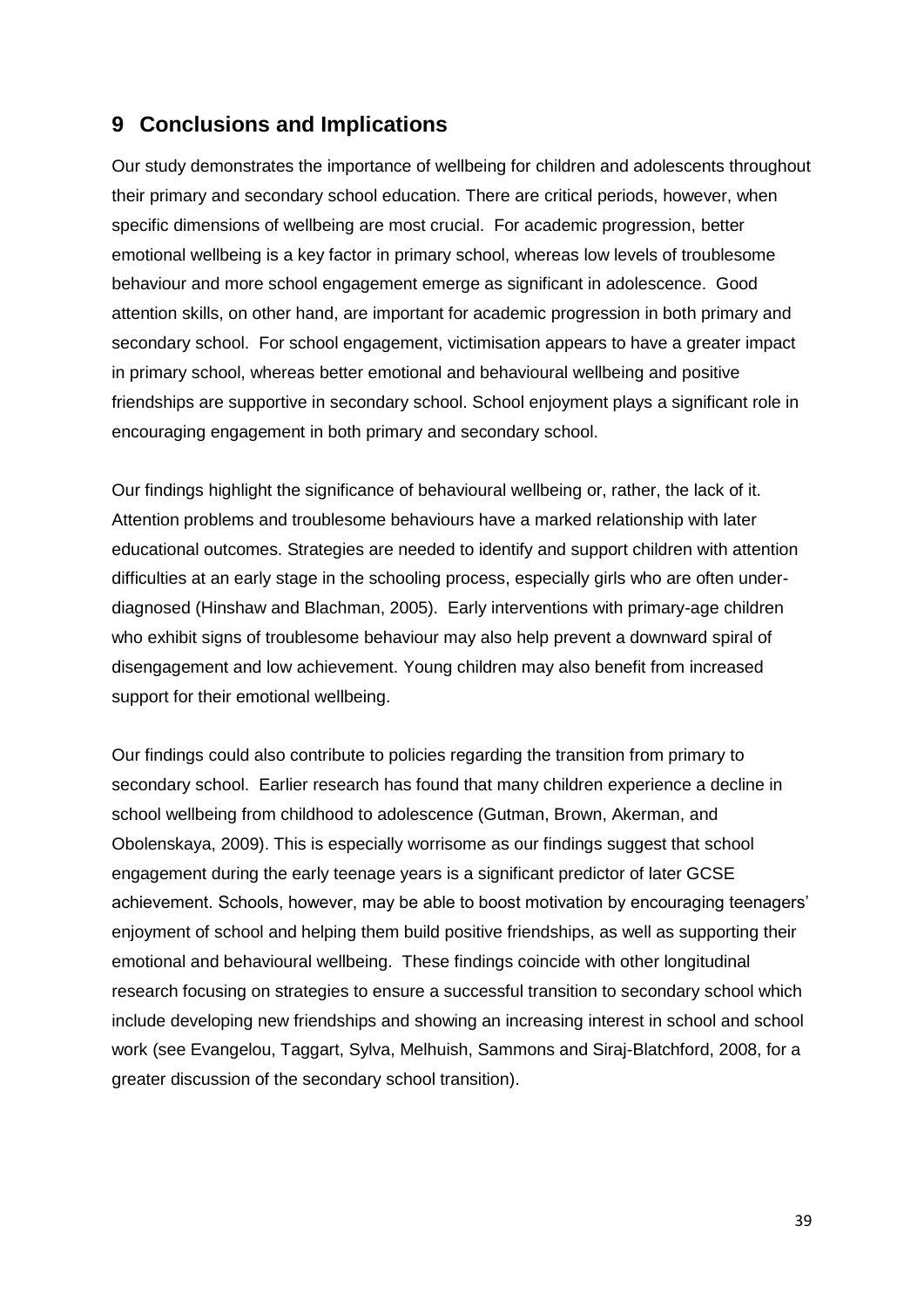# 9 Conclusions and Implications

Our study demonstrates the importance of wellbeing for children and adolescents throughout their primary and secondary school education. There are critical periods, however, when specific dimensions of wellbeing are most crucial. For academic progression, better emotional wellbeing is a key factor in primary school, whereas low levels of troublesome behaviour and more school engagement emerge as significant in adolescence. Good attention skills, on other hand, are important for academic progression in both primary and secondary school. For school engagement, victimisation appears to have a greater impact in primary school, whereas better emotional and behavioural wellbeing and positive friendships are supportive in secondary school. School enjoyment plays a significant role in encouraging engagement in both primary and secondary school.

Our findings highlight the significance of behavioural wellbeing or, rather, the lack of it. Attention problems and troublesome behaviours have a marked relationship with later educational outcomes. Strategies are needed to identify and support children with attention difficulties at an early stage in the schooling process, especially girls who are often under-diagnosed (Hinshaw and Blachman, 2005). Early interventions with primary-age children who exhibit signs of troublesome behaviour may also help prevent a downward spiral of disengagement and low achievement. Young children may also benefit from increased support for their emotional wellbeing.

Our findings could also contribute to policies regarding the transition from primary to secondary school. Earlier research has found that many children experience a decline in school wellbeing from childhood to adolescence (Gutman, Brown, Akerman, and Obolenskaya, 2009). This is especially worrisome as our findings suggest that school engagement during the early teenage years is a significant predictor of later GCSE achievement. Schools, however, may be able to boost motivation by encouraging teenagers' enjoyment of school and helping them build positive friendships, as well as supporting their emotional and behavioural wellbeing. These findings coincide with other longitudinal research focusing on strategies to ensure a successful transition to secondary school which include developing new friendships and showing an increasing interest in school and school work (see Evangelou, Taggart, Sylva, Melhuish, Sammons and Siraj-Blatchford, 2008, for a greater discussion of the secondary school transition).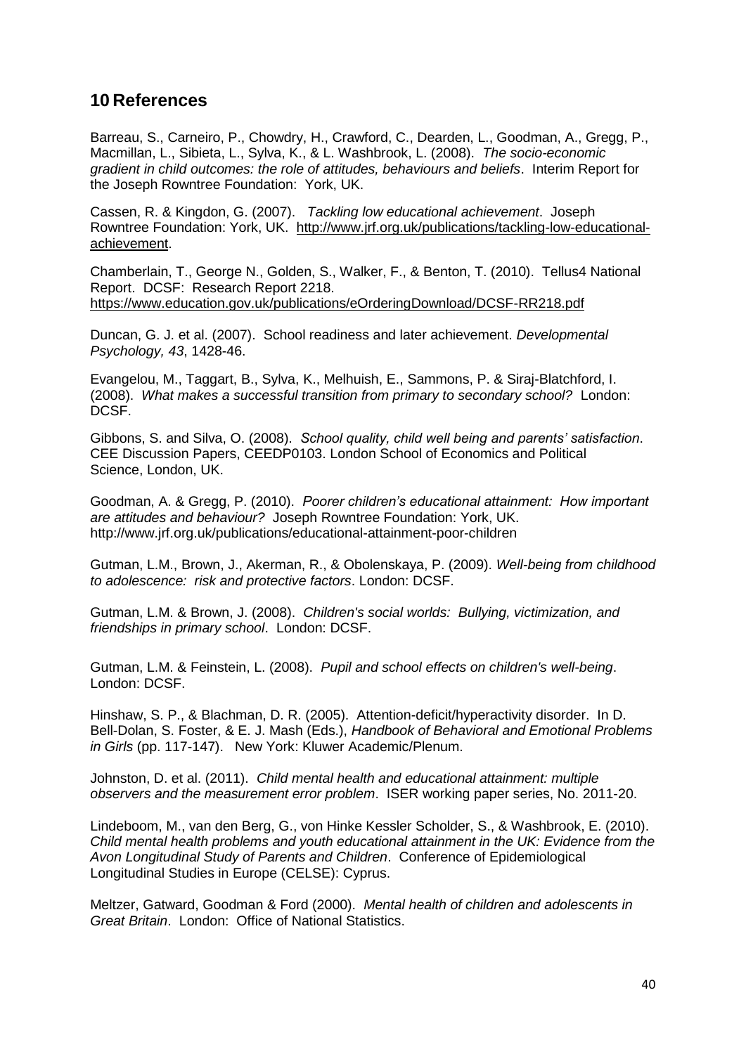# 10 References

Barreau, S., Carneiro, P., Chowdry, H., Crawford, C., Dearden, L., Goodman, A., Gregg, P., Macmillan, L., Sibieta, L., Sylva, K., & L. Washbrook, L. (2008). *The socio-economic gradient in child outcomes: the role of attitudes, behaviours and beliefs*. Interim Report for the Joseph Rowntree Foundation: York, UK.

Cassen, R. & Kingdon, G. (2007). *Tackling low educational achievement*. Joseph Rowntree Foundation: York, UK. http://www.jrf.org.uk/publications/tackling-low-educational-achievement.

Chamberlain, T., George N., Golden, S., Walker, F., & Benton, T. (2010). Tellus4 National Report. DCSF: Research Report 2218. https://www.education.gov.uk/publications/eOrderingDownload/DCSF-RR218.pdf

Duncan, G. J. et al. (2007). School readiness and later achievement. *Developmental Psychology, 43*, 1428-46.

Evangelou, M., Taggart, B., Sylva, K., Melhuish, E., Sammons, P. & Siraj-Blatchford, I. (2008). *What makes a successful transition from primary to secondary school?* London: DCSF.

Gibbons, S. and Silva, O. (2008). *School quality, child well being and parents' satisfaction*. CEE Discussion Papers, CEEDP0103. London School of Economics and Political Science, London, UK.

Goodman, A. & Gregg, P. (2010). *Poorer children's educational attainment: How important are attitudes and behaviour?* Joseph Rowntree Foundation: York, UK. http://www.jrf.org.uk/publications/educational-attainment-poor-children

Gutman, L.M., Brown, J., Akerman, R., & Obolenskaya, P. (2009). *Well-being from childhood to adolescence: risk and protective factors*. London: DCSF.

Gutman, L.M. & Brown, J. (2008). *Children's social worlds: Bullying, victimization, and friendships in primary school*. London: DCSF.

Gutman, L.M. & Feinstein, L. (2008). *Pupil and school effects on children's well-being*. London: DCSF.

Hinshaw, S. P., & Blachman, D. R. (2005). Attention-deficit/hyperactivity disorder. In D. Bell-Dolan, S. Foster, & E. J. Mash (Eds.), *Handbook of Behavioral and Emotional Problems in Girls* (pp. 117-147). New York: Kluwer Academic/Plenum.

Johnston, D. et al. (2011). *Child mental health and educational attainment: multiple observers and the measurement error problem*. ISER working paper series, No. 2011-20.

Lindeboom, M., van den Berg, G., von Hinke Kessler Scholder, S., & Washbrook, E. (2010). *Child mental health problems and youth educational attainment in the UK: Evidence from the Avon Longitudinal Study of Parents and Children*. Conference of Epidemiological Longitudinal Studies in Europe (CELSE): Cyprus.

Meltzer, Gatward, Goodman & Ford (2000). *Mental health of children and adolescents in Great Britain*. London: Office of National Statistics.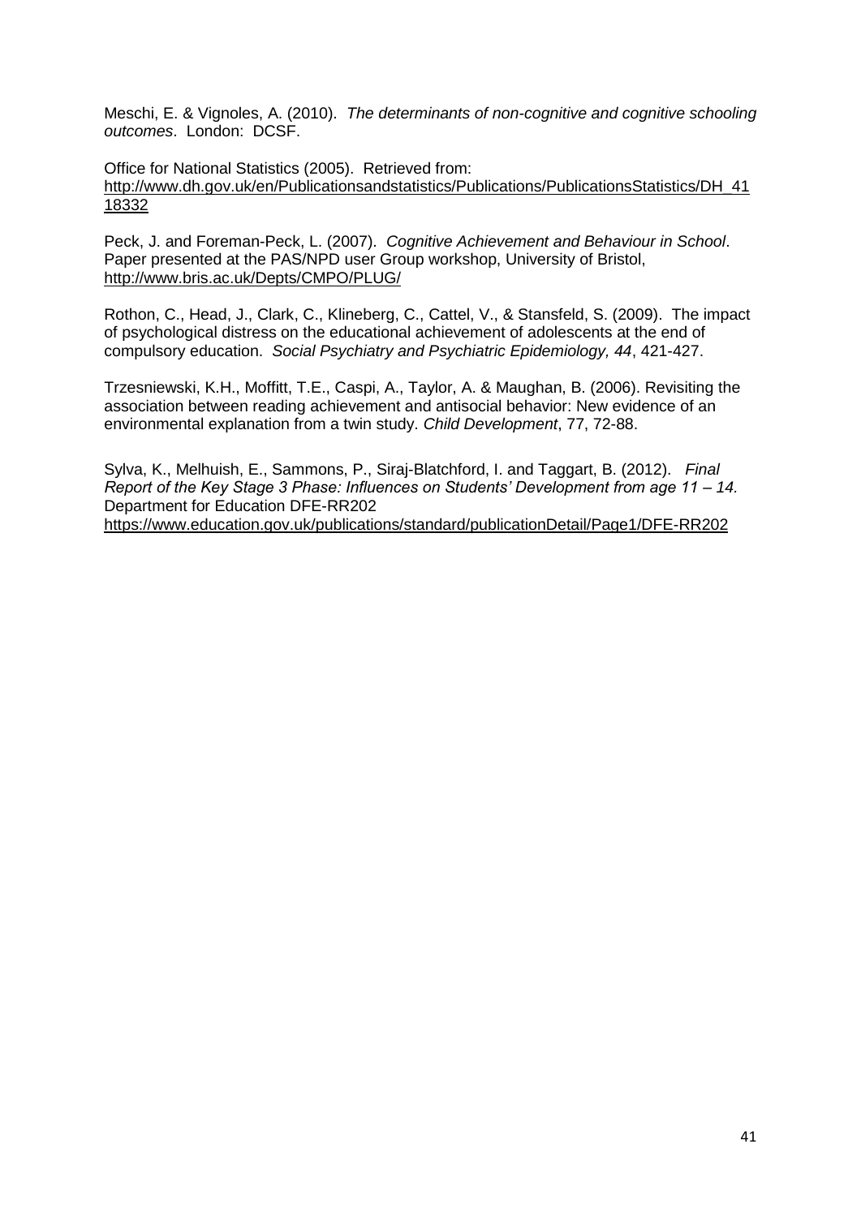Meschi, E. & Vignoles, A. (2010). *The determinants of non-cognitive and cognitive schooling outcomes*. London: DCSF.

Office for National Statistics (2005). Retrieved from: http://www.dh.gov.uk/en/Publicationsandstatistics/Publications/PublicationsStatistics/DH_4118332

Peck, J. and Foreman-Peck, L. (2007). *Cognitive Achievement and Behaviour in School*. Paper presented at the PAS/NPD user Group workshop, University of Bristol, http://www.bris.ac.uk/Depts/CMPO/PLUG/

Rothon, C., Head, J., Clark, C., Klineberg, C., Cattel, V., & Stansfeld, S. (2009). The impact of psychological distress on the educational achievement of adolescents at the end of compulsory education. *Social Psychiatry and Psychiatric Epidemiology, 44*, 421-427.

Trzesniewski, K.H., Moffitt, T.E., Caspi, A., Taylor, A. & Maughan, B. (2006). Revisiting the association between reading achievement and antisocial behavior: New evidence of an environmental explanation from a twin study. *Child Development*, 77, 72-88.

Sylva, K., Melhuish, E., Sammons, P., Siraj-Blatchford, I. and Taggart, B. (2012). *Final Report of the Key Stage 3 Phase: Influences on Students' Development from age 11 – 14.* Department for Education DFE-RR202 https://www.education.gov.uk/publications/standard/publicationDetail/Page1/DFE-RR202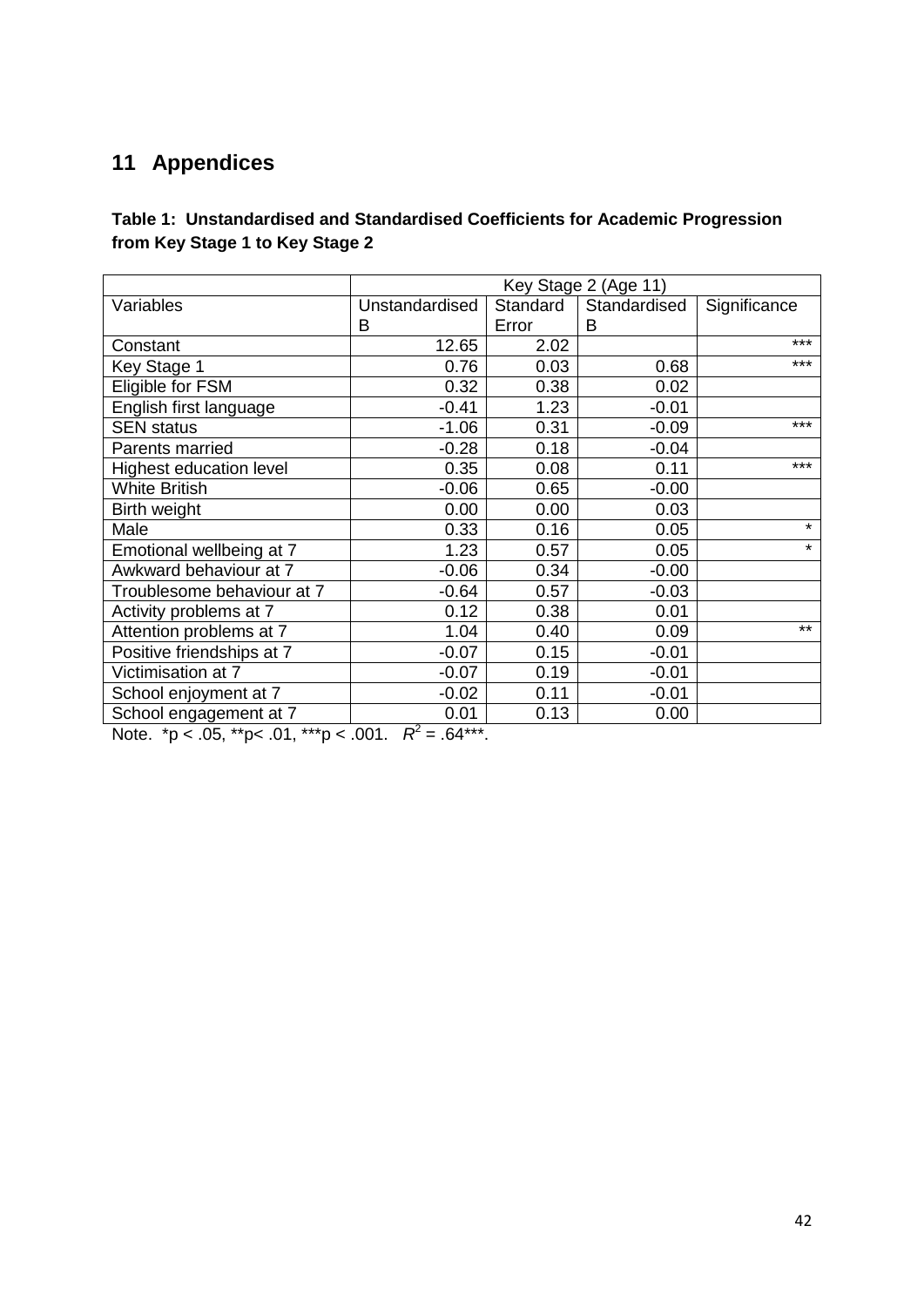# 11 Appendices

**Table 1: Unstandardised and Standardised Coefficients for Academic Progression from Key Stage 1 to Key Stage 2**

| | Key Stage 2 (Age 11) | | | |
|---|---|---|---|---|
| Variables | Unstandardised B | Standard Error | Standardised B | Significance |
| Constant | 12.65 | 2.02 | | *** |
| Key Stage 1 | 0.76 | 0.03 | 0.68 | *** |
| Eligible for FSM | 0.32 | 0.38 | 0.02 | |
| English first language | -0.41 | 1.23 | -0.01 | |
| SEN status | -1.06 | 0.31 | -0.09 | *** |
| Parents married | -0.28 | 0.18 | -0.04 | |
| Highest education level | 0.35 | 0.08 | 0.11 | *** |
| White British | -0.06 | 0.65 | -0.00 | |
| Birth weight | 0.00 | 0.00 | 0.03 | |
| Male | 0.33 | 0.16 | 0.05 | * |
| Emotional wellbeing at 7 | 1.23 | 0.57 | 0.05 | * |
| Awkward behaviour at 7 | -0.06 | 0.34 | -0.00 | |
| Troublesome behaviour at 7 | -0.64 | 0.57 | -0.03 | |
| Activity problems at 7 | 0.12 | 0.38 | 0.01 | |
| Attention problems at 7 | 1.04 | 0.40 | 0.09 | ** |
| Positive friendships at 7 | -0.07 | 0.15 | -0.01 | |
| Victimisation at 7 | -0.07 | 0.19 | -0.01 | |
| School enjoyment at 7 | -0.02 | 0.11 | -0.01 | |
| School engagement at 7 | 0.01 | 0.13 | 0.00 | |

Note. *$p < .05$, **$p < .01$, ***$p < .001$. $R^2 = .64$***.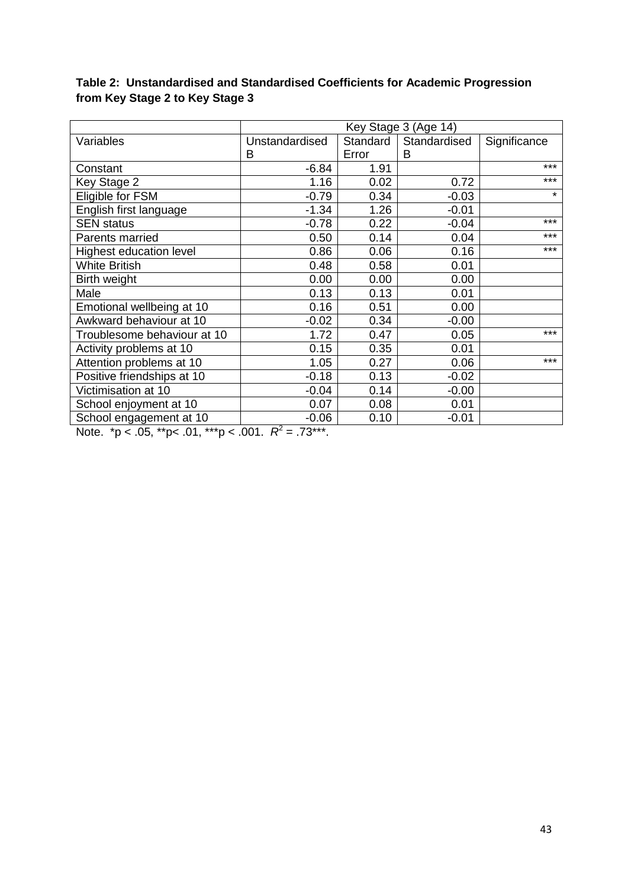**Table 2: Unstandardised and Standardised Coefficients for Academic Progression from Key Stage 2 to Key Stage 3**

| | Key Stage 3 (Age 14) | | | |
|---|---|---|---|---|
| Variables | Unstandardised B | Standard Error | Standardised B | Significance |
| Constant | -6.84 | 1.91 | | *** |
| Key Stage 2 | 1.16 | 0.02 | 0.72 | *** |
| Eligible for FSM | -0.79 | 0.34 | -0.03 | * |
| English first language | -1.34 | 1.26 | -0.01 | |
| SEN status | -0.78 | 0.22 | -0.04 | *** |
| Parents married | 0.50 | 0.14 | 0.04 | *** |
| Highest education level | 0.86 | 0.06 | 0.16 | *** |
| White British | 0.48 | 0.58 | 0.01 | |
| Birth weight | 0.00 | 0.00 | 0.00 | |
| Male | 0.13 | 0.13 | 0.01 | |
| Emotional wellbeing at 10 | 0.16 | 0.51 | 0.00 | |
| Awkward behaviour at 10 | -0.02 | 0.34 | -0.00 | |
| Troublesome behaviour at 10 | 1.72 | 0.47 | 0.05 | *** |
| Activity problems at 10 | 0.15 | 0.35 | 0.01 | |
| Attention problems at 10 | 1.05 | 0.27 | 0.06 | *** |
| Positive friendships at 10 | -0.18 | 0.13 | -0.02 | |
| Victimisation at 10 | -0.04 | 0.14 | -0.00 | |
| School enjoyment at 10 | 0.07 | 0.08 | 0.01 | |
| School engagement at 10 | -0.06 | 0.10 | -0.01 | |

Note. *p < .05, **p< .01, ***p < .001. $R^2$ = .73***.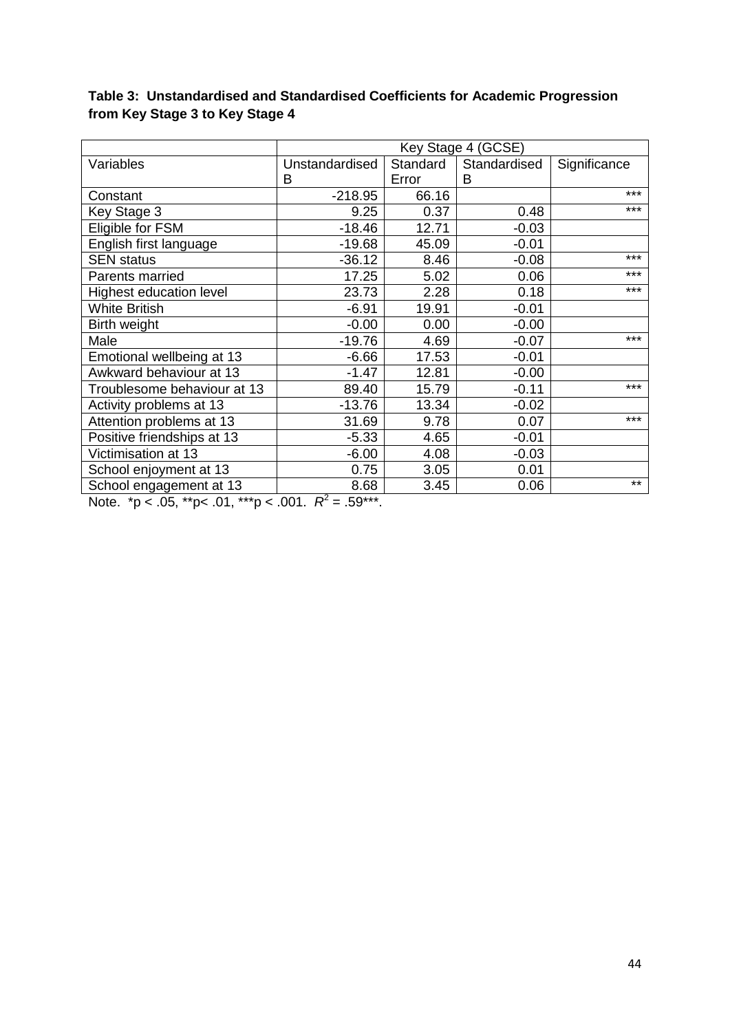**Table 3: Unstandardised and Standardised Coefficients for Academic Progression from Key Stage 3 to Key Stage 4**

| | Key Stage 4 (GCSE) | | | |
|---|---|---|---|---|
| Variables | Unstandardised B | Standard Error | Standardised B | Significance |
| Constant | -218.95 | 66.16 | | *** |
| Key Stage 3 | 9.25 | 0.37 | 0.48 | *** |
| Eligible for FSM | -18.46 | 12.71 | -0.03 | |
| English first language | -19.68 | 45.09 | -0.01 | |
| SEN status | -36.12 | 8.46 | -0.08 | *** |
| Parents married | 17.25 | 5.02 | 0.06 | *** |
| Highest education level | 23.73 | 2.28 | 0.18 | *** |
| White British | -6.91 | 19.91 | -0.01 | |
| Birth weight | -0.00 | 0.00 | -0.00 | |
| Male | -19.76 | 4.69 | -0.07 | *** |
| Emotional wellbeing at 13 | -6.66 | 17.53 | -0.01 | |
| Awkward behaviour at 13 | -1.47 | 12.81 | -0.00 | |
| Troublesome behaviour at 13 | 89.40 | 15.79 | -0.11 | *** |
| Activity problems at 13 | -13.76 | 13.34 | -0.02 | |
| Attention problems at 13 | 31.69 | 9.78 | 0.07 | *** |
| Positive friendships at 13 | -5.33 | 4.65 | -0.01 | |
| Victimisation at 13 | -6.00 | 4.08 | -0.03 | |
| School enjoyment at 13 | 0.75 | 3.05 | 0.01 | |
| School engagement at 13 | 8.68 | 3.45 | 0.06 | ** |

Note. *p < .05, **p< .01, ***p < .001. $R^2$ = .59***.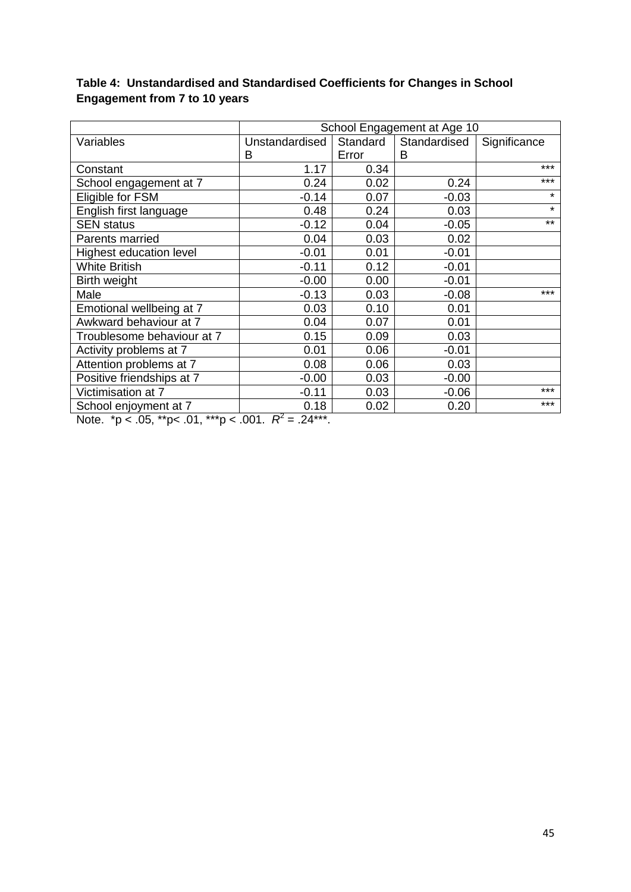**Table 4: Unstandardised and Standardised Coefficients for Changes in School Engagement from 7 to 10 years**

| | School Engagement at Age 10 | | | |
|---|---|---|---|---|
| Variables | Unstandardised B | Standard Error | Standardised B | Significance |
| Constant | 1.17 | 0.34 | | *** |
| School engagement at 7 | 0.24 | 0.02 | 0.24 | *** |
| Eligible for FSM | -0.14 | 0.07 | -0.03 | * |
| English first language | 0.48 | 0.24 | 0.03 | * |
| SEN status | -0.12 | 0.04 | -0.05 | ** |
| Parents married | 0.04 | 0.03 | 0.02 | |
| Highest education level | -0.01 | 0.01 | -0.01 | |
| White British | -0.11 | 0.12 | -0.01 | |
| Birth weight | -0.00 | 0.00 | -0.01 | |
| Male | -0.13 | 0.03 | -0.08 | *** |
| Emotional wellbeing at 7 | 0.03 | 0.10 | 0.01 | |
| Awkward behaviour at 7 | 0.04 | 0.07 | 0.01 | |
| Troublesome behaviour at 7 | 0.15 | 0.09 | 0.03 | |
| Activity problems at 7 | 0.01 | 0.06 | -0.01 | |
| Attention problems at 7 | 0.08 | 0.06 | 0.03 | |
| Positive friendships at 7 | -0.00 | 0.03 | -0.00 | |
| Victimisation at 7 | -0.11 | 0.03 | -0.06 | *** |
| School enjoyment at 7 | 0.18 | 0.02 | 0.20 | *** |

Note. *p < .05, **p< .01, ***p < .001. $R^2$ = .24***.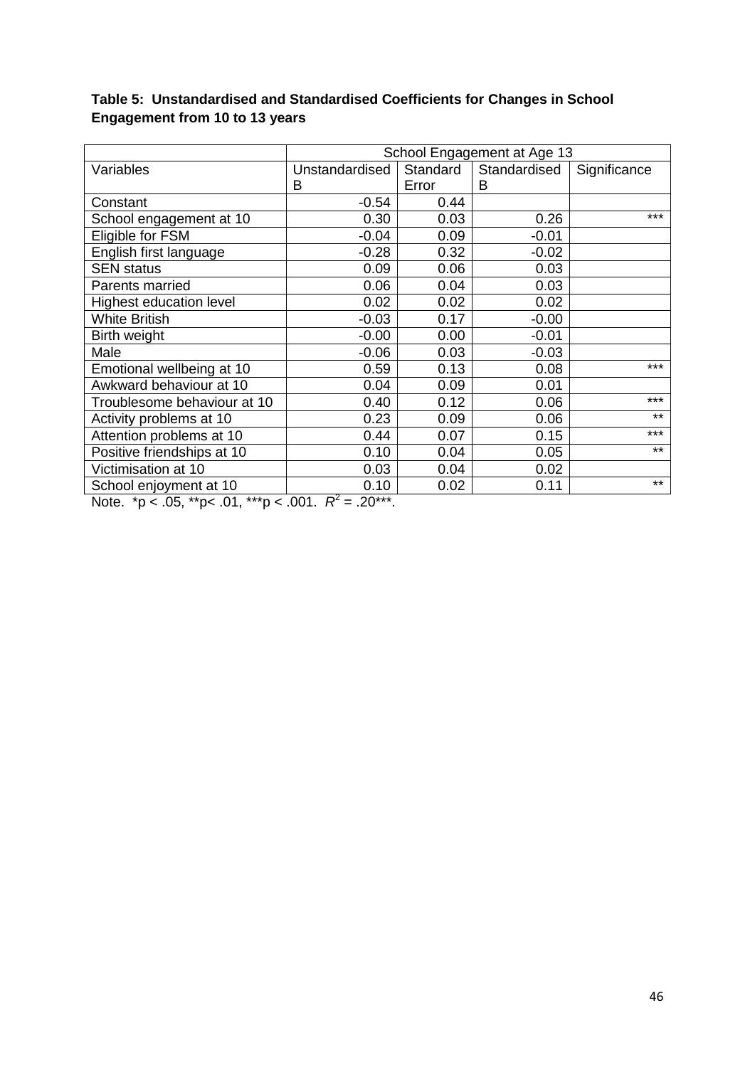**Table 5: Unstandardised and Standardised Coefficients for Changes in School Engagement from 10 to 13 years**

| | School Engagement at Age 13 | | | |
|---|---|---|---|---|
| Variables | Unstandardised B | Standard Error | Standardised B | Significance |
| Constant | -0.54 | 0.44 | | |
| School engagement at 10 | 0.30 | 0.03 | 0.26 | *** |
| Eligible for FSM | -0.04 | 0.09 | -0.01 | |
| English first language | -0.28 | 0.32 | -0.02 | |
| SEN status | 0.09 | 0.06 | 0.03 | |
| Parents married | 0.06 | 0.04 | 0.03 | |
| Highest education level | 0.02 | 0.02 | 0.02 | |
| White British | -0.03 | 0.17 | -0.00 | |
| Birth weight | -0.00 | 0.00 | -0.01 | |
| Male | -0.06 | 0.03 | -0.03 | |
| Emotional wellbeing at 10 | 0.59 | 0.13 | 0.08 | *** |
| Awkward behaviour at 10 | 0.04 | 0.09 | 0.01 | |
| Troublesome behaviour at 10 | 0.40 | 0.12 | 0.06 | *** |
| Activity problems at 10 | 0.23 | 0.09 | 0.06 | ** |
| Attention problems at 10 | 0.44 | 0.07 | 0.15 | *** |
| Positive friendships at 10 | 0.10 | 0.04 | 0.05 | ** |
| Victimisation at 10 | 0.03 | 0.04 | 0.02 | |
| School enjoyment at 10 | 0.10 | 0.02 | 0.11 | ** |

Note. \*$p < .05$, \*\*$p < .01$, \*\*\*$p < .001$. $R^2 = .20$\*\*\*.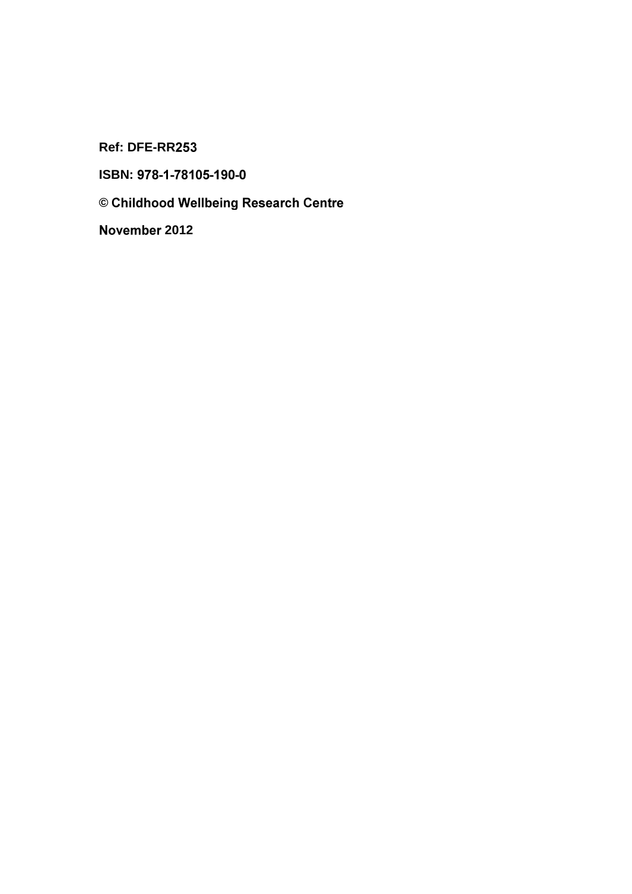**Ref: DFE-RR253**

**ISBN: 978-1-78105-190-0**

**© Childhood Wellbeing Research Centre**

**November 2012**